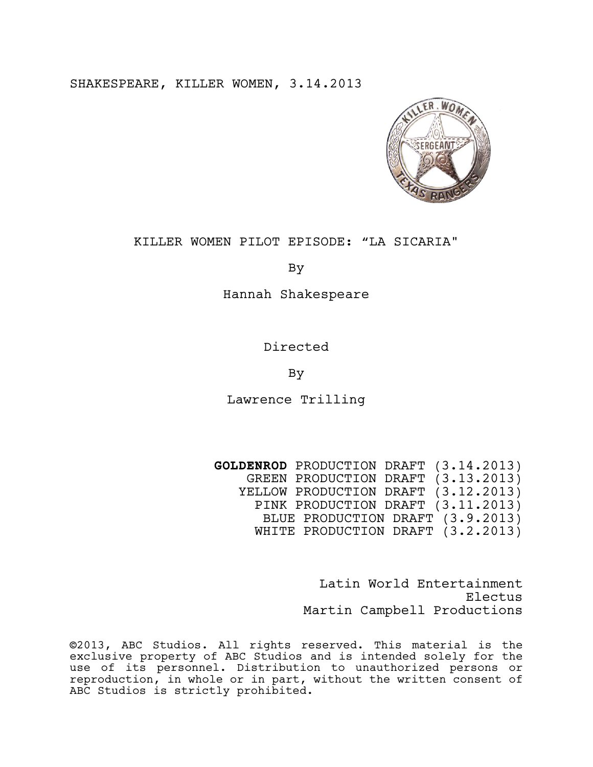SHAKESPEARE, KILLER WOMEN, 3.14.2013

# KILLER WOMEN PILOT EPISODE: "LA SICARIA"

By

Hannah Shakespeare

Directed

By

Lawrence Trilling

**GOLDENROD** PRODUCTION DRAFT (3.14.2013)
GREEN PRODUCTION DRAFT (3.13.2013)
YELLOW PRODUCTION DRAFT (3.12.2013)
PINK PRODUCTION DRAFT (3.11.2013)
BLUE PRODUCTION DRAFT (3.9.2013)
WHITE PRODUCTION DRAFT (3.2.2013)

Latin World Entertainment
Electus
Martin Campbell Productions

©2013, ABC Studios. All rights reserved. This material is the exclusive property of ABC Studios and is intended solely for the use of its personnel. Distribution to unauthorized persons or reproduction, in whole or in part, without the written consent of ABC Studios is strictly prohibited.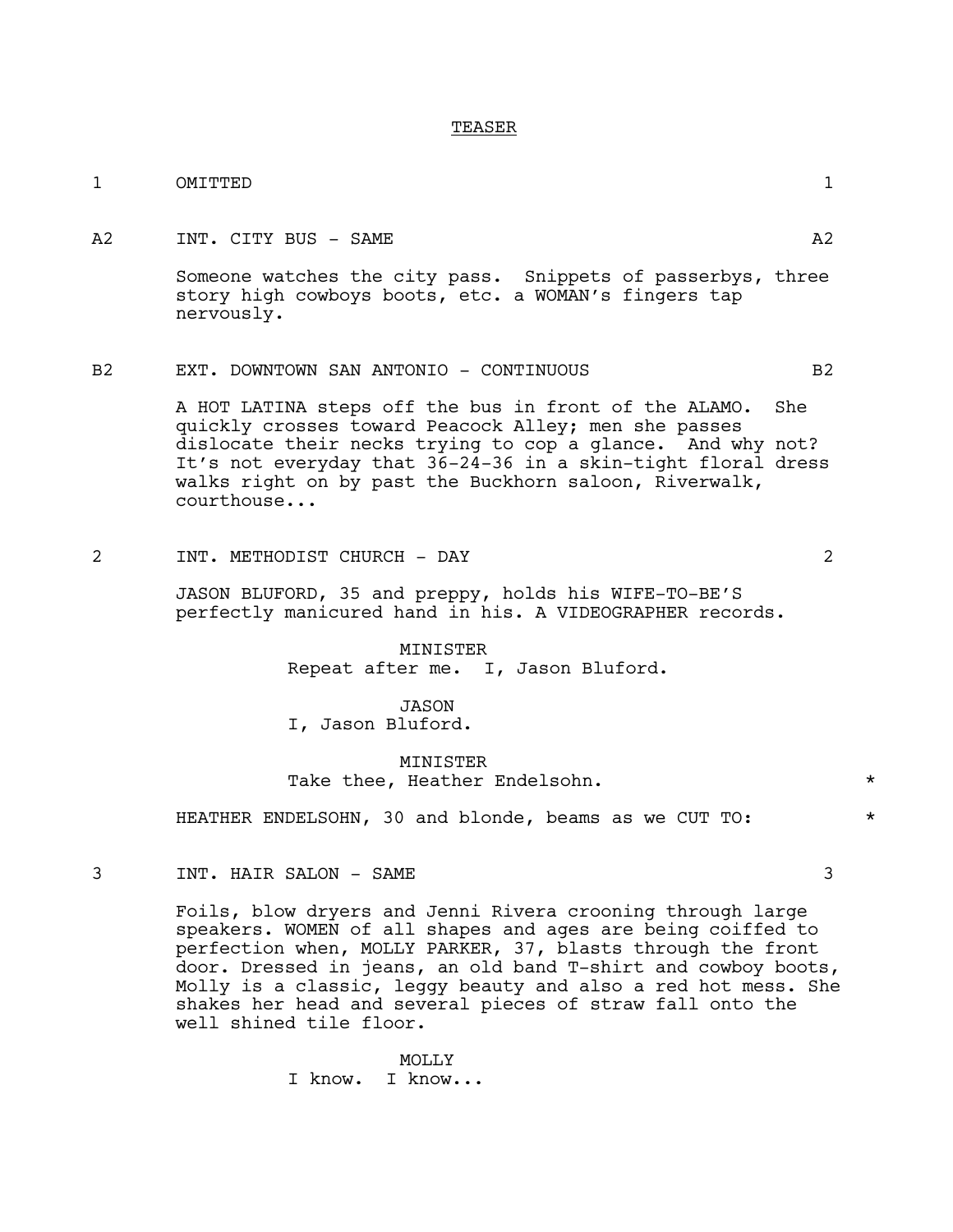TEASER

1 OMITTED 1

A2 INT. CITY BUS - SAME A2

Someone watches the city pass. Snippets of passerbys, three story high cowboys boots, etc. a WOMAN's fingers tap nervously.

B2 EXT. DOWNTOWN SAN ANTONIO - CONTINUOUS B2

A HOT LATINA steps off the bus in front of the ALAMO. She quickly crosses toward Peacock Alley; men she passes dislocate their necks trying to cop a glance. And why not? It's not everyday that 36-24-36 in a skin-tight floral dress walks right on by past the Buckhorn saloon, Riverwalk, courthouse...

2 INT. METHODIST CHURCH - DAY 2

JASON BLUFORD, 35 and preppy, holds his WIFE-TO-BE'S perfectly manicured hand in his. A VIDEOGRAPHER records.

MINISTER
Repeat after me. I, Jason Bluford.

JASON
I, Jason Bluford.

MINISTER
Take thee, Heather Endelsohn. *

HEATHER ENDELSOHN, 30 and blonde, beams as we CUT TO: *

3 INT. HAIR SALON - SAME 3

Foils, blow dryers and Jenni Rivera crooning through large speakers. WOMEN of all shapes and ages are being coiffed to perfection when, MOLLY PARKER, 37, blasts through the front door. Dressed in jeans, an old band T-shirt and cowboy boots, Molly is a classic, leggy beauty and also a red hot mess. She shakes her head and several pieces of straw fall onto the well shined tile floor.

MOLLY
I know. I know...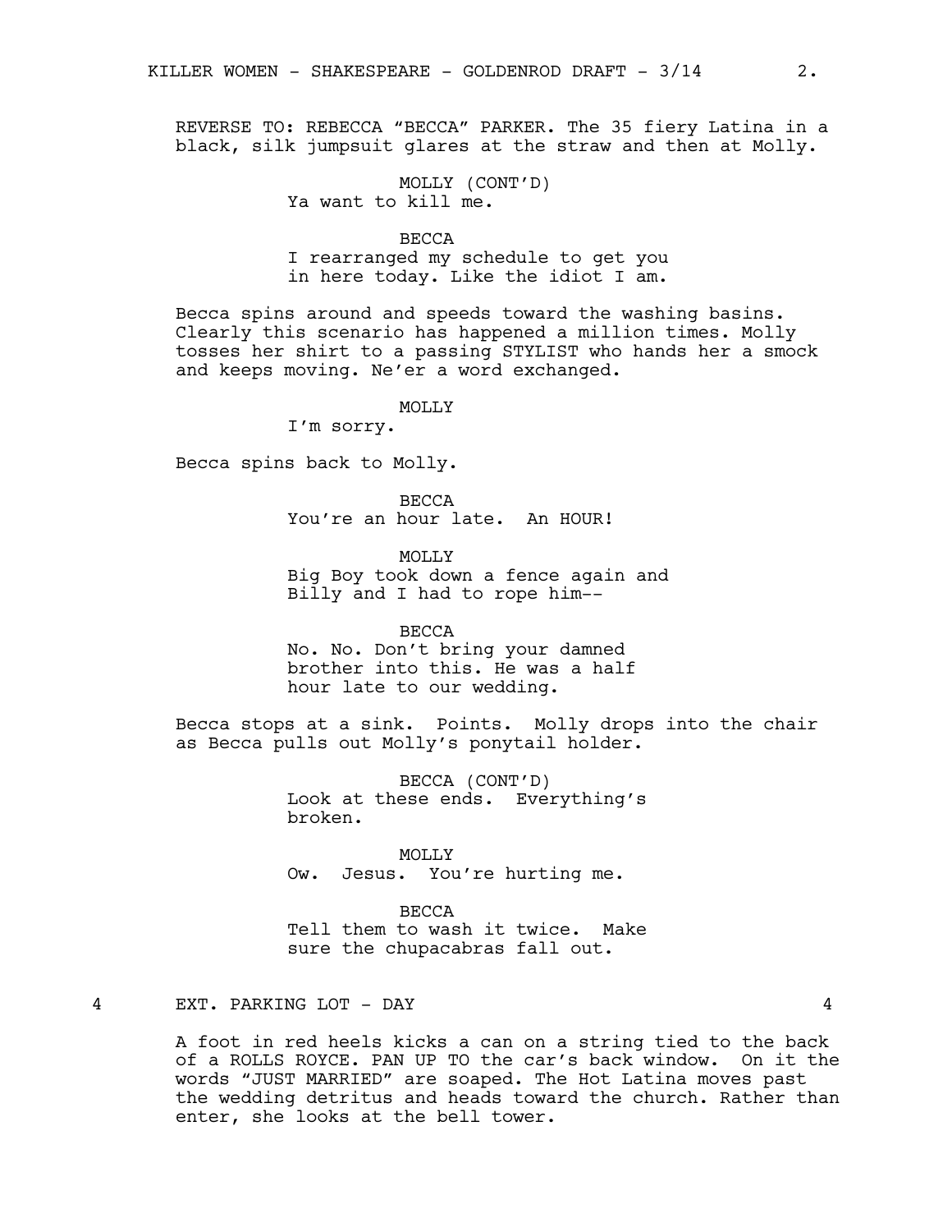REVERSE TO: REBECCA "BECCA" PARKER. The 35 fiery Latina in a black, silk jumpsuit glares at the straw and then at Molly.

MOLLY (CONT'D)
Ya want to kill me.

BECCA
I rearranged my schedule to get you in here today. Like the idiot I am.

Becca spins around and speeds toward the washing basins. Clearly this scenario has happened a million times. Molly tosses her shirt to a passing STYLIST who hands her a smock and keeps moving. Ne'er a word exchanged.

MOLLY
I'm sorry.

Becca spins back to Molly.

BECCA
You're an hour late. An HOUR!

MOLLY
Big Boy took down a fence again and Billy and I had to rope him--

BECCA
No. No. Don't bring your damned brother into this. He was a half hour late to our wedding.

Becca stops at a sink. Points. Molly drops into the chair as Becca pulls out Molly's ponytail holder.

BECCA (CONT'D)
Look at these ends. Everything's broken.

MOLLY
Ow. Jesus. You're hurting me.

BECCA
Tell them to wash it twice. Make sure the chupacabras fall out.

4 EXT. PARKING LOT - DAY 4

A foot in red heels kicks a can on a string tied to the back of a ROLLS ROYCE. PAN UP TO the car's back window. On it the words "JUST MARRIED" are soaped. The Hot Latina moves past the wedding detritus and heads toward the church. Rather than enter, she looks at the bell tower.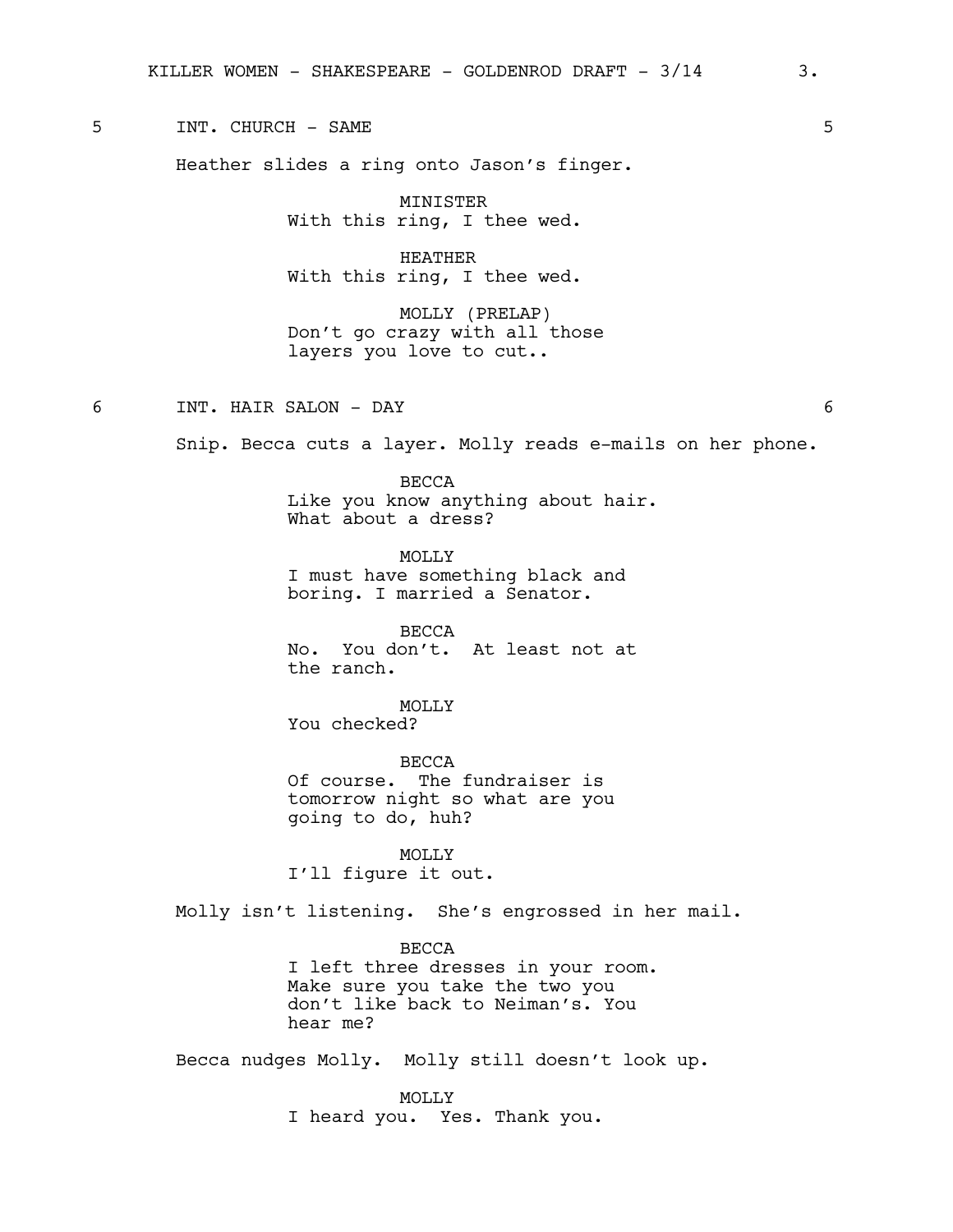5 INT. CHURCH - SAME 5

Heather slides a ring onto Jason's finger.

MINISTER
With this ring, I thee wed.

HEATHER
With this ring, I thee wed.

MOLLY (PRELAP)
Don't go crazy with all those layers you love to cut..

6 INT. HAIR SALON - DAY 6

Snip. Becca cuts a layer. Molly reads e-mails on her phone.

BECCA
Like you know anything about hair. What about a dress?

MOLLY
I must have something black and boring. I married a Senator.

BECCA
No. You don't. At least not at the ranch.

MOLLY
You checked?

BECCA
Of course. The fundraiser is tomorrow night so what are you going to do, huh?

MOLLY
I'll figure it out.

Molly isn't listening. She's engrossed in her mail.

BECCA
I left three dresses in your room. Make sure you take the two you don't like back to Neiman's. You hear me?

Becca nudges Molly. Molly still doesn't look up.

MOLLY
I heard you. Yes. Thank you.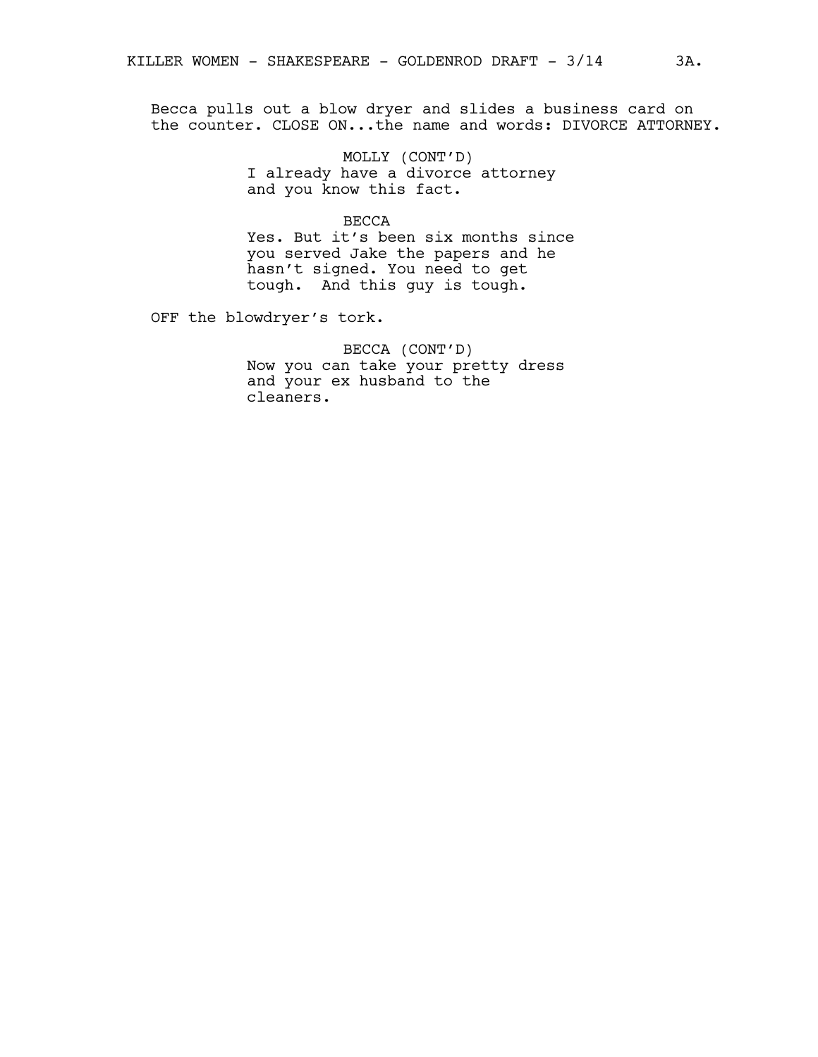Becca pulls out a blow dryer and slides a business card on the counter. CLOSE ON...the name and words: DIVORCE ATTORNEY.

MOLLY (CONT'D)
I already have a divorce attorney and you know this fact.

BECCA
Yes. But it's been six months since you served Jake the papers and he hasn't signed. You need to get tough. And this guy is tough.

OFF the blowdryer's tork.

BECCA (CONT'D)
Now you can take your pretty dress and your ex husband to the cleaners.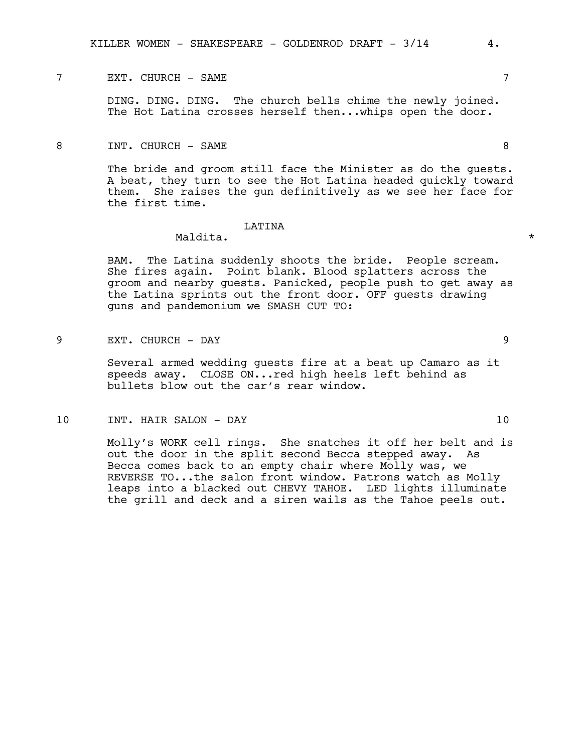7 EXT. CHURCH - SAME 7

DING. DING. DING. The church bells chime the newly joined. The Hot Latina crosses herself then...whips open the door.

8 INT. CHURCH - SAME 8

The bride and groom still face the Minister as do the guests. A beat, they turn to see the Hot Latina headed quickly toward them. She raises the gun definitively as we see her face for the first time.

LATINA

Maldita. *

BAM. The Latina suddenly shoots the bride. People scream. She fires again. Point blank. Blood splatters across the groom and nearby guests. Panicked, people push to get away as the Latina sprints out the front door. OFF guests drawing guns and pandemonium we SMASH CUT TO:

9 EXT. CHURCH - DAY 9

Several armed wedding guests fire at a beat up Camaro as it speeds away. CLOSE ON...red high heels left behind as bullets blow out the car's rear window.

10 INT. HAIR SALON - DAY 10

Molly's WORK cell rings. She snatches it off her belt and is out the door in the split second Becca stepped away. As Becca comes back to an empty chair where Molly was, we REVERSE TO...the salon front window. Patrons watch as Molly leaps into a blacked out CHEVY TAHOE. LED lights illuminate the grill and deck and a siren wails as the Tahoe peels out.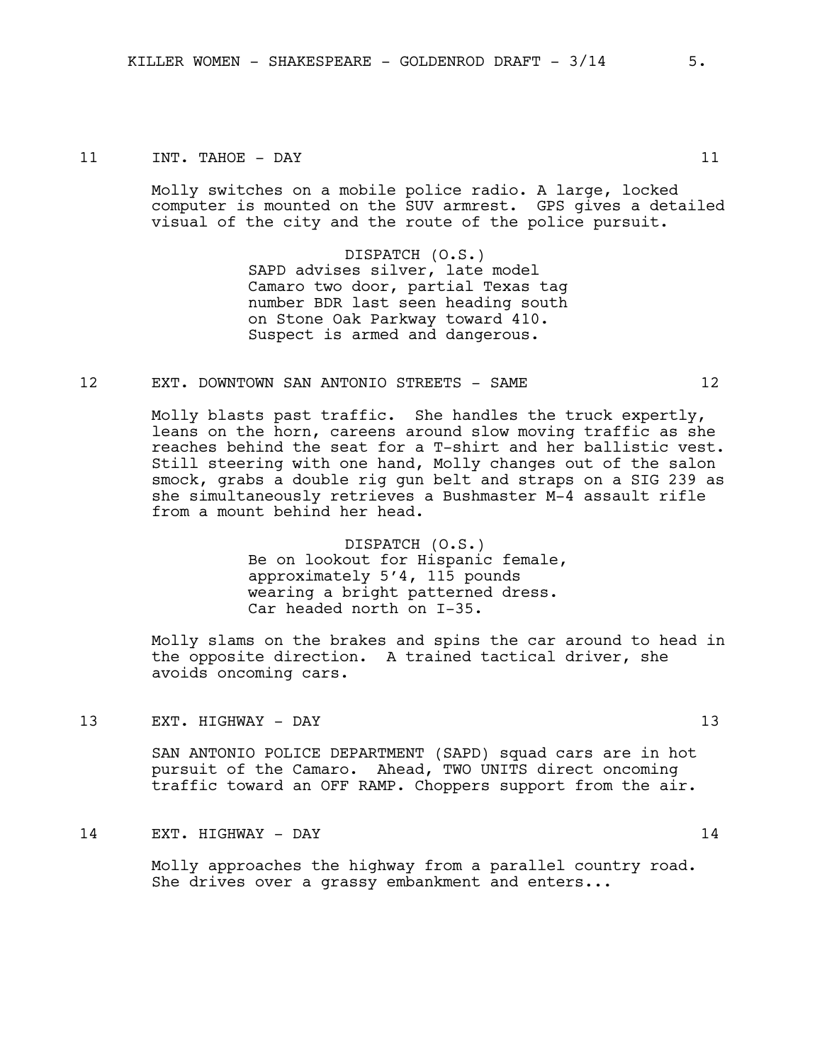11 INT. TAHOE - DAY 11

Molly switches on a mobile police radio. A large, locked computer is mounted on the SUV armrest. GPS gives a detailed visual of the city and the route of the police pursuit.

DISPATCH (O.S.)
SAPD advises silver, late model Camaro two door, partial Texas tag number BDR last seen heading south on Stone Oak Parkway toward 410. Suspect is armed and dangerous.

12 EXT. DOWNTOWN SAN ANTONIO STREETS - SAME 12

Molly blasts past traffic. She handles the truck expertly, leans on the horn, careens around slow moving traffic as she reaches behind the seat for a T-shirt and her ballistic vest. Still steering with one hand, Molly changes out of the salon smock, grabs a double rig gun belt and straps on a SIG 239 as she simultaneously retrieves a Bushmaster M-4 assault rifle from a mount behind her head.

DISPATCH (O.S.)
Be on lookout for Hispanic female, approximately 5'4, 115 pounds wearing a bright patterned dress. Car headed north on I-35.

Molly slams on the brakes and spins the car around to head in the opposite direction. A trained tactical driver, she avoids oncoming cars.

13 EXT. HIGHWAY - DAY 13

SAN ANTONIO POLICE DEPARTMENT (SAPD) squad cars are in hot pursuit of the Camaro. Ahead, TWO UNITS direct oncoming traffic toward an OFF RAMP. Choppers support from the air.

14 EXT. HIGHWAY - DAY 14

Molly approaches the highway from a parallel country road. She drives over a grassy embankment and enters...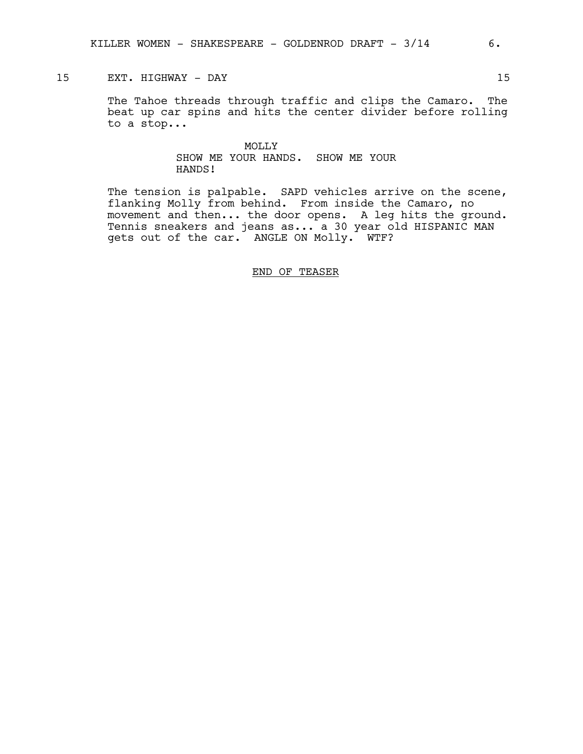15 EXT. HIGHWAY - DAY 15

The Tahoe threads through traffic and clips the Camaro. The beat up car spins and hits the center divider before rolling to a stop...

MOLLY
SHOW ME YOUR HANDS. SHOW ME YOUR HANDS!

The tension is palpable. SAPD vehicles arrive on the scene, flanking Molly from behind. From inside the Camaro, no movement and then... the door opens. A leg hits the ground. Tennis sneakers and jeans as... a 30 year old HISPANIC MAN gets out of the car. ANGLE ON Molly. WTF?

<u>END OF TEASER</u>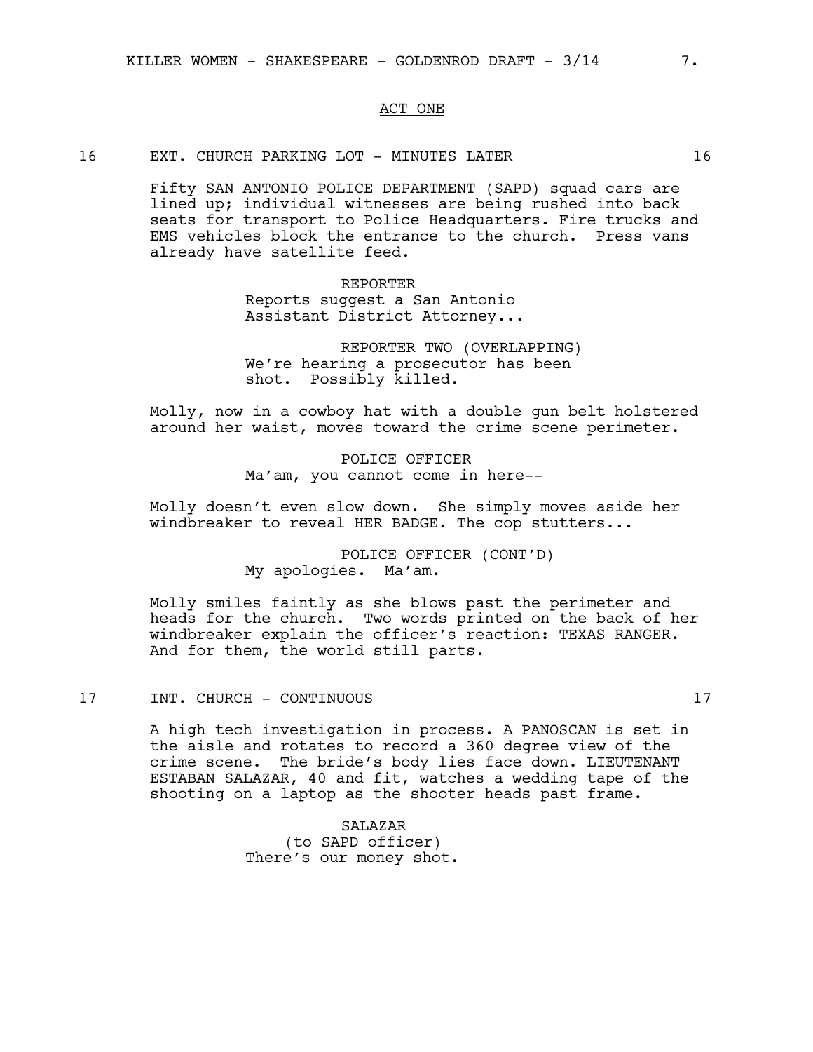ACT ONE

16 EXT. CHURCH PARKING LOT - MINUTES LATER 16

Fifty SAN ANTONIO POLICE DEPARTMENT (SAPD) squad cars are lined up; individual witnesses are being rushed into back seats for transport to Police Headquarters. Fire trucks and EMS vehicles block the entrance to the church. Press vans already have satellite feed.

REPORTER
Reports suggest a San Antonio Assistant District Attorney...

REPORTER TWO (OVERLAPPING)
We're hearing a prosecutor has been shot. Possibly killed.

Molly, now in a cowboy hat with a double gun belt holstered around her waist, moves toward the crime scene perimeter.

POLICE OFFICER
Ma'am, you cannot come in here--

Molly doesn't even slow down. She simply moves aside her windbreaker to reveal HER BADGE. The cop stutters...

POLICE OFFICER (CONT'D)
My apologies. Ma'am.

Molly smiles faintly as she blows past the perimeter and heads for the church. Two words printed on the back of her windbreaker explain the officer's reaction: TEXAS RANGER. And for them, the world still parts.

17 INT. CHURCH - CONTINUOUS 17

A high tech investigation in process. A PANOSCAN is set in the aisle and rotates to record a 360 degree view of the crime scene. The bride's body lies face down. LIEUTENANT ESTABAN SALAZAR, 40 and fit, watches a wedding tape of the shooting on a laptop as the shooter heads past frame.

SALAZAR
(to SAPD officer)
There's our money shot.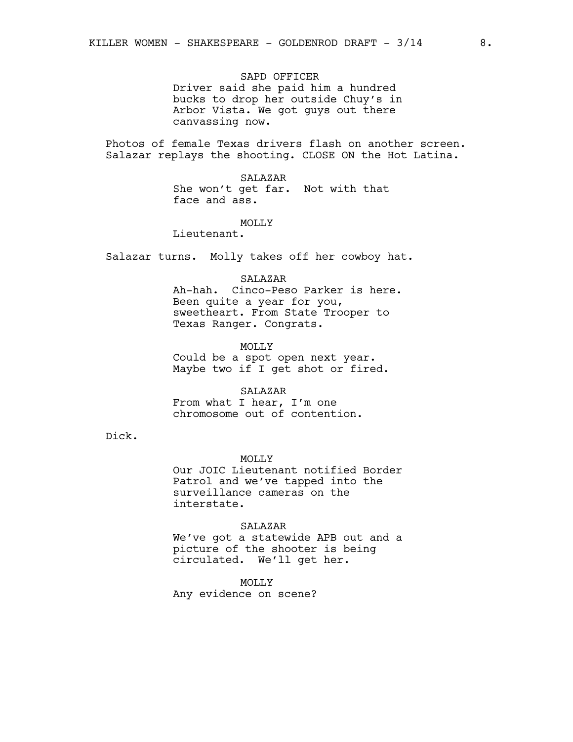SAPD OFFICER
Driver said she paid him a hundred bucks to drop her outside Chuy's in Arbor Vista. We got guys out there canvassing now.

Photos of female Texas drivers flash on another screen. Salazar replays the shooting. CLOSE ON the Hot Latina.

SALAZAR
She won't get far. Not with that face and ass.

MOLLY
Lieutenant.

Salazar turns. Molly takes off her cowboy hat.

SALAZAR
Ah-hah. Cinco-Peso Parker is here. Been quite a year for you, sweetheart. From State Trooper to Texas Ranger. Congrats.

MOLLY
Could be a spot open next year. Maybe two if I get shot or fired.

SALAZAR
From what I hear, I'm one chromosome out of contention.

Dick.

MOLLY
Our JOIC Lieutenant notified Border Patrol and we've tapped into the surveillance cameras on the interstate.

SALAZAR
We've got a statewide APB out and a picture of the shooter is being circulated. We'll get her.

MOLLY
Any evidence on scene?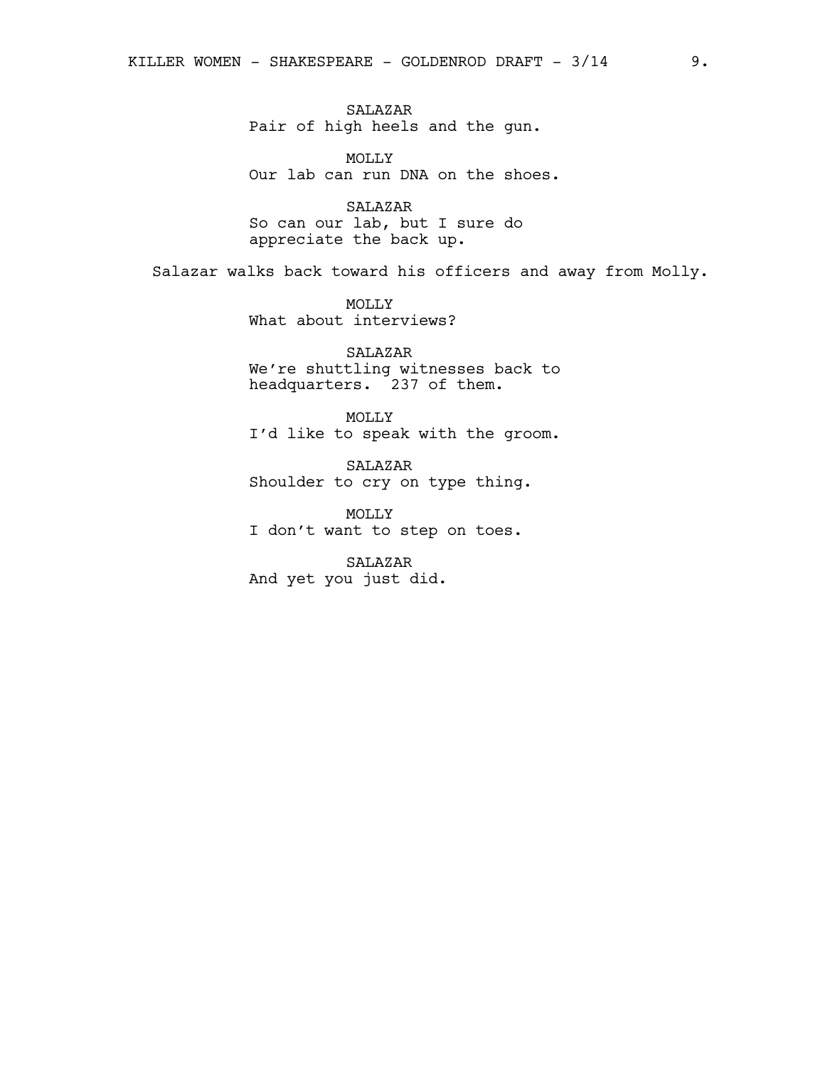SALAZAR
Pair of high heels and the gun.

MOLLY
Our lab can run DNA on the shoes.

SALAZAR
So can our lab, but I sure do appreciate the back up.

Salazar walks back toward his officers and away from Molly.

MOLLY
What about interviews?

SALAZAR
We're shuttling witnesses back to headquarters.  237 of them.

MOLLY
I'd like to speak with the groom.

SALAZAR
Shoulder to cry on type thing.

MOLLY
I don't want to step on toes.

SALAZAR
And yet you just did.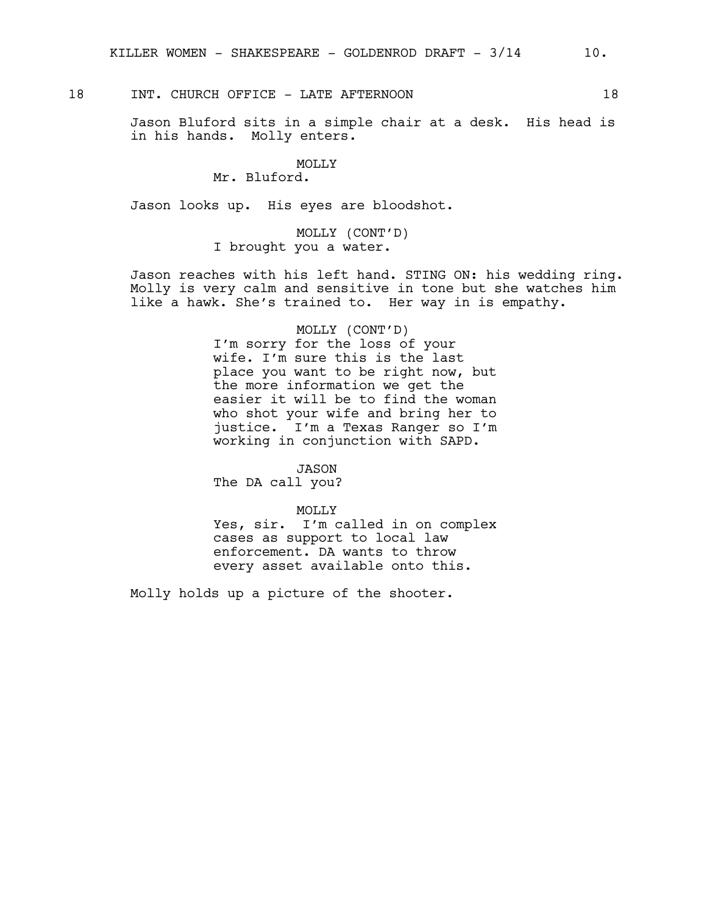18 INT. CHURCH OFFICE - LATE AFTERNOON 18

Jason Bluford sits in a simple chair at a desk. His head is in his hands. Molly enters.

MOLLY
Mr. Bluford.

Jason looks up. His eyes are bloodshot.

MOLLY (CONT'D)
I brought you a water.

Jason reaches with his left hand. STING ON: his wedding ring. Molly is very calm and sensitive in tone but she watches him like a hawk. She's trained to. Her way in is empathy.

MOLLY (CONT'D)
I'm sorry for the loss of your wife. I'm sure this is the last place you want to be right now, but the more information we get the easier it will be to find the woman who shot your wife and bring her to justice. I'm a Texas Ranger so I'm working in conjunction with SAPD.

JASON
The DA call you?

MOLLY
Yes, sir. I'm called in on complex cases as support to local law enforcement. DA wants to throw every asset available onto this.

Molly holds up a picture of the shooter.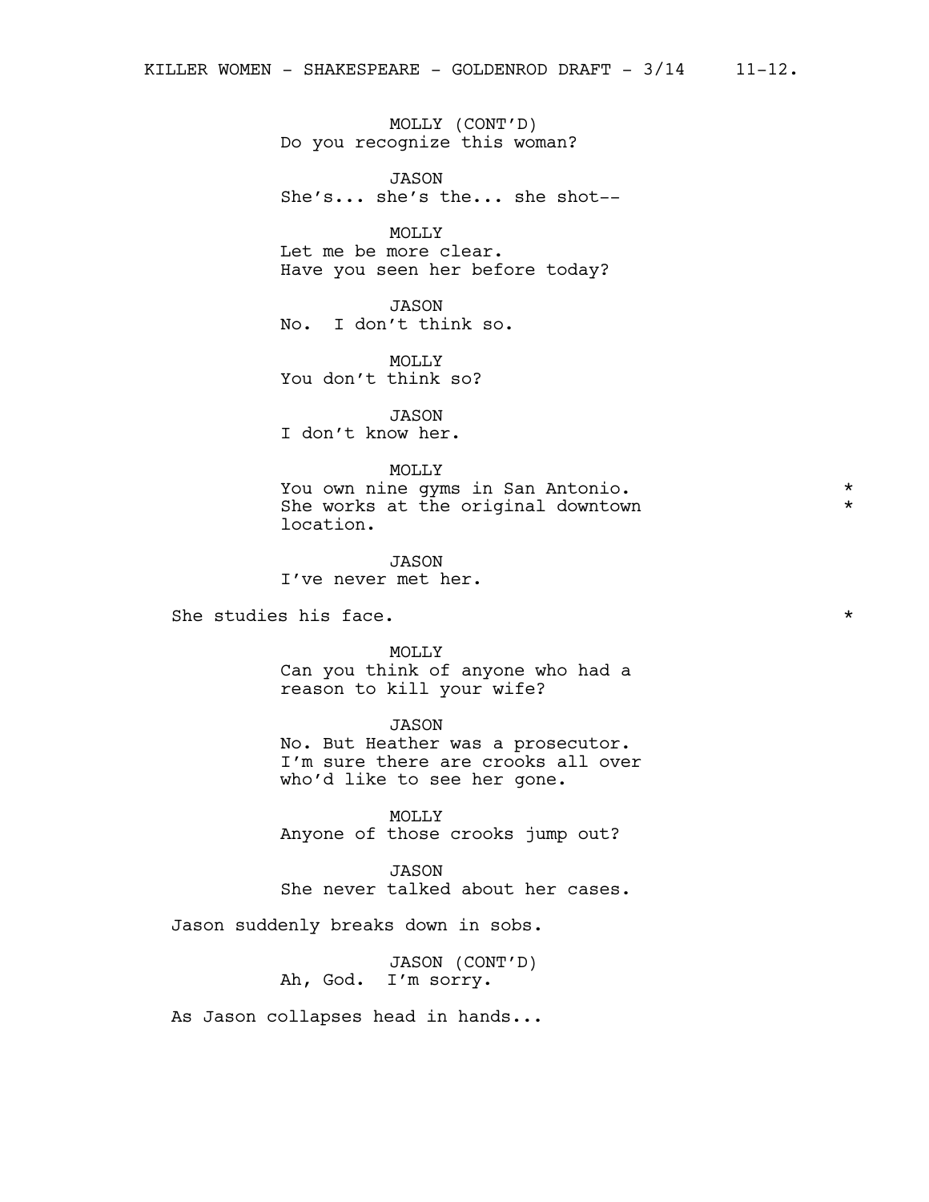MOLLY (CONT'D)
Do you recognize this woman?

JASON
She's... she's the... she shot--

MOLLY
Let me be more clear.
Have you seen her before today?

JASON
No.  I don't think so.

MOLLY
You don't think so?

JASON
I don't know her.

MOLLY
You own nine gyms in San Antonio. *
She works at the original downtown *
location.

JASON
I've never met her.

She studies his face. *

MOLLY
Can you think of anyone who had a
reason to kill your wife?

JASON
No. But Heather was a prosecutor.
I'm sure there are crooks all over
who'd like to see her gone.

MOLLY
Anyone of those crooks jump out?

JASON
She never talked about her cases.

Jason suddenly breaks down in sobs.

JASON (CONT'D)
Ah, God.  I'm sorry.

As Jason collapses head in hands...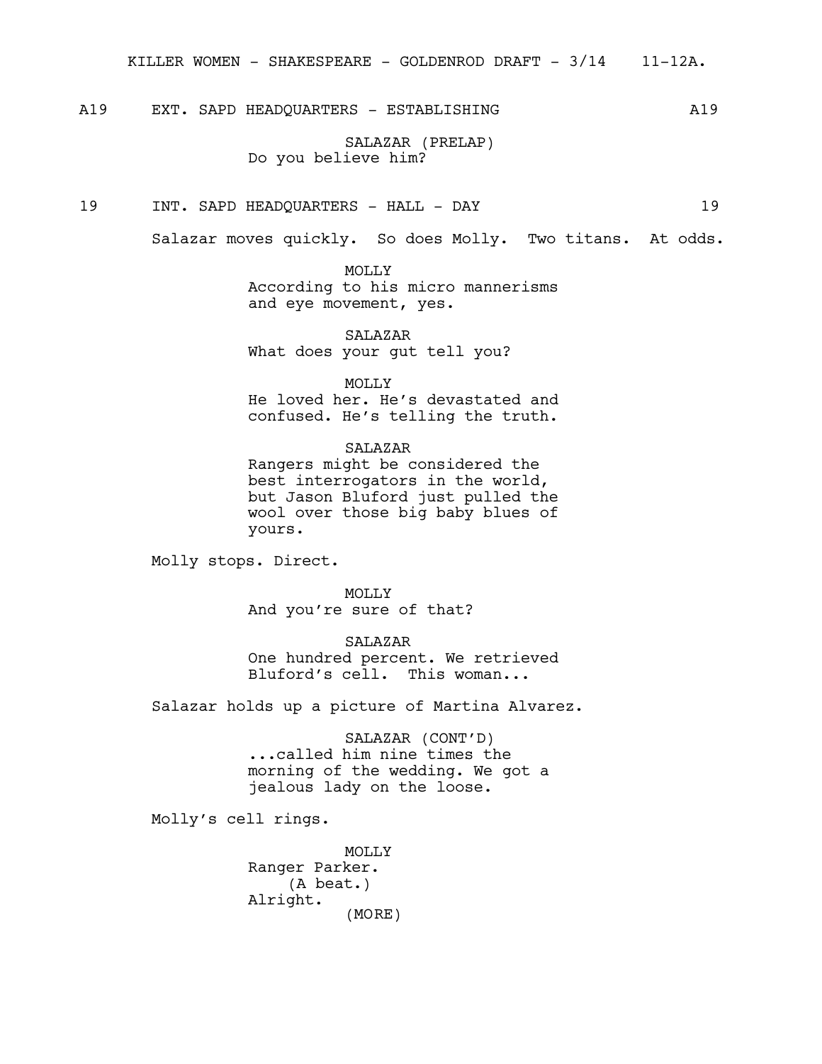A19 EXT. SAPD HEADQUARTERS - ESTABLISHING A19

SALAZAR (PRELAP)
Do you believe him?

19 INT. SAPD HEADQUARTERS - HALL - DAY 19

Salazar moves quickly. So does Molly. Two titans. At odds.

MOLLY
According to his micro mannerisms and eye movement, yes.

SALAZAR
What does your gut tell you?

MOLLY
He loved her. He's devastated and confused. He's telling the truth.

SALAZAR
Rangers might be considered the best interrogators in the world, but Jason Bluford just pulled the wool over those big baby blues of yours.

Molly stops. Direct.

MOLLY
And you're sure of that?

SALAZAR
One hundred percent. We retrieved Bluford's cell. This woman...

Salazar holds up a picture of Martina Alvarez.

SALAZAR (CONT'D)
...called him nine times the morning of the wedding. We got a jealous lady on the loose.

Molly's cell rings.

MOLLY
Ranger Parker.
(A beat.)
Alright.
(MORE)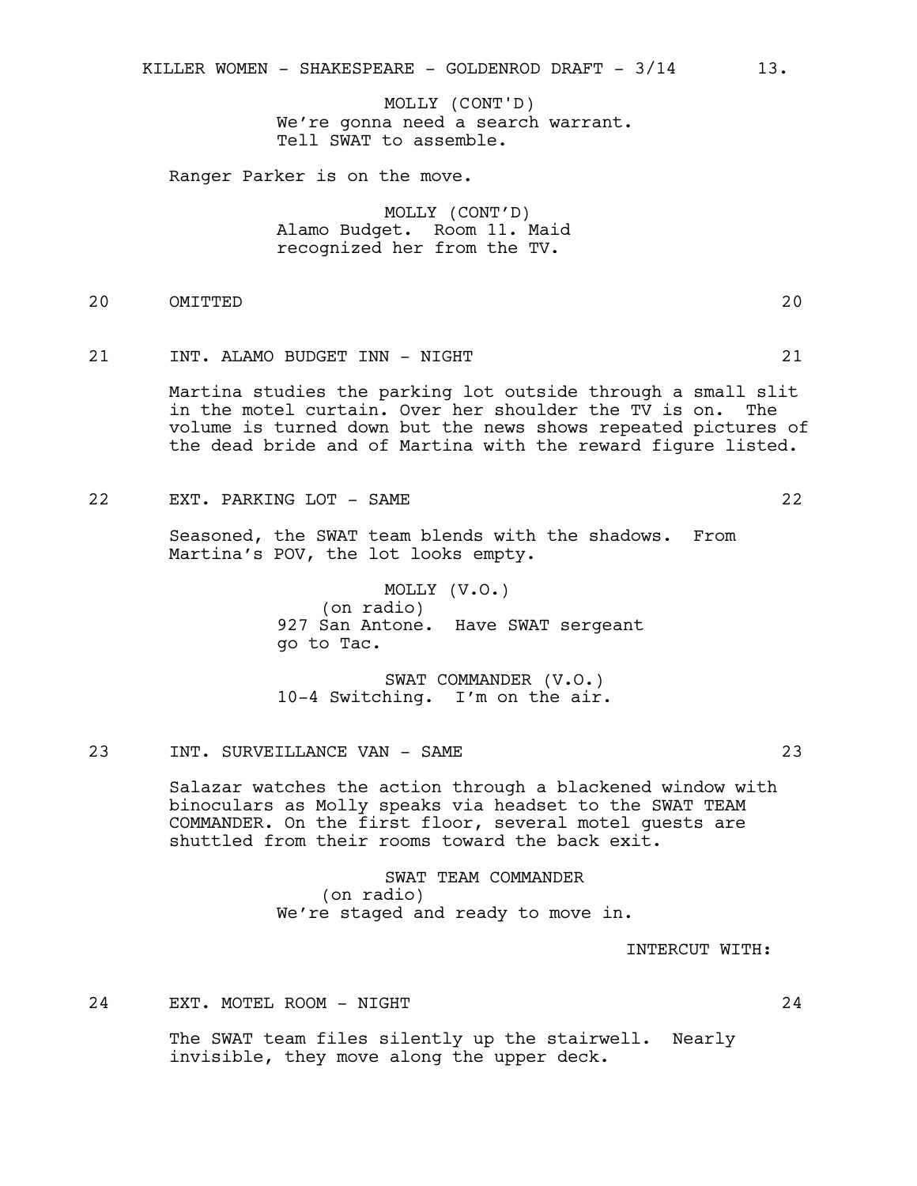MOLLY (CONT'D)
We're gonna need a search warrant.
Tell SWAT to assemble.

Ranger Parker is on the move.

MOLLY (CONT'D)
Alamo Budget. Room 11. Maid
recognized her from the TV.

20 OMITTED 20

21 INT. ALAMO BUDGET INN - NIGHT 21

Martina studies the parking lot outside through a small slit in the motel curtain. Over her shoulder the TV is on. The volume is turned down but the news shows repeated pictures of the dead bride and of Martina with the reward figure listed.

22 EXT. PARKING LOT - SAME 22

Seasoned, the SWAT team blends with the shadows. From Martina's POV, the lot looks empty.

MOLLY (V.O.)
(on radio)
927 San Antone. Have SWAT sergeant
go to Tac.

SWAT COMMANDER (V.O.)
10-4 Switching. I'm on the air.

23 INT. SURVEILLANCE VAN - SAME 23

Salazar watches the action through a blackened window with binoculars as Molly speaks via headset to the SWAT TEAM COMMANDER. On the first floor, several motel guests are shuttled from their rooms toward the back exit.

SWAT TEAM COMMANDER
(on radio)
We're staged and ready to move in.

INTERCUT WITH:

24 EXT. MOTEL ROOM - NIGHT 24

The SWAT team files silently up the stairwell. Nearly invisible, they move along the upper deck.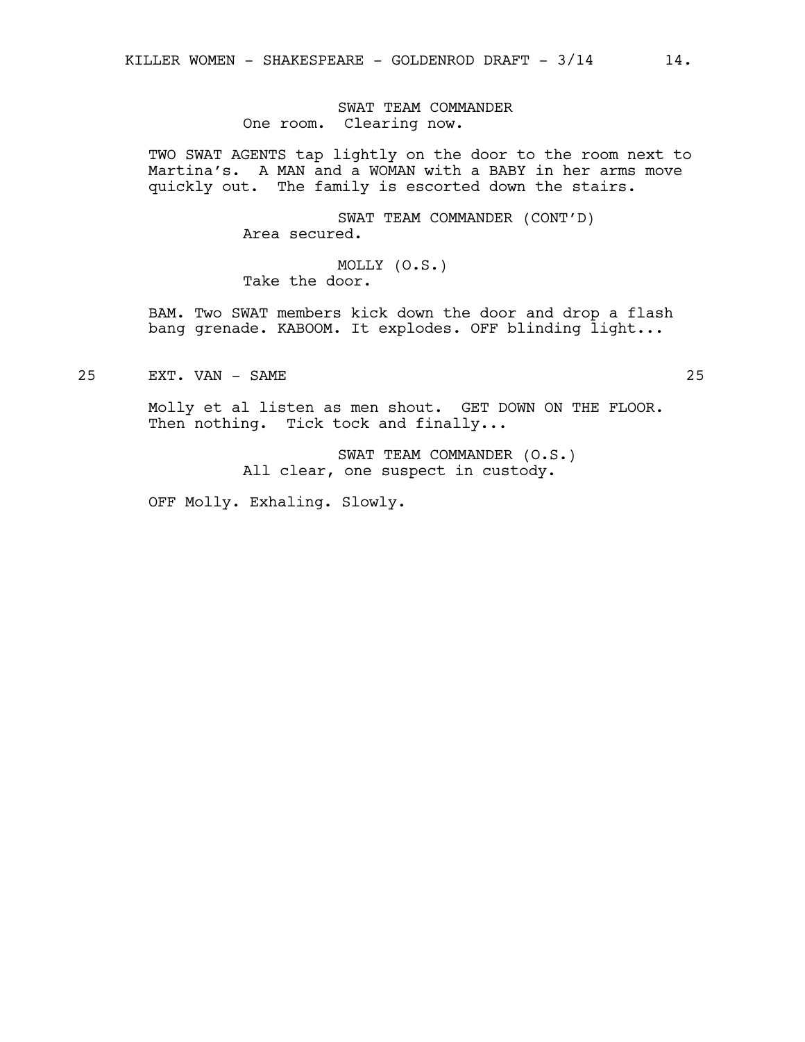SWAT TEAM COMMANDER
One room. Clearing now.

TWO SWAT AGENTS tap lightly on the door to the room next to Martina's. A MAN and a WOMAN with a BABY in her arms move quickly out. The family is escorted down the stairs.

SWAT TEAM COMMANDER (CONT'D)
Area secured.

MOLLY (O.S.)
Take the door.

BAM. Two SWAT members kick down the door and drop a flash bang grenade. KABOOM. It explodes. OFF blinding light...

25 EXT. VAN - SAME 25

Molly et al listen as men shout. GET DOWN ON THE FLOOR. Then nothing. Tick tock and finally...

SWAT TEAM COMMANDER (O.S.)
All clear, one suspect in custody.

OFF Molly. Exhaling. Slowly.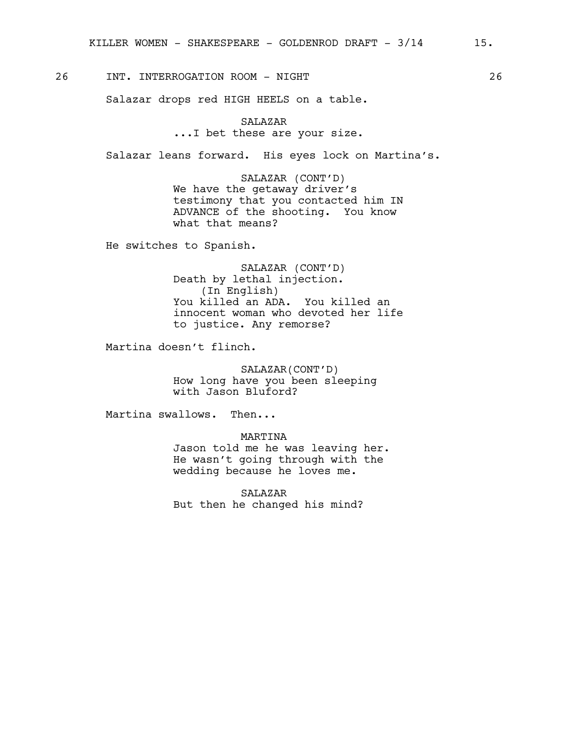26 INT. INTERROGATION ROOM - NIGHT 26

Salazar drops red HIGH HEELS on a table.

SALAZAR
...I bet these are your size.

Salazar leans forward. His eyes lock on Martina's.

SALAZAR (CONT'D)
We have the getaway driver's testimony that you contacted him IN ADVANCE of the shooting. You know what that means?

He switches to Spanish.

SALAZAR (CONT'D)
Death by lethal injection.
(In English)
You killed an ADA. You killed an innocent woman who devoted her life to justice. Any remorse?

Martina doesn't flinch.

SALAZAR(CONT'D)
How long have you been sleeping with Jason Bluford?

Martina swallows. Then...

MARTINA
Jason told me he was leaving her. He wasn't going through with the wedding because he loves me.

SALAZAR
But then he changed his mind?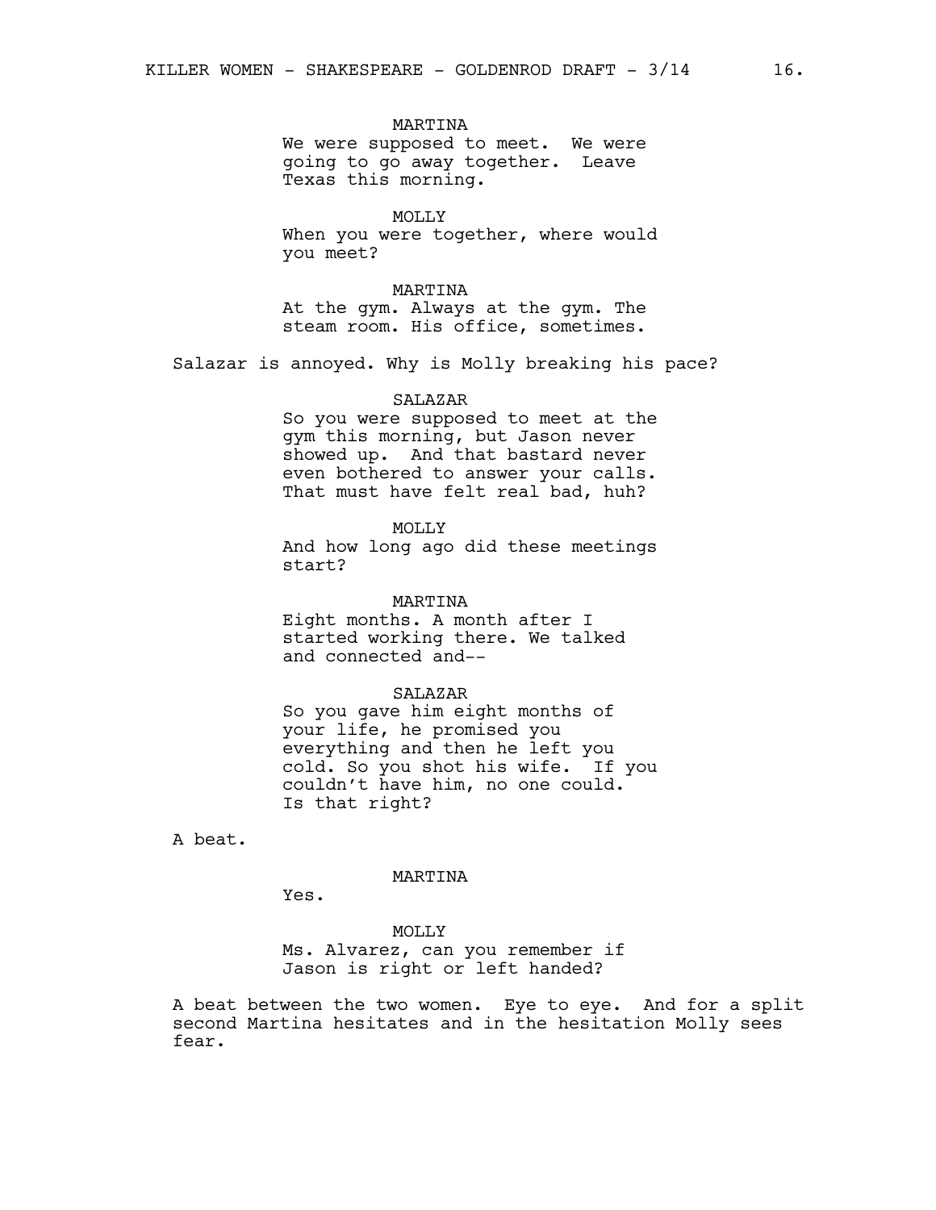MARTINA
We were supposed to meet. We were going to go away together. Leave Texas this morning.

MOLLY
When you were together, where would you meet?

MARTINA
At the gym. Always at the gym. The steam room. His office, sometimes.

Salazar is annoyed. Why is Molly breaking his pace?

SALAZAR
So you were supposed to meet at the gym this morning, but Jason never showed up. And that bastard never even bothered to answer your calls. That must have felt real bad, huh?

MOLLY
And how long ago did these meetings start?

MARTINA
Eight months. A month after I started working there. We talked and connected and--

SALAZAR
So you gave him eight months of your life, he promised you everything and then he left you cold. So you shot his wife. If you couldn't have him, no one could. Is that right?

A beat.

MARTINA
Yes.

MOLLY
Ms. Alvarez, can you remember if Jason is right or left handed?

A beat between the two women. Eye to eye. And for a split second Martina hesitates and in the hesitation Molly sees fear.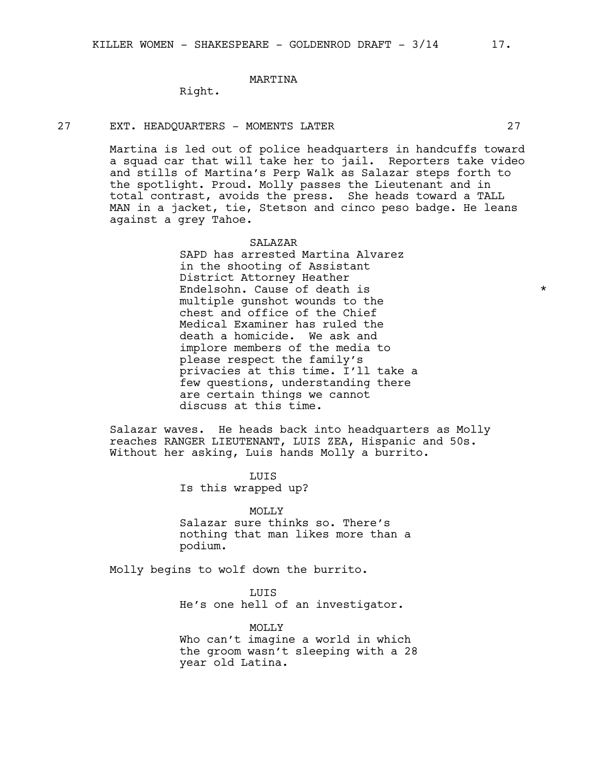MARTINA

Right.

27 EXT. HEADQUARTERS - MOMENTS LATER 27

Martina is led out of police headquarters in handcuffs toward a squad car that will take her to jail. Reporters take video and stills of Martina's Perp Walk as Salazar steps forth to the spotlight. Proud. Molly passes the Lieutenant and in total contrast, avoids the press. She heads toward a TALL MAN in a jacket, tie, Stetson and cinco peso badge. He leans against a grey Tahoe.

SALAZAR

SAPD has arrested Martina Alvarez in the shooting of Assistant District Attorney Heather Endelsohn. Cause of death is multiple gunshot wounds to the chest and office of the Chief Medical Examiner has ruled the death a homicide. We ask and implore members of the media to please respect the family's privacies at this time. I'll take a few questions, understanding there are certain things we cannot discuss at this time. *

Salazar waves. He heads back into headquarters as Molly reaches RANGER LIEUTENANT, LUIS ZEA, Hispanic and 50s. Without her asking, Luis hands Molly a burrito.

LUIS

Is this wrapped up?

MOLLY

Salazar sure thinks so. There's nothing that man likes more than a podium.

Molly begins to wolf down the burrito.

LUIS

He's one hell of an investigator.

MOLLY

Who can't imagine a world in which the groom wasn't sleeping with a 28 year old Latina.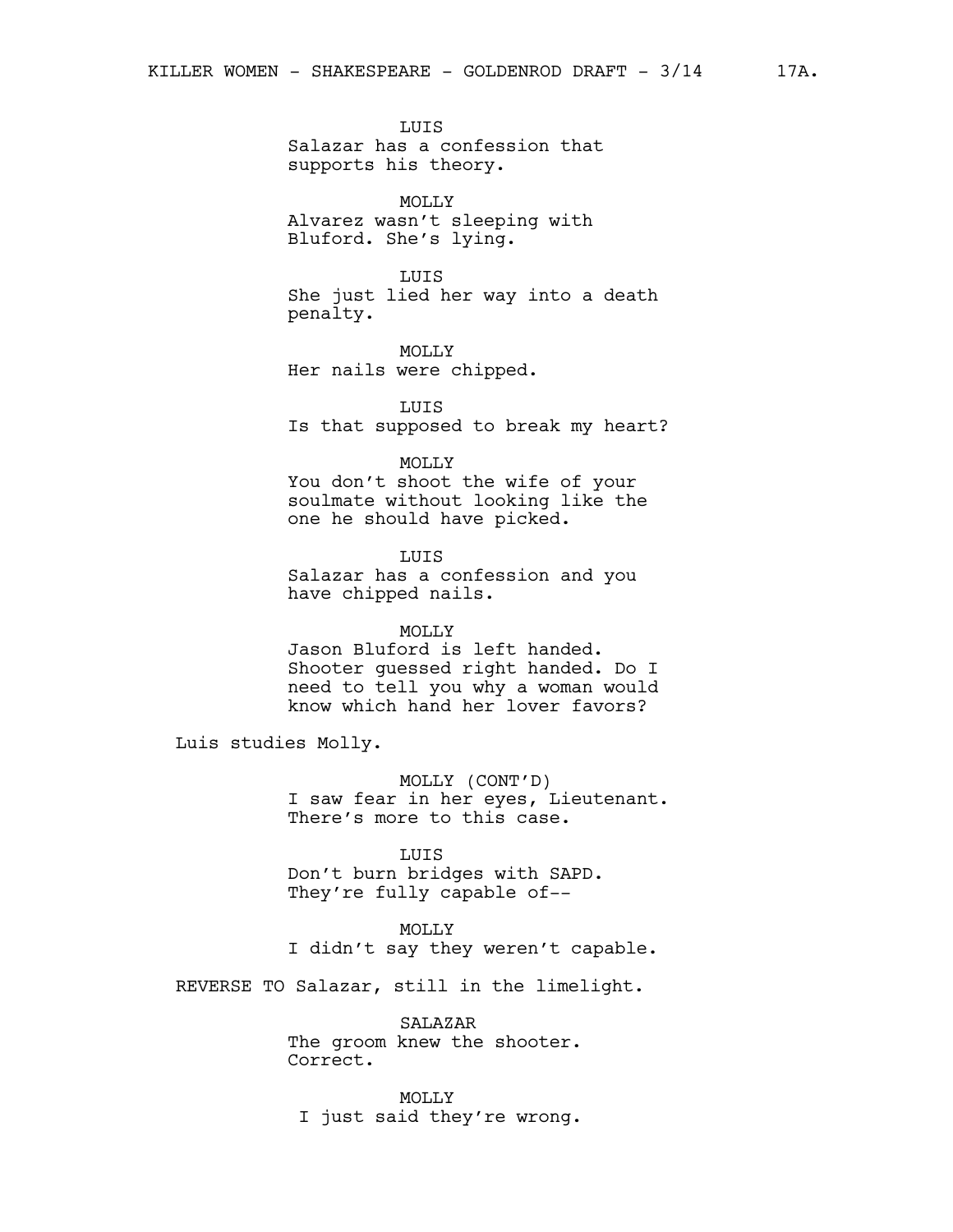LUIS
Salazar has a confession that supports his theory.

MOLLY
Alvarez wasn't sleeping with Bluford. She's lying.

LUIS
She just lied her way into a death penalty.

MOLLY
Her nails were chipped.

LUIS
Is that supposed to break my heart?

MOLLY
You don't shoot the wife of your soulmate without looking like the one he should have picked.

LUIS
Salazar has a confession and you have chipped nails.

MOLLY
Jason Bluford is left handed. Shooter guessed right handed. Do I need to tell you why a woman would know which hand her lover favors?

Luis studies Molly.

MOLLY (CONT'D)
I saw fear in her eyes, Lieutenant. There's more to this case.

LUIS
Don't burn bridges with SAPD. They're fully capable of--

MOLLY
I didn't say they weren't capable.

REVERSE TO Salazar, still in the limelight.

SALAZAR
The groom knew the shooter. Correct.

MOLLY
I just said they're wrong.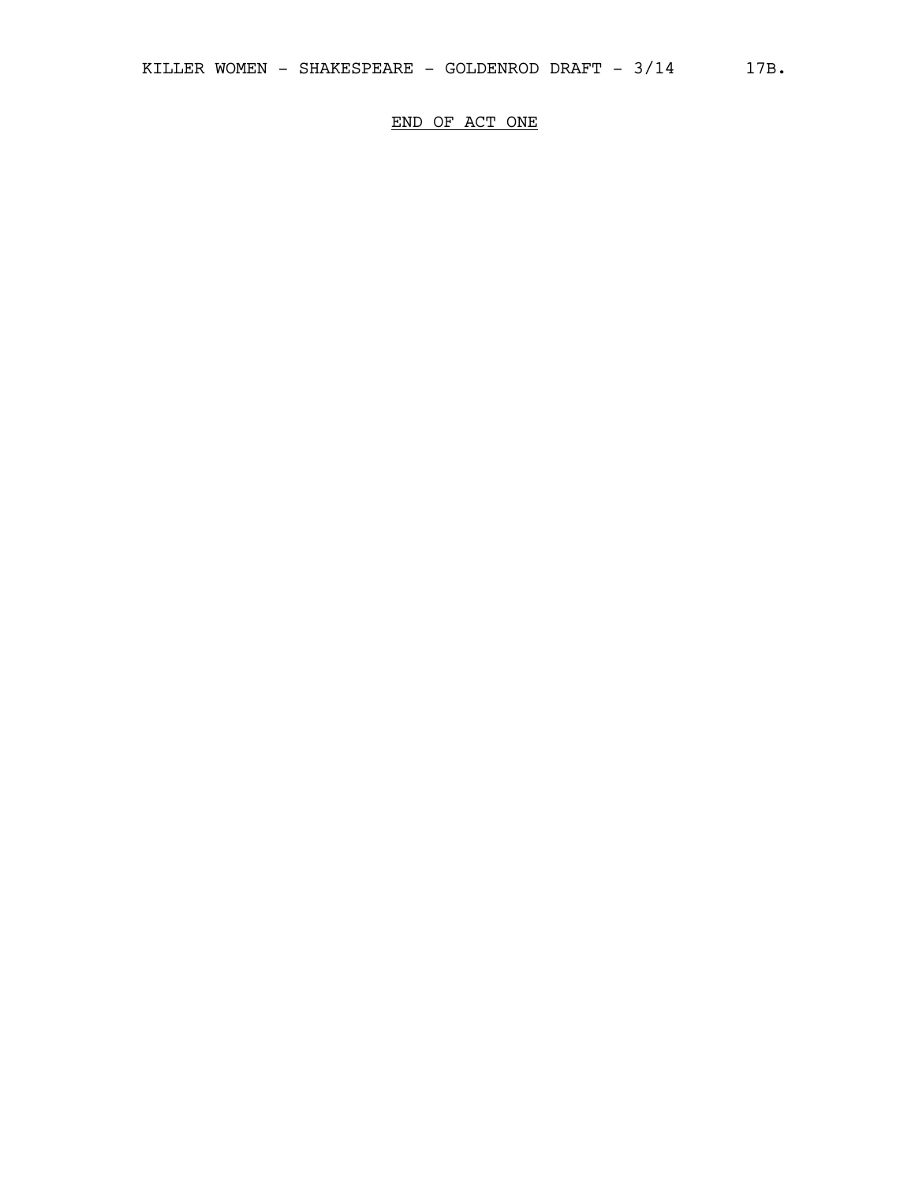<u>END OF ACT ONE</u>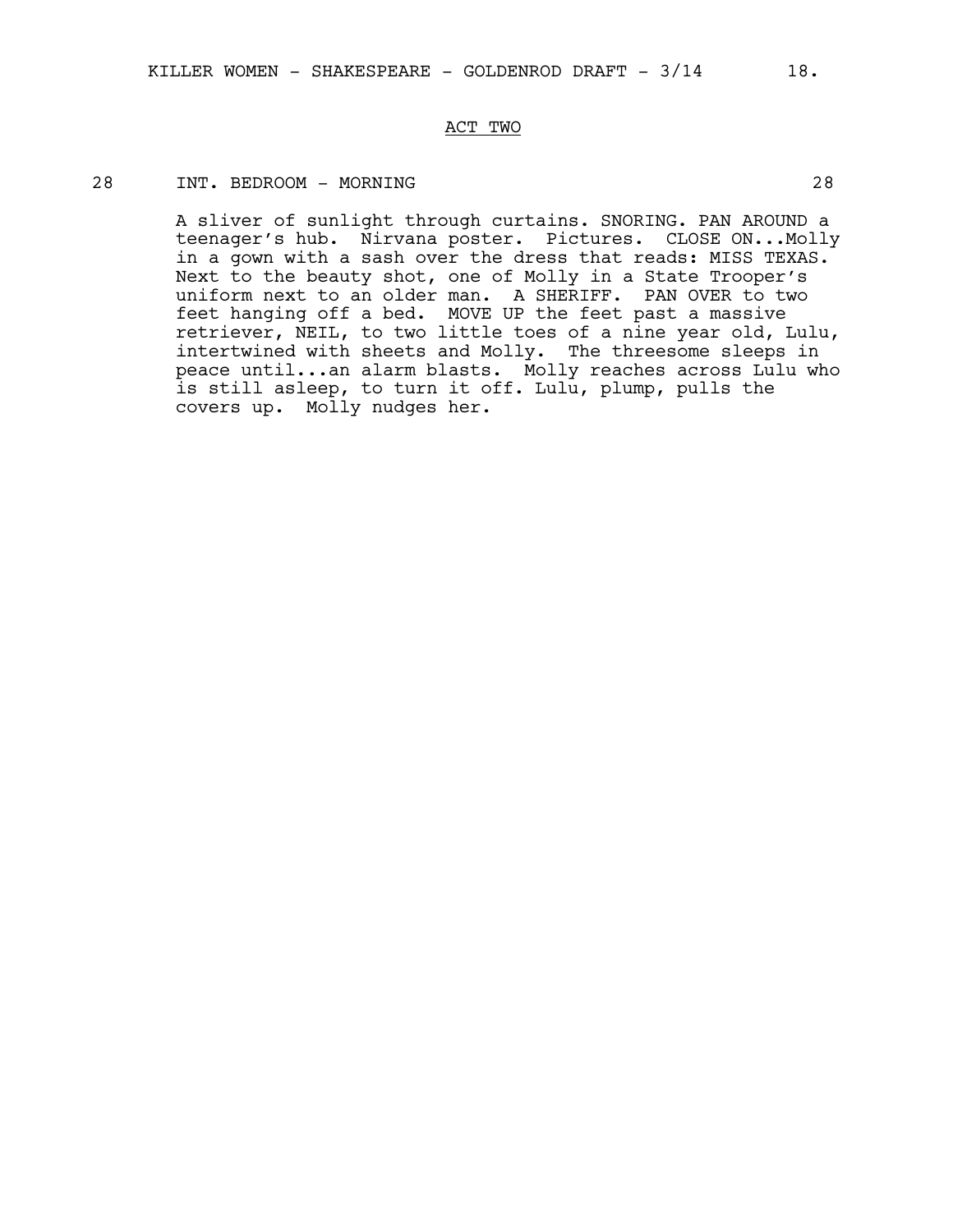ACT TWO

28 INT. BEDROOM - MORNING 28

A sliver of sunlight through curtains. SNORING. PAN AROUND a teenager's hub. Nirvana poster. Pictures. CLOSE ON...Molly in a gown with a sash over the dress that reads: MISS TEXAS. Next to the beauty shot, one of Molly in a State Trooper's uniform next to an older man. A SHERIFF. PAN OVER to two feet hanging off a bed. MOVE UP the feet past a massive retriever, NEIL, to two little toes of a nine year old, Lulu, intertwined with sheets and Molly. The threesome sleeps in peace until...an alarm blasts. Molly reaches across Lulu who is still asleep, to turn it off. Lulu, plump, pulls the covers up. Molly nudges her.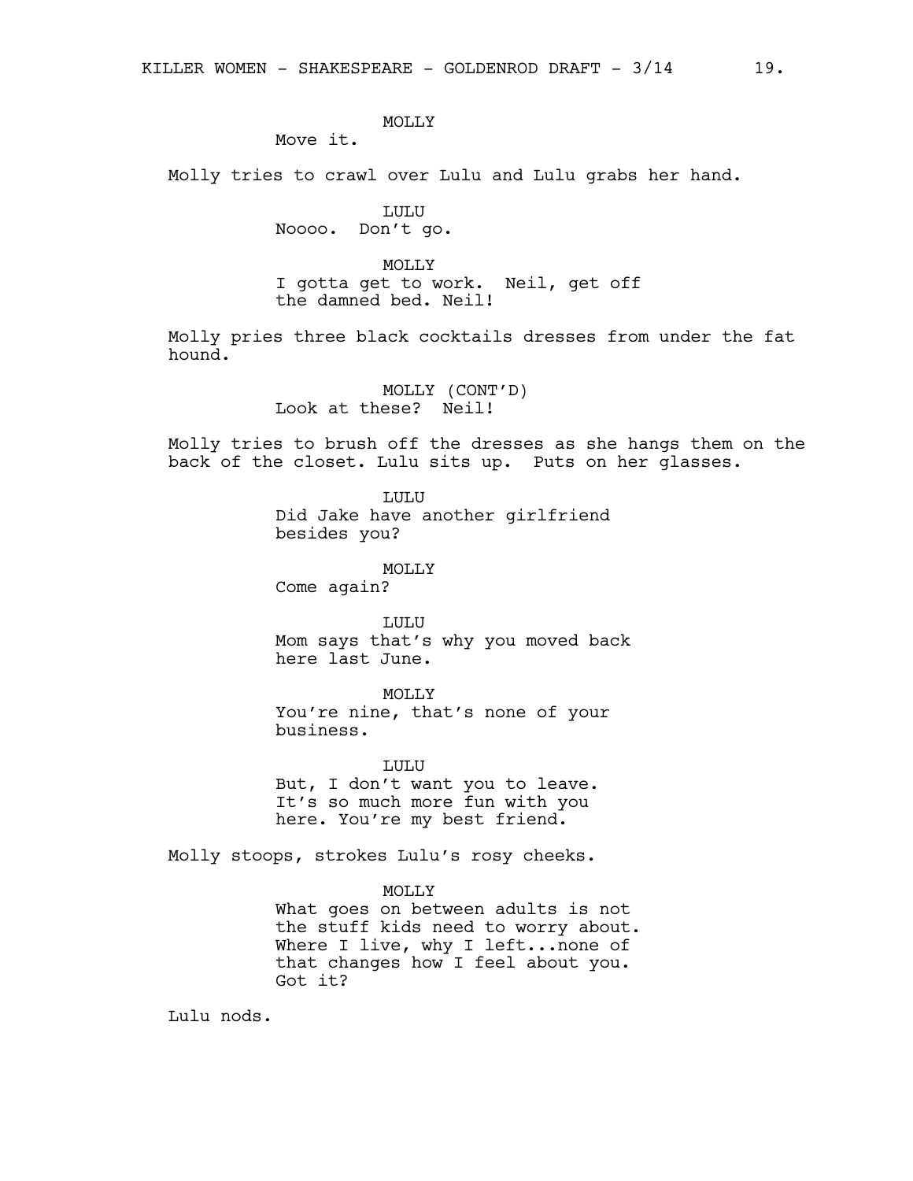MOLLY
Move it.

Molly tries to crawl over Lulu and Lulu grabs her hand.

LULU
Noooo. Don't go.

MOLLY
I gotta get to work. Neil, get off the damned bed. Neil!

Molly pries three black cocktails dresses from under the fat hound.

MOLLY (CONT'D)
Look at these? Neil!

Molly tries to brush off the dresses as she hangs them on the back of the closet. Lulu sits up. Puts on her glasses.

LULU
Did Jake have another girlfriend besides you?

MOLLY
Come again?

LULU
Mom says that's why you moved back here last June.

MOLLY
You're nine, that's none of your business.

LULU
But, I don't want you to leave. It's so much more fun with you here. You're my best friend.

Molly stoops, strokes Lulu's rosy cheeks.

MOLLY
What goes on between adults is not the stuff kids need to worry about. Where I live, why I left...none of that changes how I feel about you. Got it?

Lulu nods.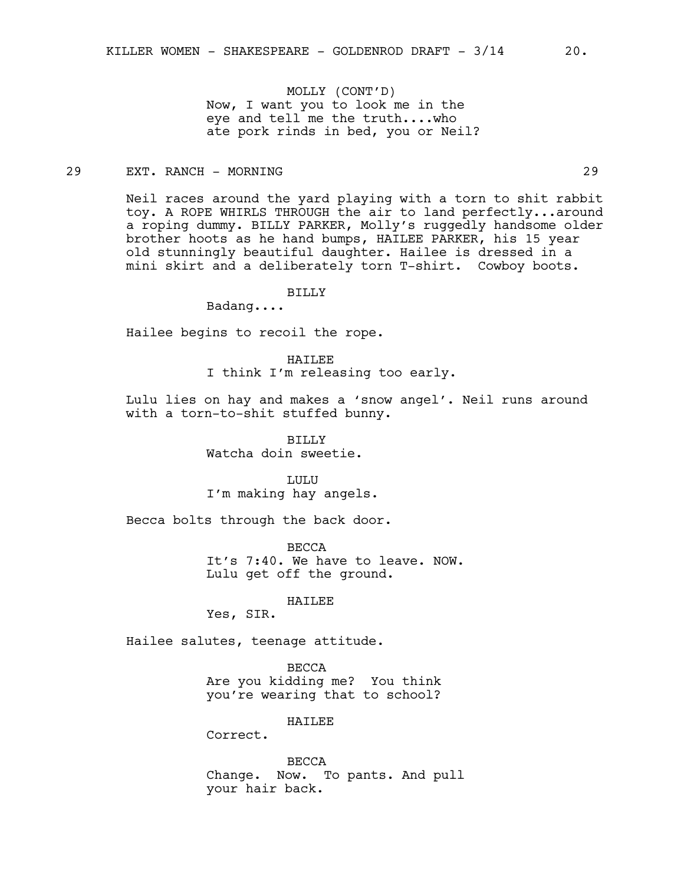MOLLY (CONT'D)
Now, I want you to look me in the eye and tell me the truth....who ate pork rinds in bed, you or Neil?

29 EXT. RANCH - MORNING 29

Neil races around the yard playing with a torn to shit rabbit toy. A ROPE WHIRLS THROUGH the air to land perfectly...around a roping dummy. BILLY PARKER, Molly's ruggedly handsome older brother hoots as he hand bumps, HAILEE PARKER, his 15 year old stunningly beautiful daughter. Hailee is dressed in a mini skirt and a deliberately torn T-shirt. Cowboy boots.

BILLY
Badang....

Hailee begins to recoil the rope.

HAILEE
I think I'm releasing too early.

Lulu lies on hay and makes a 'snow angel'. Neil runs around with a torn-to-shit stuffed bunny.

BILLY
Watcha doin sweetie.

LULU
I'm making hay angels.

Becca bolts through the back door.

BECCA
It's 7:40. We have to leave. NOW. Lulu get off the ground.

HAILEE
Yes, SIR.

Hailee salutes, teenage attitude.

BECCA
Are you kidding me? You think you're wearing that to school?

HAILEE
Correct.

BECCA
Change. Now. To pants. And pull your hair back.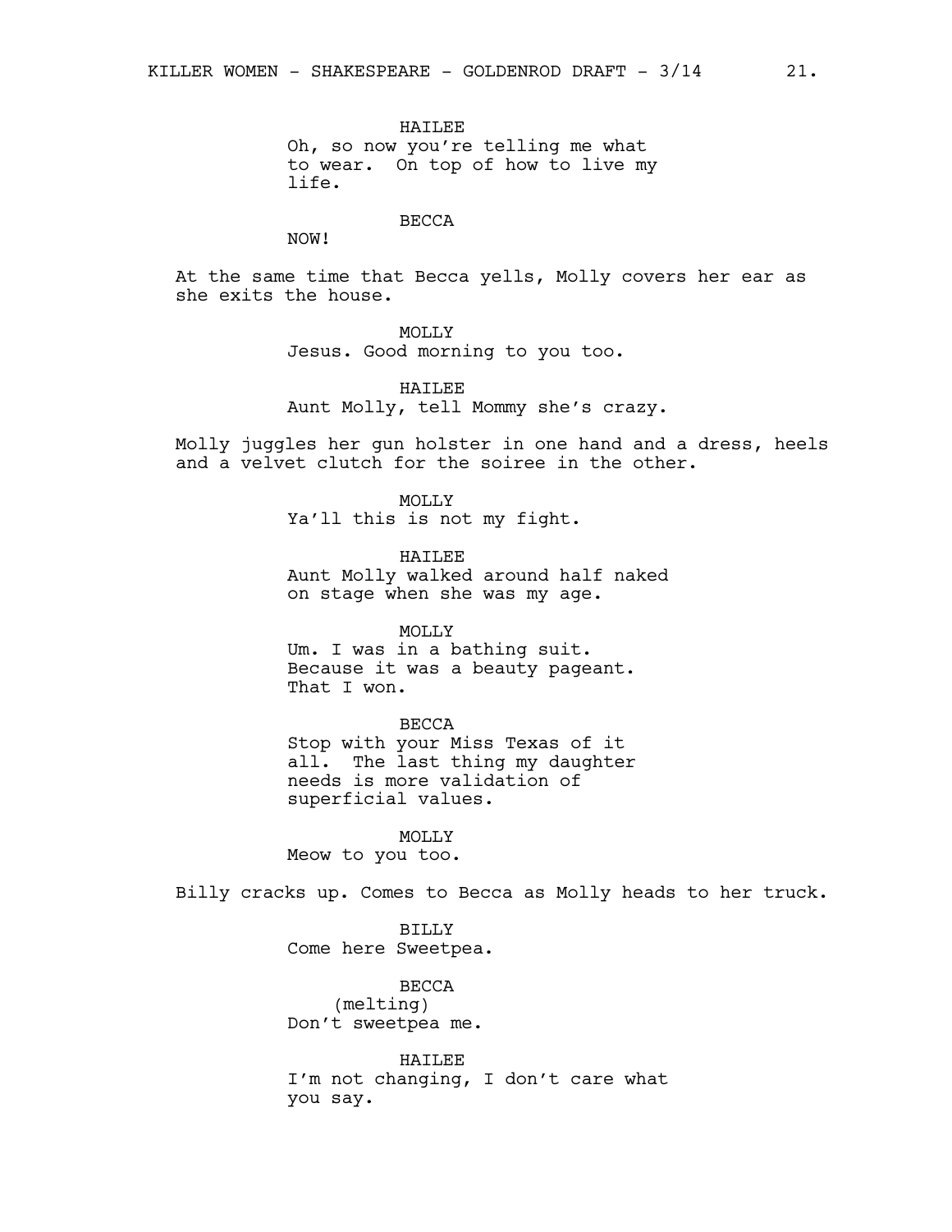HAILEE
Oh, so now you're telling me what to wear. On top of how to live my life.

BECCA
NOW!

At the same time that Becca yells, Molly covers her ear as she exits the house.

MOLLY
Jesus. Good morning to you too.

HAILEE
Aunt Molly, tell Mommy she's crazy.

Molly juggles her gun holster in one hand and a dress, heels and a velvet clutch for the soiree in the other.

MOLLY
Ya'll this is not my fight.

HAILEE
Aunt Molly walked around half naked on stage when she was my age.

MOLLY
Um. I was in a bathing suit. Because it was a beauty pageant. That I won.

BECCA
Stop with your Miss Texas of it all. The last thing my daughter needs is more validation of superficial values.

MOLLY
Meow to you too.

Billy cracks up. Comes to Becca as Molly heads to her truck.

BILLY
Come here Sweetpea.

BECCA
(melting)
Don't sweetpea me.

HAILEE
I'm not changing, I don't care what you say.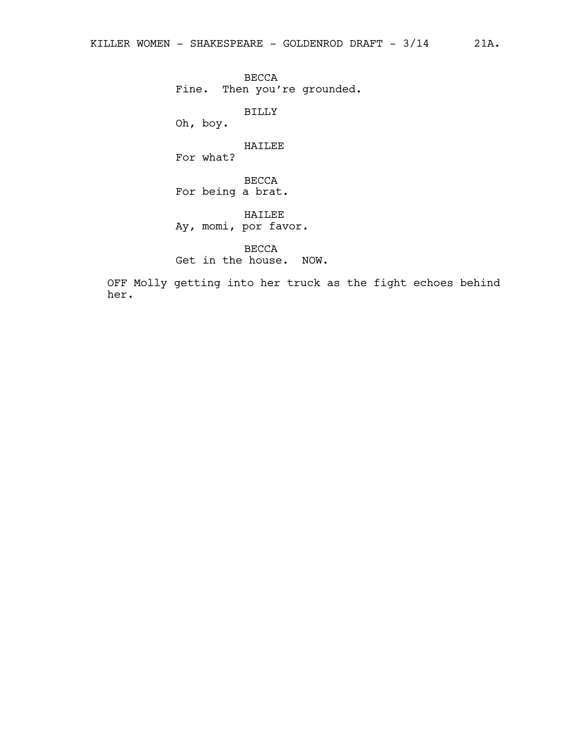BECCA
Fine.  Then you're grounded.

BILLY
Oh, boy.

HAILEE
For what?

BECCA
For being a brat.

HAILEE
Ay, momi, por favor.

BECCA
Get in the house.  NOW.

OFF Molly getting into her truck as the fight echoes behind her.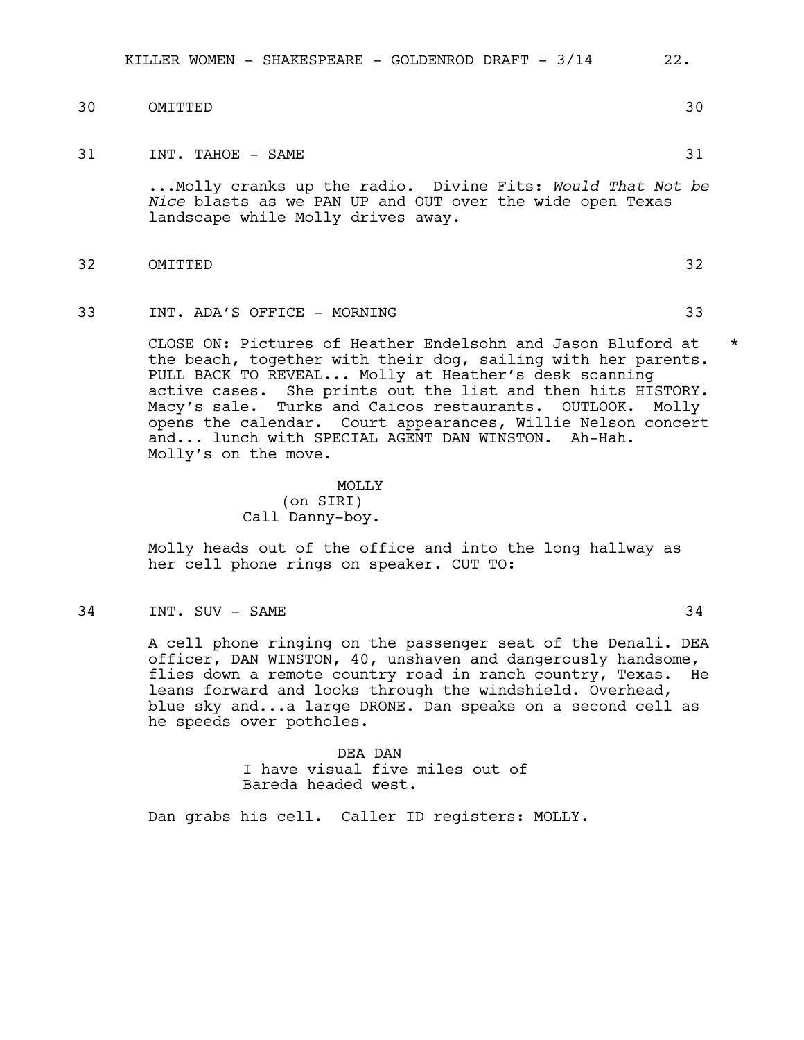30 OMITTED 30

31 INT. TAHOE - SAME 31

...Molly cranks up the radio. Divine Fits: *Would That Not be Nice* blasts as we PAN UP and OUT over the wide open Texas landscape while Molly drives away.

32 OMITTED 32

33 INT. ADA'S OFFICE - MORNING 33

CLOSE ON: Pictures of Heather Endelsohn and Jason Bluford at the beach, together with their dog, sailing with her parents. PULL BACK TO REVEAL... Molly at Heather's desk scanning active cases. She prints out the list and then hits HISTORY. Macy's sale. Turks and Caicos restaurants. OUTLOOK. Molly opens the calendar. Court appearances, Willie Nelson concert and... lunch with SPECIAL AGENT DAN WINSTON. Ah-Hah. Molly's on the move. *

MOLLY
(on SIRI)
Call Danny-boy.

Molly heads out of the office and into the long hallway as her cell phone rings on speaker. CUT TO:

34 INT. SUV - SAME 34

A cell phone ringing on the passenger seat of the Denali. DEA officer, DAN WINSTON, 40, unshaven and dangerously handsome, flies down a remote country road in ranch country, Texas. He leans forward and looks through the windshield. Overhead, blue sky and...a large DRONE. Dan speaks on a second cell as he speeds over potholes.

DEA DAN
I have visual five miles out of Bareda headed west.

Dan grabs his cell. Caller ID registers: MOLLY.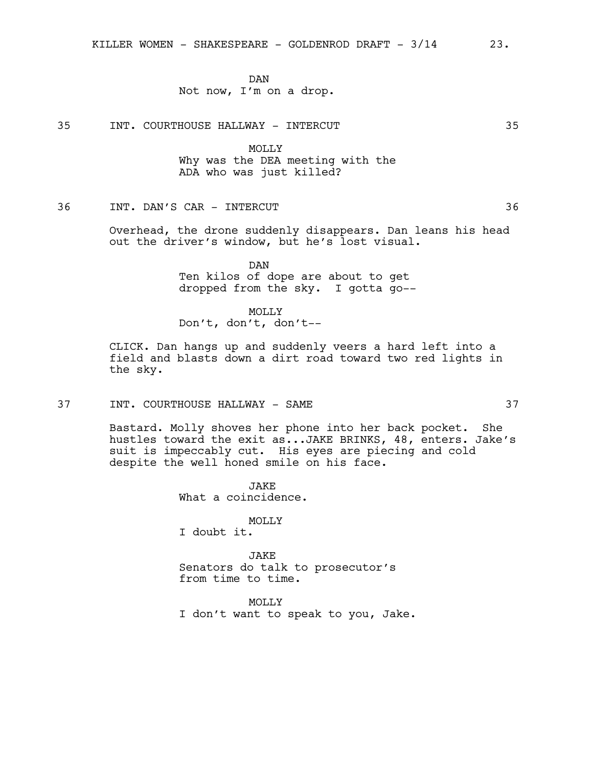DAN
Not now, I'm on a drop.

35 INT. COURTHOUSE HALLWAY - INTERCUT 35

MOLLY
Why was the DEA meeting with the ADA who was just killed?

36 INT. DAN'S CAR - INTERCUT 36

Overhead, the drone suddenly disappears. Dan leans his head out the driver's window, but he's lost visual.

DAN
Ten kilos of dope are about to get dropped from the sky. I gotta go--

MOLLY
Don't, don't, don't--

CLICK. Dan hangs up and suddenly veers a hard left into a field and blasts down a dirt road toward two red lights in the sky.

37 INT. COURTHOUSE HALLWAY - SAME 37

Bastard. Molly shoves her phone into her back pocket. She hustles toward the exit as...JAKE BRINKS, 48, enters. Jake's suit is impeccably cut. His eyes are piecing and cold despite the well honed smile on his face.

JAKE
What a coincidence.

MOLLY
I doubt it.

JAKE
Senators do talk to prosecutor's from time to time.

MOLLY
I don't want to speak to you, Jake.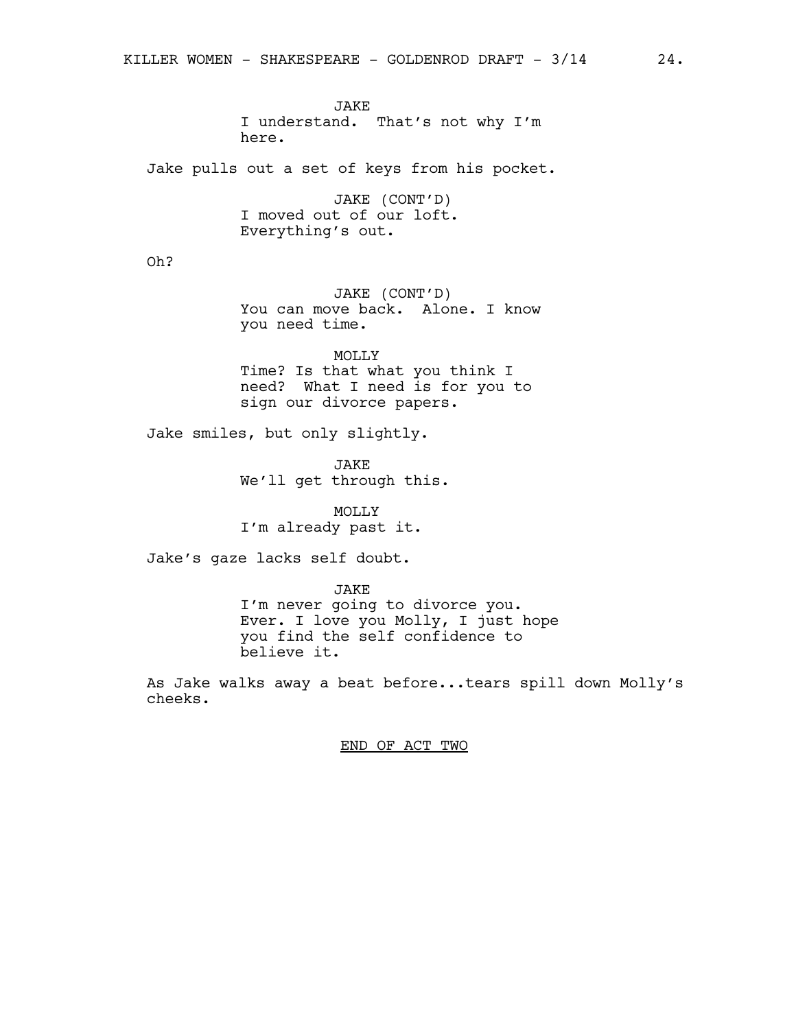JAKE
I understand. That's not why I'm here.

Jake pulls out a set of keys from his pocket.

JAKE (CONT'D)
I moved out of our loft. Everything's out.

Oh?

JAKE (CONT'D)
You can move back. Alone. I know you need time.

MOLLY
Time? Is that what you think I need? What I need is for you to sign our divorce papers.

Jake smiles, but only slightly.

JAKE
We'll get through this.

MOLLY
I'm already past it.

Jake's gaze lacks self doubt.

JAKE
I'm never going to divorce you. Ever. I love you Molly, I just hope you find the self confidence to believe it.

As Jake walks away a beat before...tears spill down Molly's cheeks.

END OF ACT TWO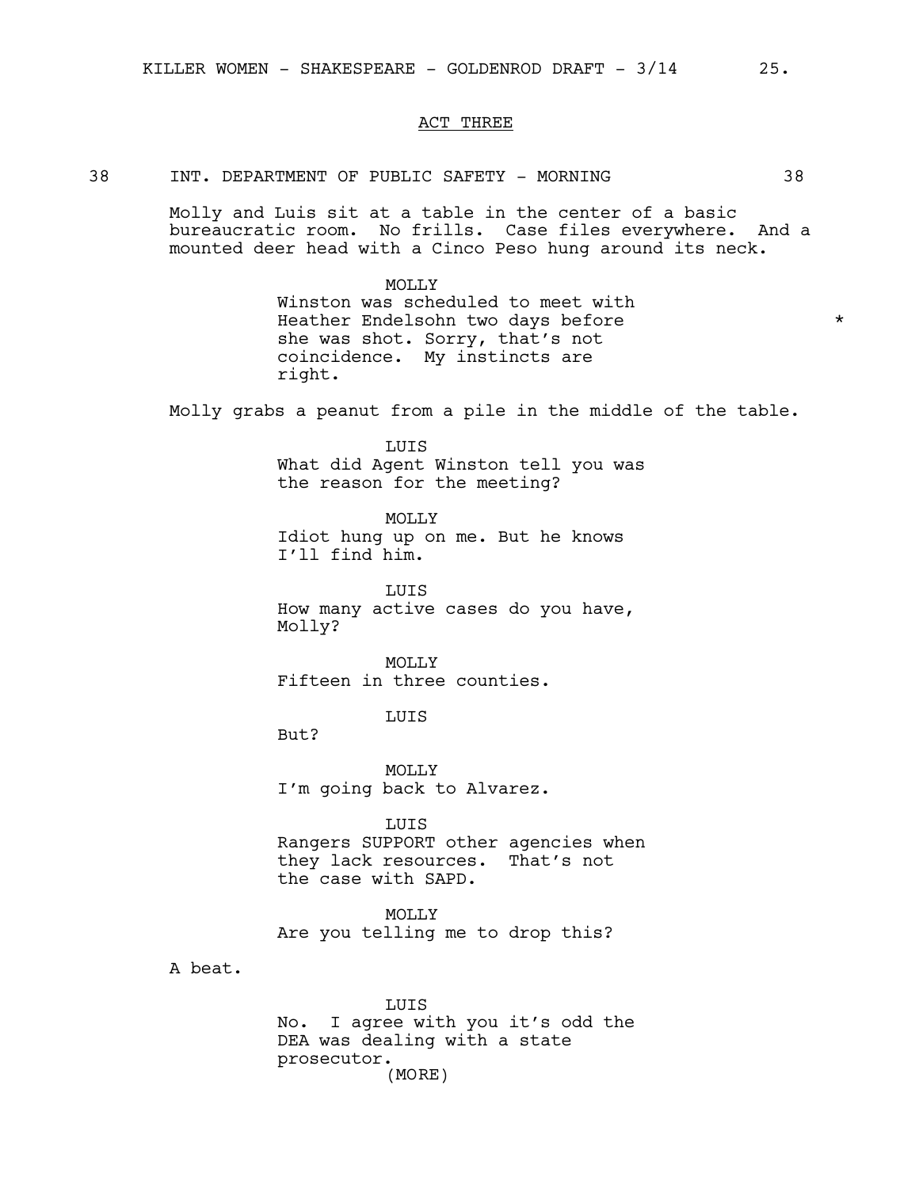ACT THREE

38 INT. DEPARTMENT OF PUBLIC SAFETY - MORNING 38

Molly and Luis sit at a table in the center of a basic bureaucratic room. No frills. Case files everywhere. And a mounted deer head with a Cinco Peso hung around its neck.

MOLLY
Winston was scheduled to meet with Heather Endelsohn two days before she was shot. Sorry, that's not coincidence. My instincts are right. *

Molly grabs a peanut from a pile in the middle of the table.

LUIS
What did Agent Winston tell you was the reason for the meeting?

MOLLY
Idiot hung up on me. But he knows I'll find him.

LUIS
How many active cases do you have, Molly?

MOLLY
Fifteen in three counties.

LUIS
But?

MOLLY
I'm going back to Alvarez.

LUIS
Rangers SUPPORT other agencies when they lack resources. That's not the case with SAPD.

MOLLY
Are you telling me to drop this?

A beat.

LUIS
No. I agree with you it's odd the DEA was dealing with a state prosecutor.
(MORE)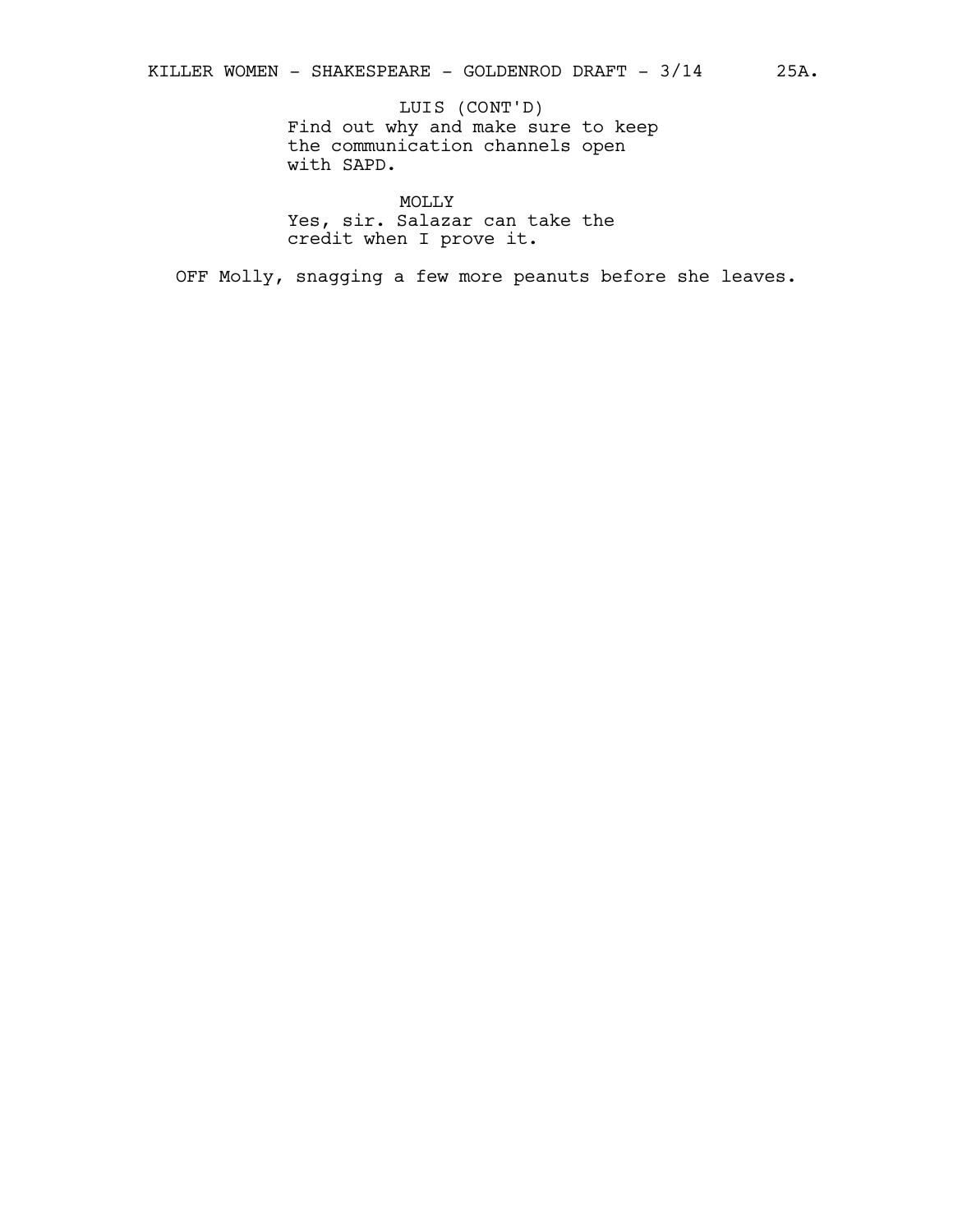LUIS (CONT'D)
Find out why and make sure to keep the communication channels open with SAPD.

MOLLY
Yes, sir. Salazar can take the credit when I prove it.

OFF Molly, snagging a few more peanuts before she leaves.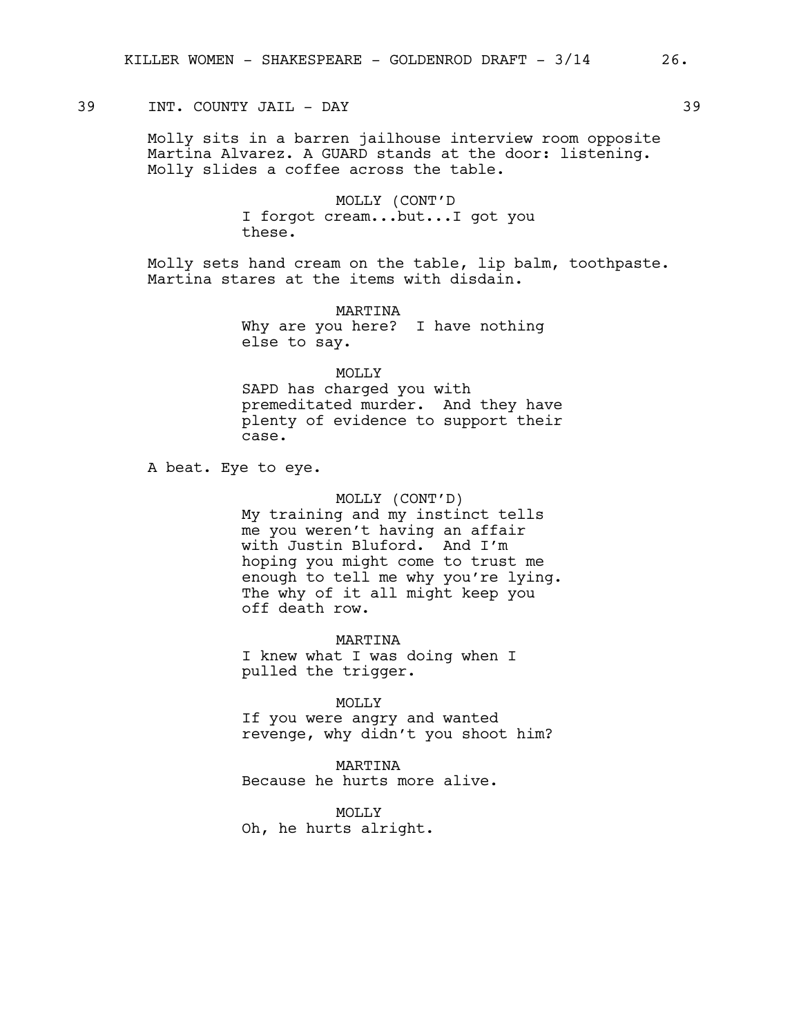39 INT. COUNTY JAIL - DAY 39

Molly sits in a barren jailhouse interview room opposite Martina Alvarez. A GUARD stands at the door: listening. Molly slides a coffee across the table.

MOLLY (CONT'D)
I forgot cream...but...I got you these.

Molly sets hand cream on the table, lip balm, toothpaste. Martina stares at the items with disdain.

MARTINA
Why are you here? I have nothing else to say.

MOLLY
SAPD has charged you with premeditated murder. And they have plenty of evidence to support their case.

A beat. Eye to eye.

MOLLY (CONT'D)
My training and my instinct tells me you weren't having an affair with Justin Bluford. And I'm hoping you might come to trust me enough to tell me why you're lying. The why of it all might keep you off death row.

MARTINA
I knew what I was doing when I pulled the trigger.

MOLLY
If you were angry and wanted revenge, why didn't you shoot him?

MARTINA
Because he hurts more alive.

MOLLY
Oh, he hurts alright.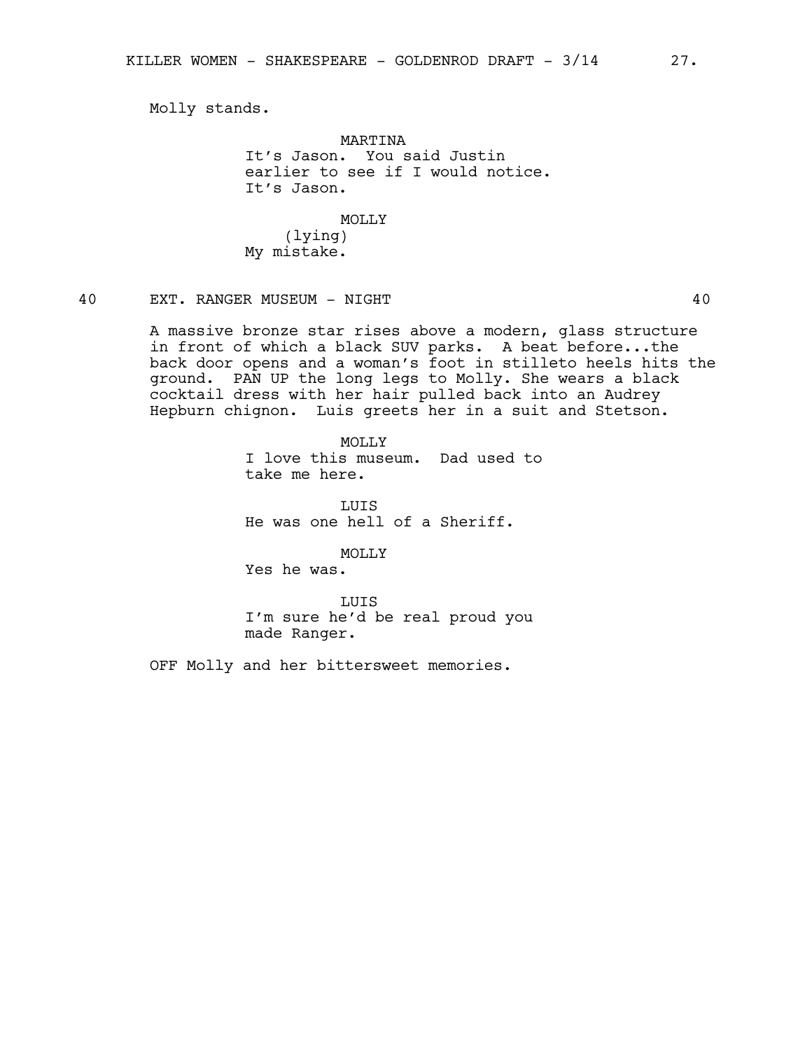Molly stands.

MARTINA
It's Jason. You said Justin earlier to see if I would notice. It's Jason.

MOLLY
(lying)
My mistake.

40 EXT. RANGER MUSEUM - NIGHT 40

A massive bronze star rises above a modern, glass structure in front of which a black SUV parks. A beat before...the back door opens and a woman's foot in stilleto heels hits the ground. PAN UP the long legs to Molly. She wears a black cocktail dress with her hair pulled back into an Audrey Hepburn chignon. Luis greets her in a suit and Stetson.

MOLLY
I love this museum. Dad used to take me here.

LUIS
He was one hell of a Sheriff.

MOLLY
Yes he was.

LUIS
I'm sure he'd be real proud you made Ranger.

OFF Molly and her bittersweet memories.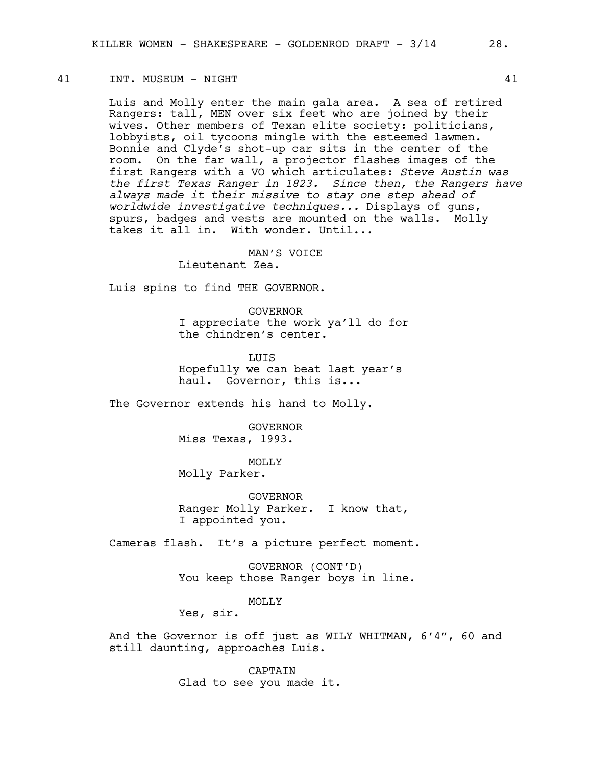41 INT. MUSEUM - NIGHT 41

Luis and Molly enter the main gala area. A sea of retired Rangers: tall, MEN over six feet who are joined by their wives. Other members of Texan elite society: politicians, lobbyists, oil tycoons mingle with the esteemed lawmen. Bonnie and Clyde's shot-up car sits in the center of the room. On the far wall, a projector flashes images of the first Rangers with a VO which articulates: *Steve Austin was the first Texas Ranger in 1823. Since then, the Rangers have always made it their missive to stay one step ahead of worldwide investigative techniques...* Displays of guns, spurs, badges and vests are mounted on the walls. Molly takes it all in. With wonder. Until...

MAN'S VOICE
Lieutenant Zea.

Luis spins to find THE GOVERNOR.

GOVERNOR
I appreciate the work ya'll do for the chindren's center.

LUIS
Hopefully we can beat last year's haul. Governor, this is...

The Governor extends his hand to Molly.

GOVERNOR
Miss Texas, 1993.

MOLLY
Molly Parker.

GOVERNOR
Ranger Molly Parker. I know that, I appointed you.

Cameras flash. It's a picture perfect moment.

GOVERNOR (CONT'D)
You keep those Ranger boys in line.

MOLLY
Yes, sir.

And the Governor is off just as WILY WHITMAN, 6'4", 60 and still daunting, approaches Luis.

CAPTAIN
Glad to see you made it.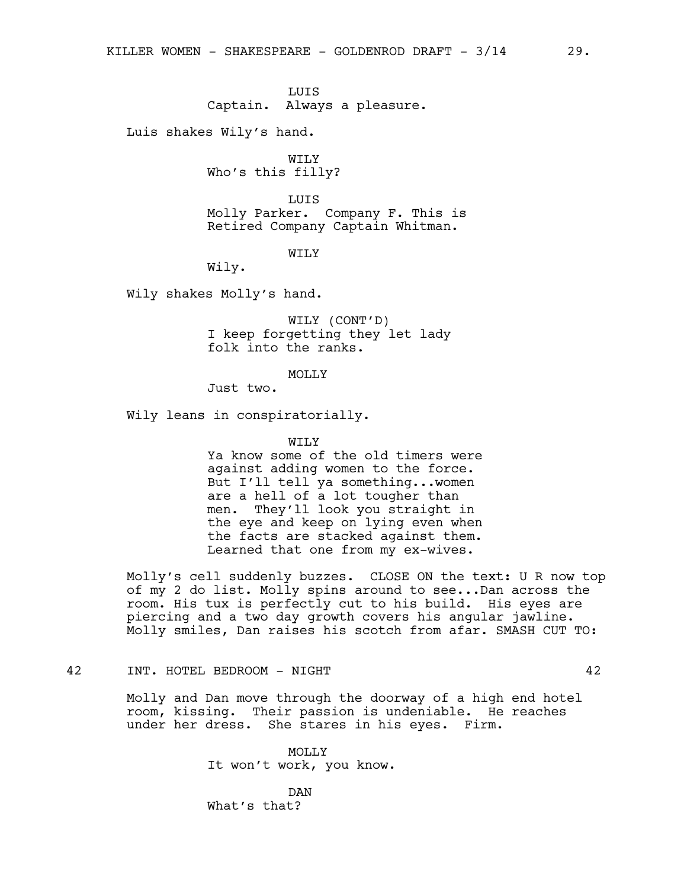LUIS
Captain. Always a pleasure.

Luis shakes Wily's hand.

WILY
Who's this filly?

LUIS
Molly Parker. Company F. This is Retired Company Captain Whitman.

WILY
Wily.

Wily shakes Molly's hand.

WILY (CONT'D)
I keep forgetting they let lady folk into the ranks.

MOLLY
Just two.

Wily leans in conspiratorially.

WILY
Ya know some of the old timers were against adding women to the force. But I'll tell ya something...women are a hell of a lot tougher than men. They'll look you straight in the eye and keep on lying even when the facts are stacked against them. Learned that one from my ex-wives.

Molly's cell suddenly buzzes. CLOSE ON the text: U R now top of my 2 do list. Molly spins around to see...Dan across the room. His tux is perfectly cut to his build. His eyes are piercing and a two day growth covers his angular jawline. Molly smiles, Dan raises his scotch from afar. SMASH CUT TO:

42 INT. HOTEL BEDROOM - NIGHT 42

Molly and Dan move through the doorway of a high end hotel room, kissing. Their passion is undeniable. He reaches under her dress. She stares in his eyes. Firm.

MOLLY
It won't work, you know.

DAN
What's that?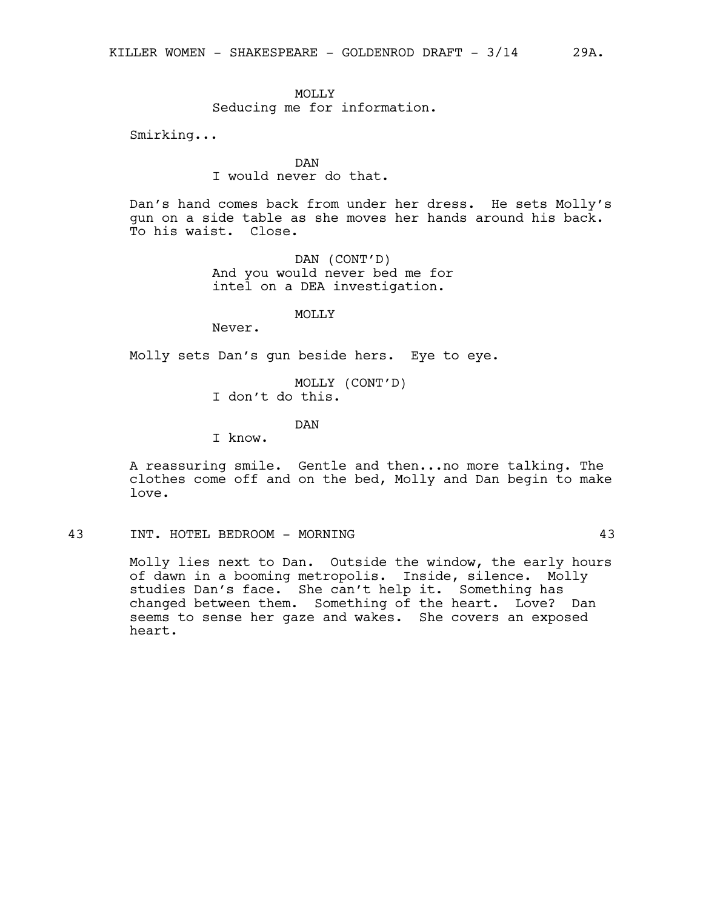MOLLY
Seducing me for information.

Smirking...

DAN
I would never do that.

Dan's hand comes back from under her dress. He sets Molly's gun on a side table as she moves her hands around his back. To his waist. Close.

DAN (CONT'D)
And you would never bed me for intel on a DEA investigation.

MOLLY
Never.

Molly sets Dan's gun beside hers. Eye to eye.

MOLLY (CONT'D)
I don't do this.

DAN
I know.

A reassuring smile. Gentle and then...no more talking. The clothes come off and on the bed, Molly and Dan begin to make love.

43 INT. HOTEL BEDROOM - MORNING 43

Molly lies next to Dan. Outside the window, the early hours of dawn in a booming metropolis. Inside, silence. Molly studies Dan's face. She can't help it. Something has changed between them. Something of the heart. Love? Dan seems to sense her gaze and wakes. She covers an exposed heart.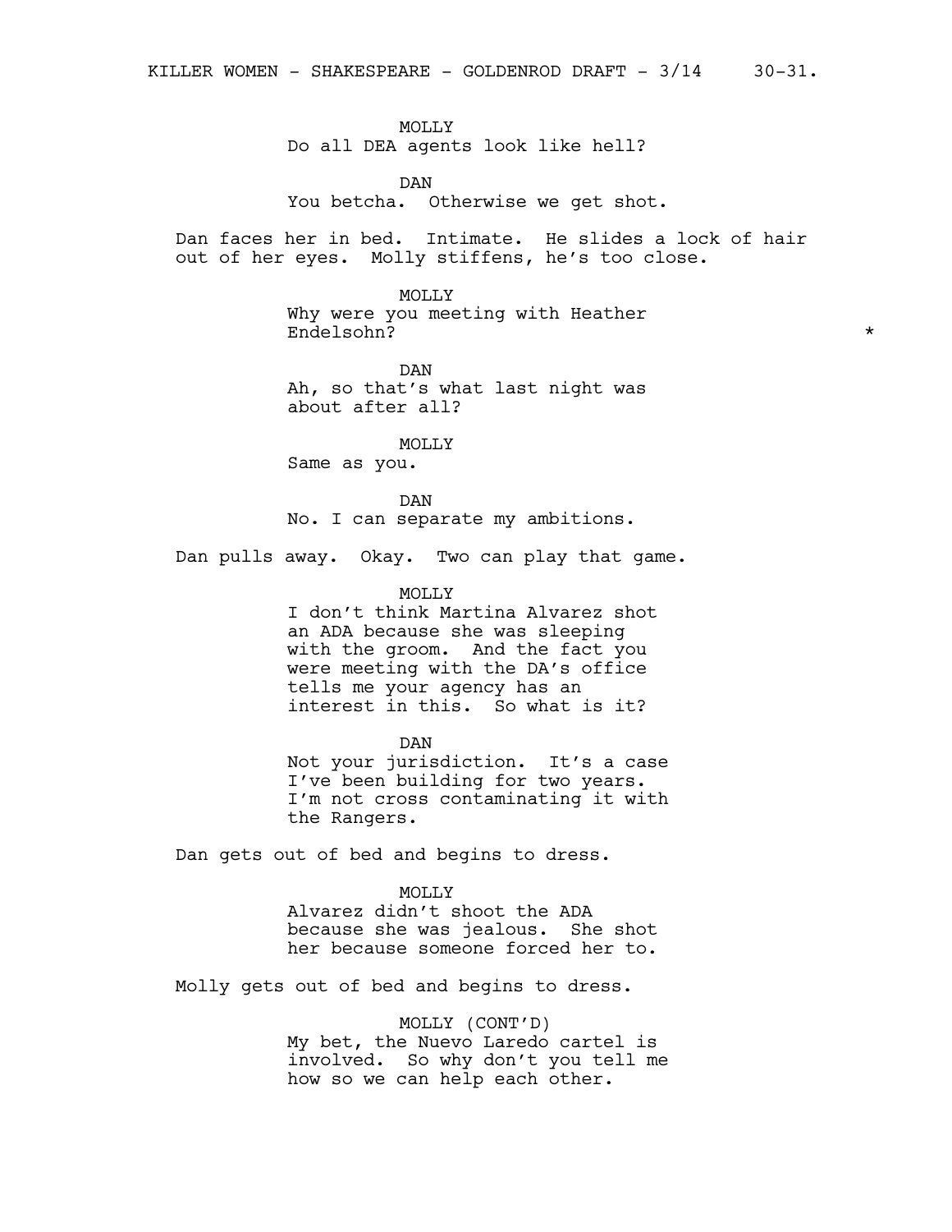MOLLY
Do all DEA agents look like hell?

DAN
You betcha. Otherwise we get shot.

Dan faces her in bed. Intimate. He slides a lock of hair out of her eyes. Molly stiffens, he's too close.

MOLLY
Why were you meeting with Heather Endelsohn? *

DAN
Ah, so that's what last night was about after all?

MOLLY
Same as you.

DAN
No. I can separate my ambitions.

Dan pulls away. Okay. Two can play that game.

MOLLY
I don't think Martina Alvarez shot an ADA because she was sleeping with the groom. And the fact you were meeting with the DA's office tells me your agency has an interest in this. So what is it?

DAN
Not your jurisdiction. It's a case I've been building for two years. I'm not cross contaminating it with the Rangers.

Dan gets out of bed and begins to dress.

MOLLY
Alvarez didn't shoot the ADA because she was jealous. She shot her because someone forced her to.

Molly gets out of bed and begins to dress.

MOLLY (CONT'D)
My bet, the Nuevo Laredo cartel is involved. So why don't you tell me how so we can help each other.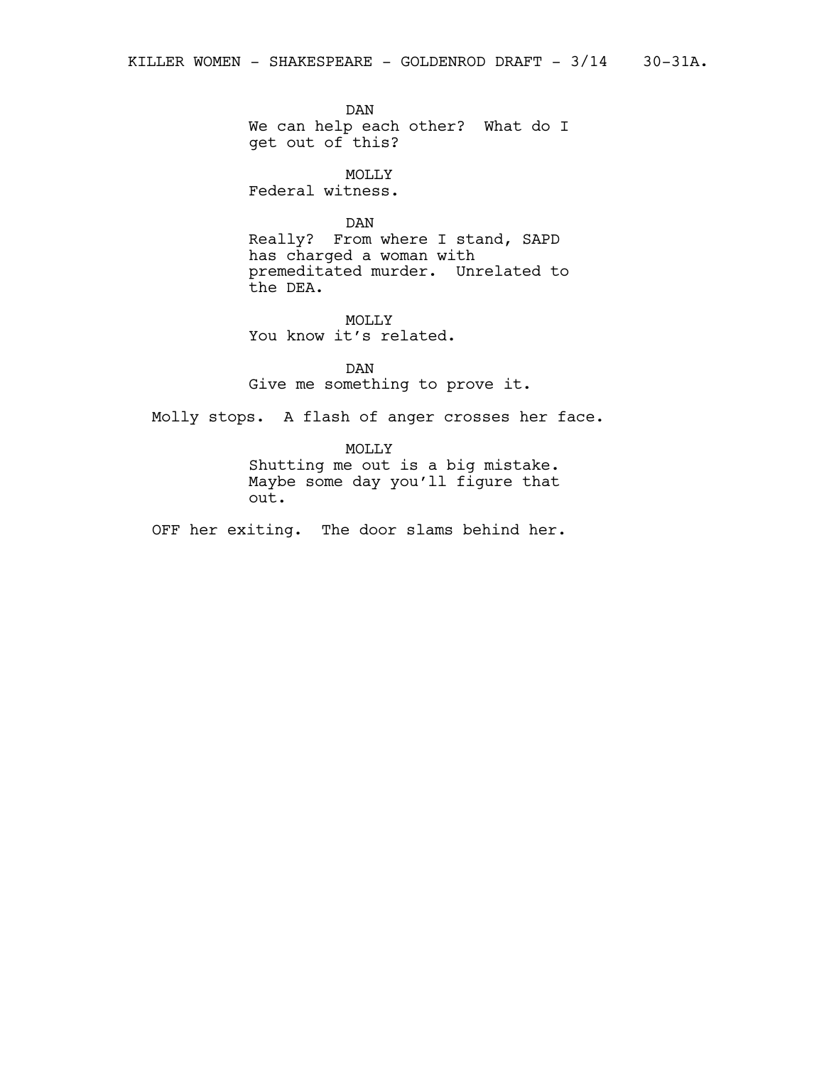DAN
We can help each other? What do I get out of this?

MOLLY
Federal witness.

DAN
Really? From where I stand, SAPD has charged a woman with premeditated murder. Unrelated to the DEA.

MOLLY
You know it's related.

DAN
Give me something to prove it.

Molly stops. A flash of anger crosses her face.

MOLLY
Shutting me out is a big mistake. Maybe some day you'll figure that out.

OFF her exiting. The door slams behind her.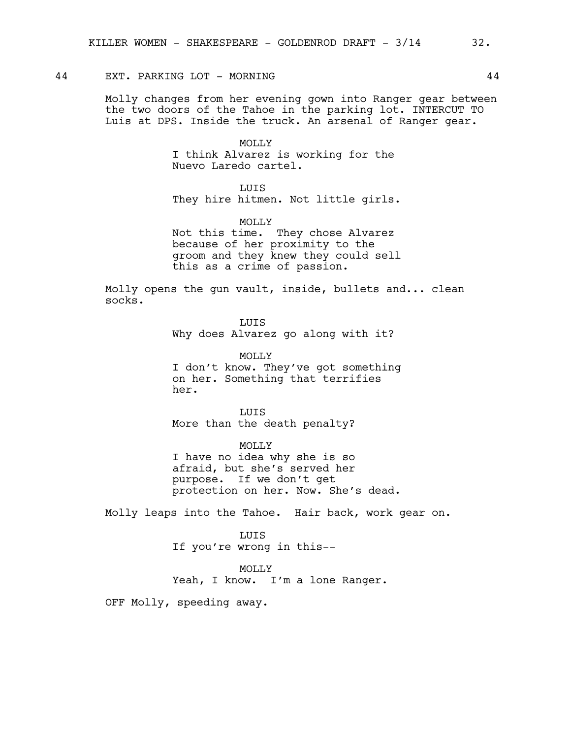44 EXT. PARKING LOT - MORNING 44

Molly changes from her evening gown into Ranger gear between the two doors of the Tahoe in the parking lot. INTERCUT TO Luis at DPS. Inside the truck. An arsenal of Ranger gear.

MOLLY
I think Alvarez is working for the Nuevo Laredo cartel.

LUIS
They hire hitmen. Not little girls.

MOLLY
Not this time. They chose Alvarez because of her proximity to the groom and they knew they could sell this as a crime of passion.

Molly opens the gun vault, inside, bullets and... clean socks.

LUIS
Why does Alvarez go along with it?

MOLLY
I don't know. They've got something on her. Something that terrifies her.

LUIS
More than the death penalty?

MOLLY
I have no idea why she is so afraid, but she's served her purpose. If we don't get protection on her. Now. She's dead.

Molly leaps into the Tahoe. Hair back, work gear on.

LUIS
If you're wrong in this--

MOLLY
Yeah, I know. I'm a lone Ranger.

OFF Molly, speeding away.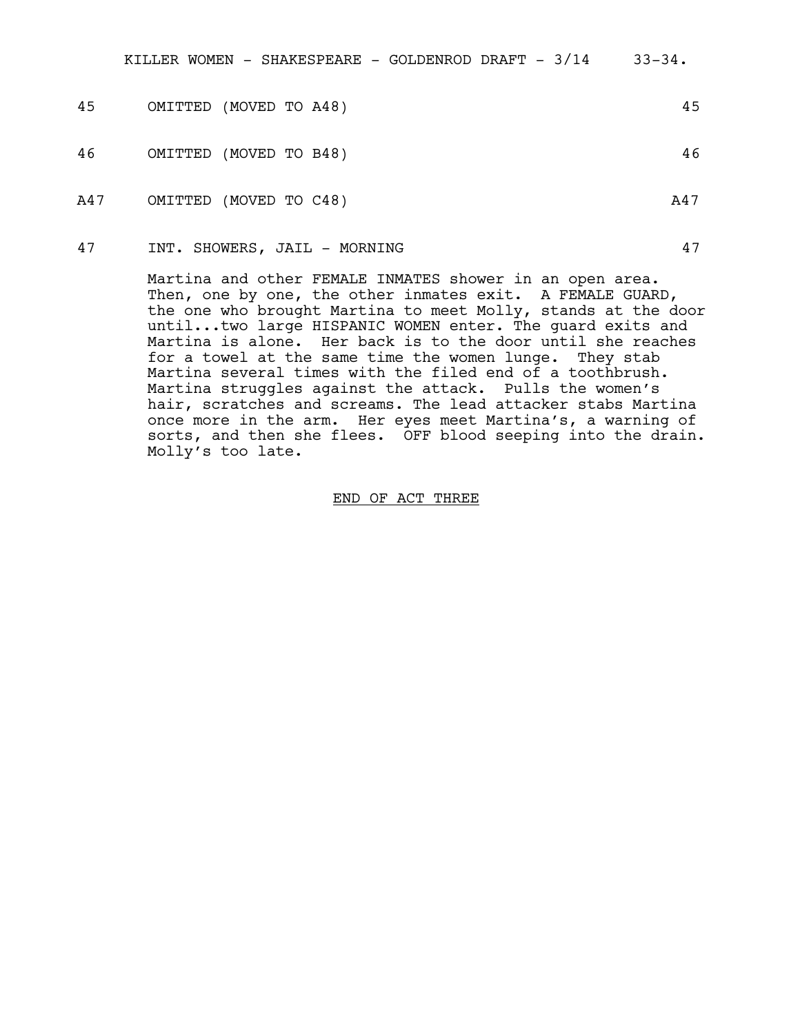45 OMITTED (MOVED TO A48) 45

46 OMITTED (MOVED TO B48) 46

A47 OMITTED (MOVED TO C48) A47

47 INT. SHOWERS, JAIL - MORNING 47

Martina and other FEMALE INMATES shower in an open area. Then, one by one, the other inmates exit. A FEMALE GUARD, the one who brought Martina to meet Molly, stands at the door until...two large HISPANIC WOMEN enter. The guard exits and Martina is alone. Her back is to the door until she reaches for a towel at the same time the women lunge. They stab Martina several times with the filed end of a toothbrush. Martina struggles against the attack. Pulls the women's hair, scratches and screams. The lead attacker stabs Martina once more in the arm. Her eyes meet Martina's, a warning of sorts, and then she flees. OFF blood seeping into the drain. Molly's too late.

END OF ACT THREE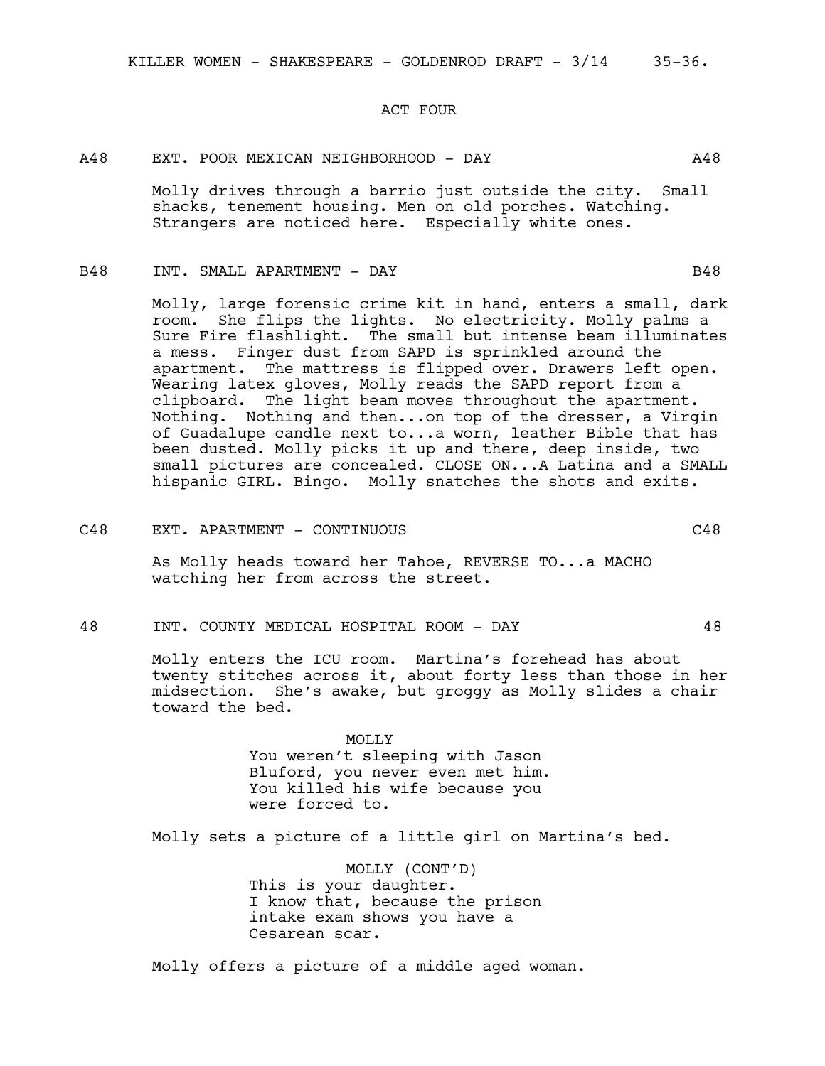ACT FOUR

A48 EXT. POOR MEXICAN NEIGHBORHOOD - DAY A48

Molly drives through a barrio just outside the city. Small shacks, tenement housing. Men on old porches. Watching. Strangers are noticed here. Especially white ones.

B48 INT. SMALL APARTMENT - DAY B48

Molly, large forensic crime kit in hand, enters a small, dark room. She flips the lights. No electricity. Molly palms a Sure Fire flashlight. The small but intense beam illuminates a mess. Finger dust from SAPD is sprinkled around the apartment. The mattress is flipped over. Drawers left open. Wearing latex gloves, Molly reads the SAPD report from a clipboard. The light beam moves throughout the apartment. Nothing. Nothing and then...on top of the dresser, a Virgin of Guadalupe candle next to...a worn, leather Bible that has been dusted. Molly picks it up and there, deep inside, two small pictures are concealed. CLOSE ON...A Latina and a SMALL hispanic GIRL. Bingo. Molly snatches the shots and exits.

C48 EXT. APARTMENT - CONTINUOUS C48

As Molly heads toward her Tahoe, REVERSE TO...a MACHO watching her from across the street.

48 INT. COUNTY MEDICAL HOSPITAL ROOM - DAY 48

Molly enters the ICU room. Martina's forehead has about twenty stitches across it, about forty less than those in her midsection. She's awake, but groggy as Molly slides a chair toward the bed.

MOLLY
You weren't sleeping with Jason Bluford, you never even met him. You killed his wife because you were forced to.

Molly sets a picture of a little girl on Martina's bed.

MOLLY (CONT'D)
This is your daughter.
I know that, because the prison intake exam shows you have a Cesarean scar.

Molly offers a picture of a middle aged woman.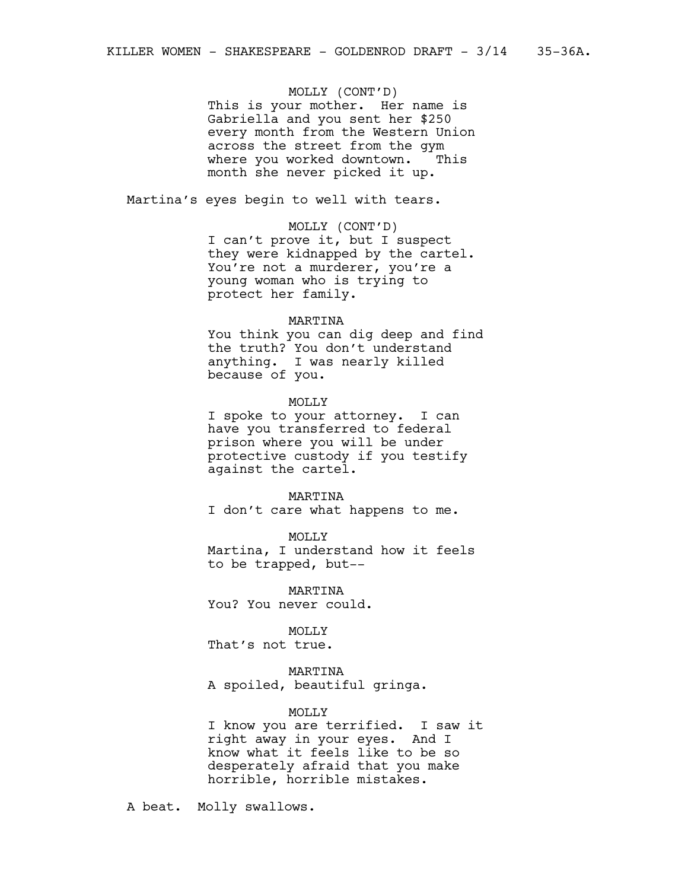MOLLY (CONT'D)
This is your mother. Her name is Gabriella and you sent her $250 every month from the Western Union across the street from the gym where you worked downtown. This month she never picked it up.

Martina's eyes begin to well with tears.

MOLLY (CONT'D)
I can't prove it, but I suspect they were kidnapped by the cartel. You're not a murderer, you're a young woman who is trying to protect her family.

MARTINA
You think you can dig deep and find the truth? You don't understand anything. I was nearly killed because of you.

MOLLY
I spoke to your attorney. I can have you transferred to federal prison where you will be under protective custody if you testify against the cartel.

MARTINA
I don't care what happens to me.

MOLLY
Martina, I understand how it feels to be trapped, but--

MARTINA
You? You never could.

MOLLY
That's not true.

MARTINA
A spoiled, beautiful gringa.

MOLLY
I know you are terrified. I saw it right away in your eyes. And I know what it feels like to be so desperately afraid that you make horrible, horrible mistakes.

A beat. Molly swallows.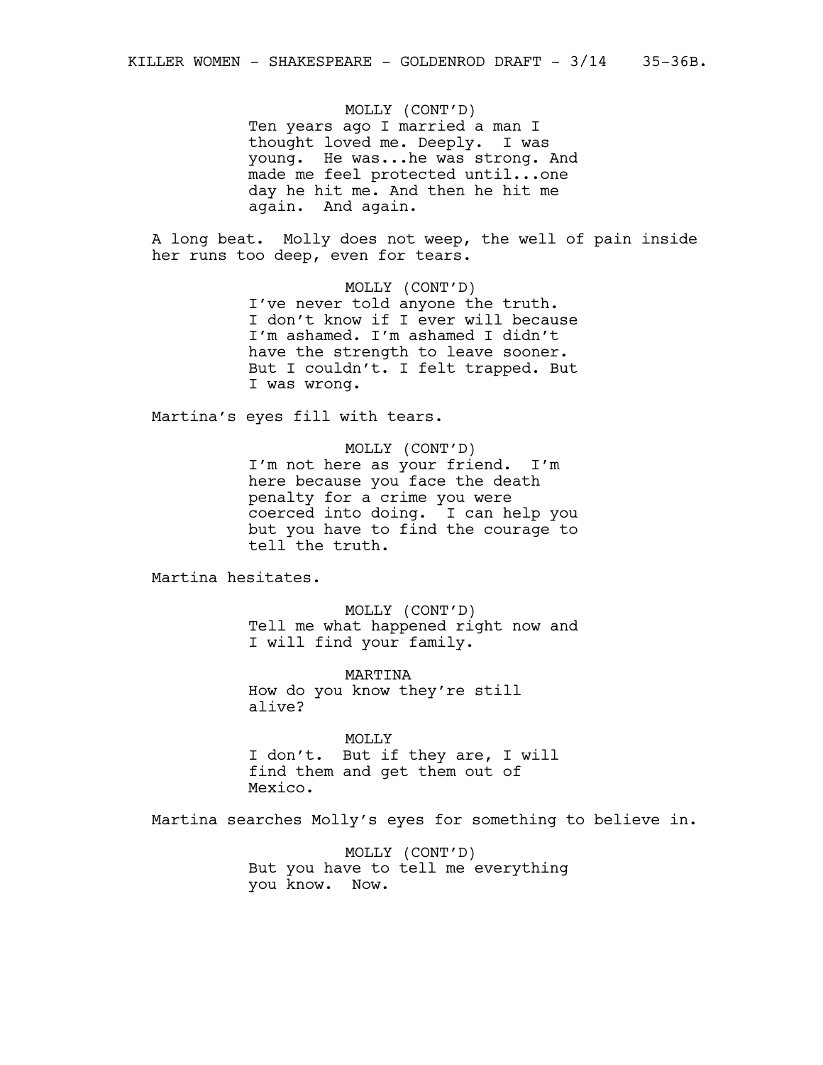MOLLY (CONT'D)
Ten years ago I married a man I thought loved me. Deeply. I was young. He was...he was strong. And made me feel protected until...one day he hit me. And then he hit me again. And again.

A long beat. Molly does not weep, the well of pain inside her runs too deep, even for tears.

MOLLY (CONT'D)
I've never told anyone the truth. I don't know if I ever will because I'm ashamed. I'm ashamed I didn't have the strength to leave sooner. But I couldn't. I felt trapped. But I was wrong.

Martina's eyes fill with tears.

MOLLY (CONT'D)
I'm not here as your friend. I'm here because you face the death penalty for a crime you were coerced into doing. I can help you but you have to find the courage to tell the truth.

Martina hesitates.

MOLLY (CONT'D)
Tell me what happened right now and I will find your family.

MARTINA
How do you know they're still alive?

MOLLY
I don't. But if they are, I will find them and get them out of Mexico.

Martina searches Molly's eyes for something to believe in.

MOLLY (CONT'D)
But you have to tell me everything you know. Now.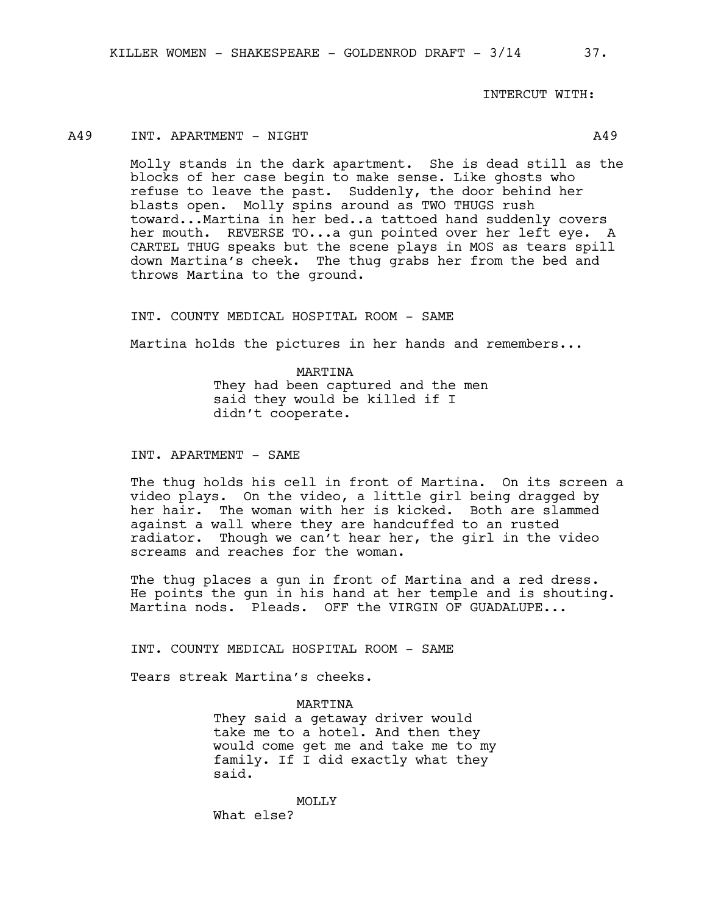INTERCUT WITH:

A49 INT. APARTMENT - NIGHT A49

Molly stands in the dark apartment. She is dead still as the blocks of her case begin to make sense. Like ghosts who refuse to leave the past. Suddenly, the door behind her blasts open. Molly spins around as TWO THUGS rush toward...Martina in her bed..a tattoed hand suddenly covers her mouth. REVERSE TO...a gun pointed over her left eye. A CARTEL THUG speaks but the scene plays in MOS as tears spill down Martina's cheek. The thug grabs her from the bed and throws Martina to the ground.

INT. COUNTY MEDICAL HOSPITAL ROOM - SAME

Martina holds the pictures in her hands and remembers...

MARTINA
They had been captured and the men said they would be killed if I didn't cooperate.

INT. APARTMENT - SAME

The thug holds his cell in front of Martina. On its screen a video plays. On the video, a little girl being dragged by her hair. The woman with her is kicked. Both are slammed against a wall where they are handcuffed to an rusted radiator. Though we can't hear her, the girl in the video screams and reaches for the woman.

The thug places a gun in front of Martina and a red dress. He points the gun in his hand at her temple and is shouting. Martina nods. Pleads. OFF the VIRGIN OF GUADALUPE...

INT. COUNTY MEDICAL HOSPITAL ROOM - SAME

Tears streak Martina's cheeks.

MARTINA
They said a getaway driver would take me to a hotel. And then they would come get me and take me to my family. If I did exactly what they said.

MOLLY
What else?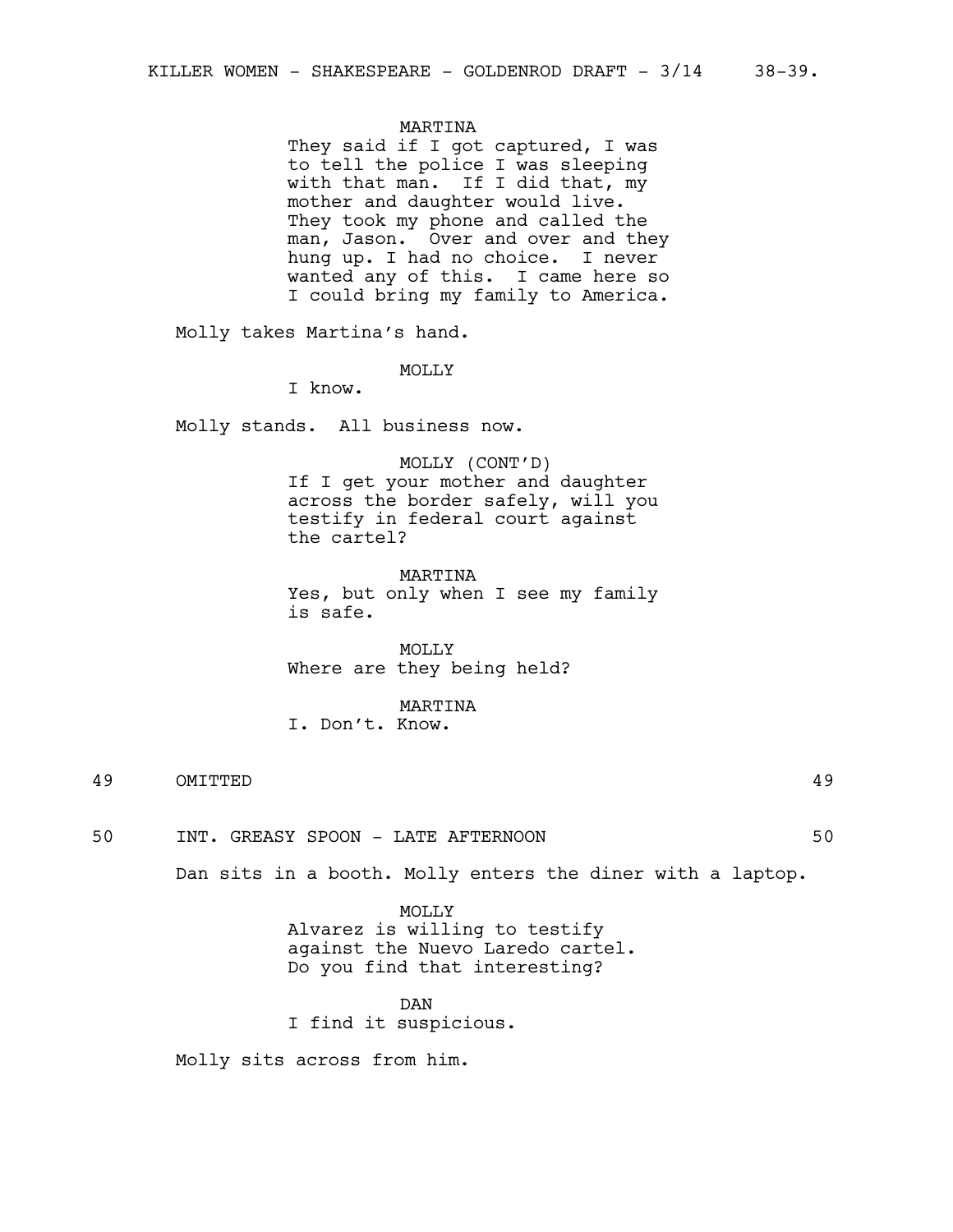MARTINA
They said if I got captured, I was to tell the police I was sleeping with that man. If I did that, my mother and daughter would live. They took my phone and called the man, Jason. Over and over and they hung up. I had no choice. I never wanted any of this. I came here so I could bring my family to America.

Molly takes Martina's hand.

MOLLY
I know.

Molly stands. All business now.

MOLLY (CONT'D)
If I get your mother and daughter across the border safely, will you testify in federal court against the cartel?

MARTINA
Yes, but only when I see my family is safe.

MOLLY
Where are they being held?

MARTINA
I. Don't. Know.

49 OMITTED 49

50 INT. GREASY SPOON - LATE AFTERNOON 50

Dan sits in a booth. Molly enters the diner with a laptop.

MOLLY
Alvarez is willing to testify against the Nuevo Laredo cartel. Do you find that interesting?

DAN
I find it suspicious.

Molly sits across from him.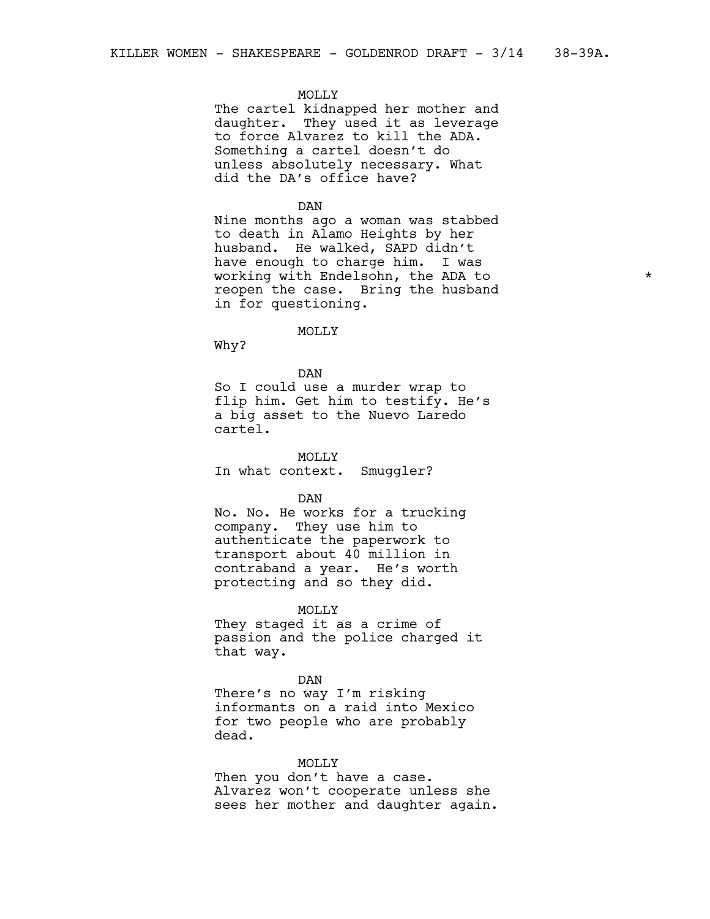MOLLY

The cartel kidnapped her mother and daughter. They used it as leverage to force Alvarez to kill the ADA. Something a cartel doesn't do unless absolutely necessary. What did the DA's office have?

DAN

Nine months ago a woman was stabbed to death in Alamo Heights by her husband. He walked, SAPD didn't have enough to charge him. I was working with Endelsohn, the ADA to reopen the case. Bring the husband in for questioning. *

MOLLY

Why?

DAN

So I could use a murder wrap to flip him. Get him to testify. He's a big asset to the Nuevo Laredo cartel.

MOLLY

In what context. Smuggler?

DAN

No. No. He works for a trucking company. They use him to authenticate the paperwork to transport about 40 million in contraband a year. He's worth protecting and so they did.

MOLLY

They staged it as a crime of passion and the police charged it that way.

DAN

There's no way I'm risking informants on a raid into Mexico for two people who are probably dead.

MOLLY

Then you don't have a case. Alvarez won't cooperate unless she sees her mother and daughter again.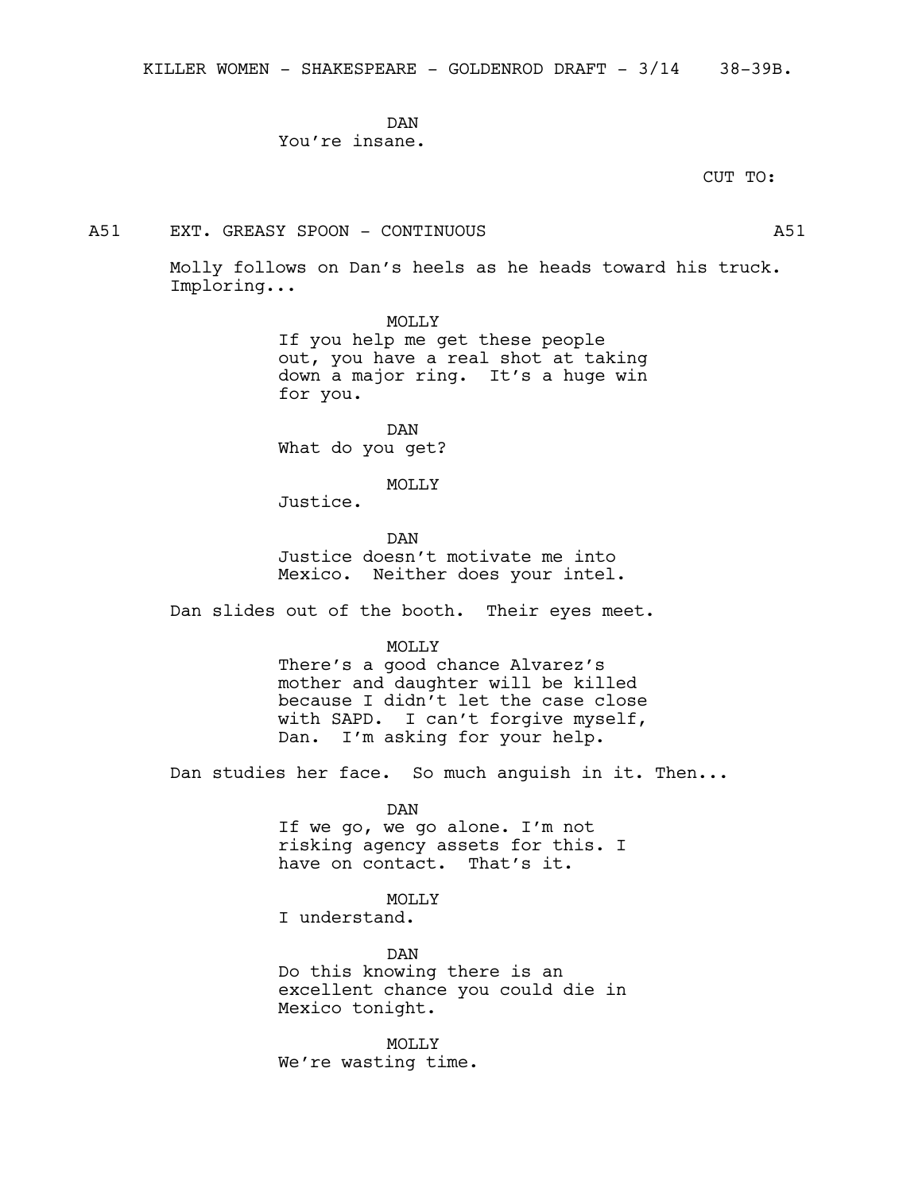DAN
You're insane.

CUT TO:

A51 EXT. GREASY SPOON - CONTINUOUS A51

Molly follows on Dan's heels as he heads toward his truck. Imploring...

MOLLY
If you help me get these people out, you have a real shot at taking down a major ring. It's a huge win for you.

DAN
What do you get?

MOLLY
Justice.

DAN
Justice doesn't motivate me into Mexico. Neither does your intel.

Dan slides out of the booth. Their eyes meet.

MOLLY
There's a good chance Alvarez's mother and daughter will be killed because I didn't let the case close with SAPD. I can't forgive myself, Dan. I'm asking for your help.

Dan studies her face. So much anguish in it. Then...

DAN
If we go, we go alone. I'm not risking agency assets for this. I have on contact. That's it.

MOLLY
I understand.

DAN
Do this knowing there is an excellent chance you could die in Mexico tonight.

MOLLY
We're wasting time.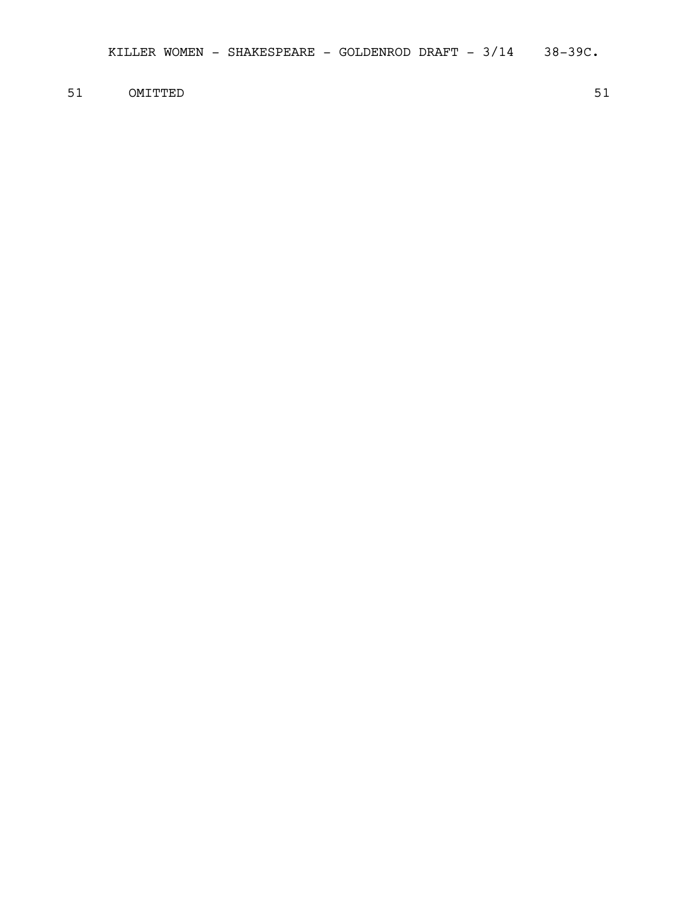51 OMITTED 51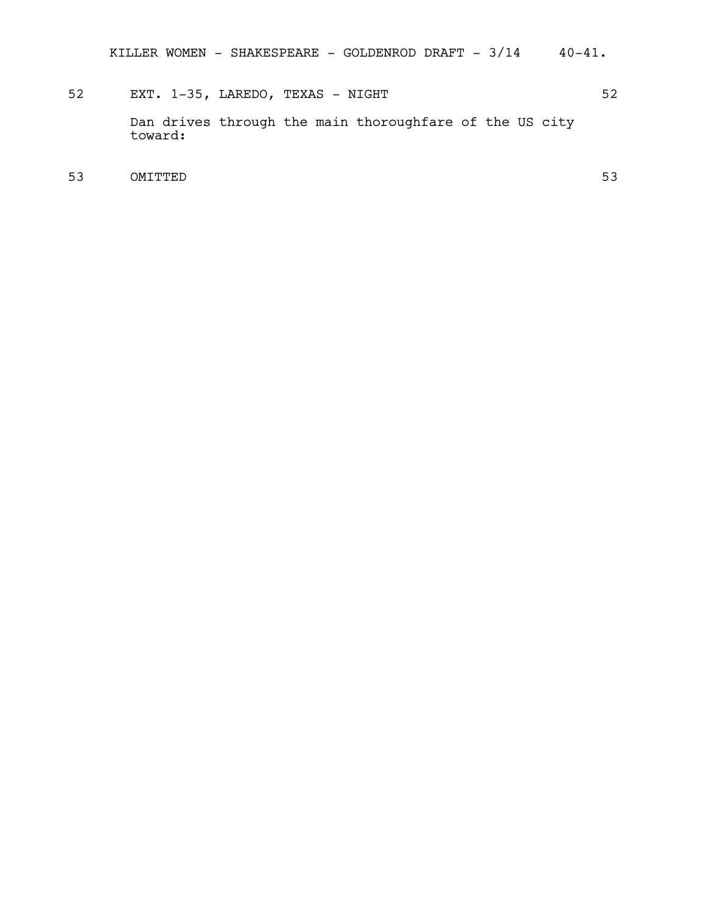52 EXT. 1-35, LAREDO, TEXAS - NIGHT 52

Dan drives through the main thoroughfare of the US city toward:

53 OMITTED 53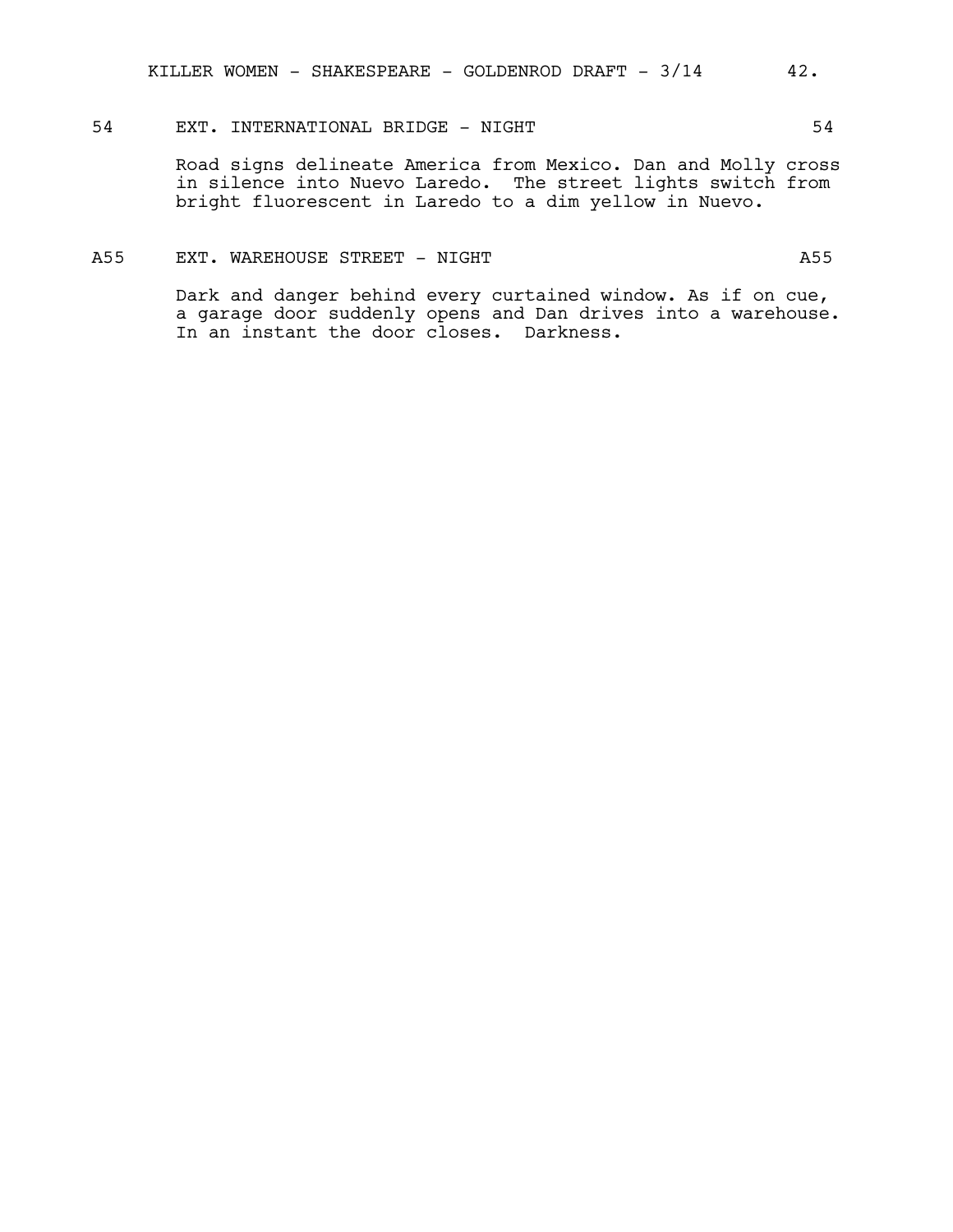54 EXT. INTERNATIONAL BRIDGE - NIGHT 54

Road signs delineate America from Mexico. Dan and Molly cross in silence into Nuevo Laredo. The street lights switch from bright fluorescent in Laredo to a dim yellow in Nuevo.

A55 EXT. WAREHOUSE STREET - NIGHT A55

Dark and danger behind every curtained window. As if on cue, a garage door suddenly opens and Dan drives into a warehouse. In an instant the door closes. Darkness.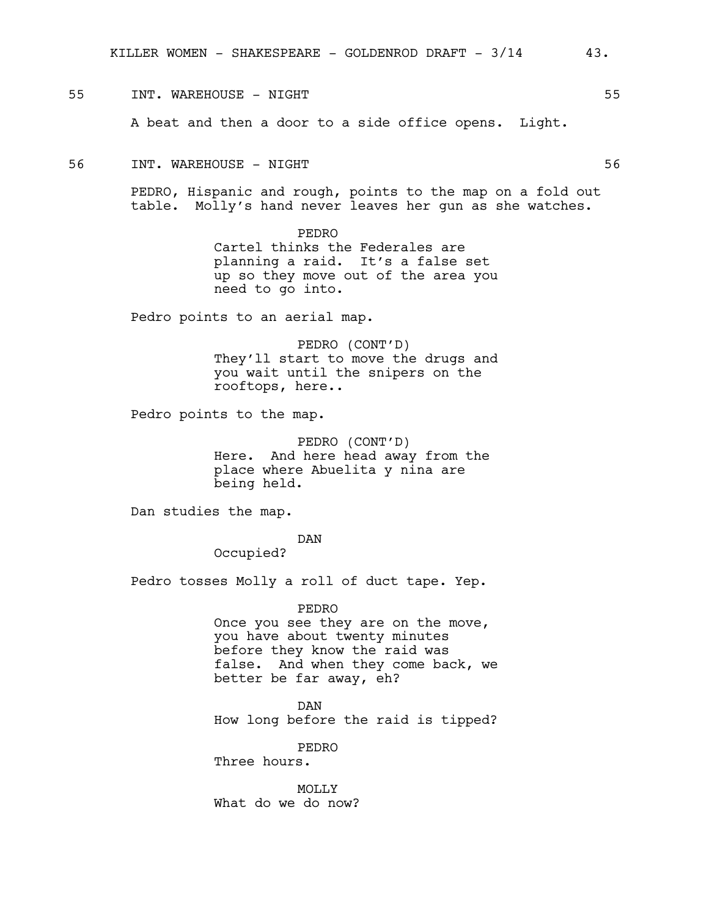55 INT. WAREHOUSE - NIGHT 55

A beat and then a door to a side office opens. Light.

56 INT. WAREHOUSE - NIGHT 56

PEDRO, Hispanic and rough, points to the map on a fold out table. Molly's hand never leaves her gun as she watches.

PEDRO
Cartel thinks the Federales are planning a raid. It's a false set up so they move out of the area you need to go into.

Pedro points to an aerial map.

PEDRO (CONT'D)
They'll start to move the drugs and you wait until the snipers on the rooftops, here..

Pedro points to the map.

PEDRO (CONT'D)
Here. And here head away from the place where Abuelita y nina are being held.

Dan studies the map.

DAN
Occupied?

Pedro tosses Molly a roll of duct tape. Yep.

PEDRO
Once you see they are on the move, you have about twenty minutes before they know the raid was false. And when they come back, we better be far away, eh?

DAN
How long before the raid is tipped?

PEDRO
Three hours.

MOLLY
What do we do now?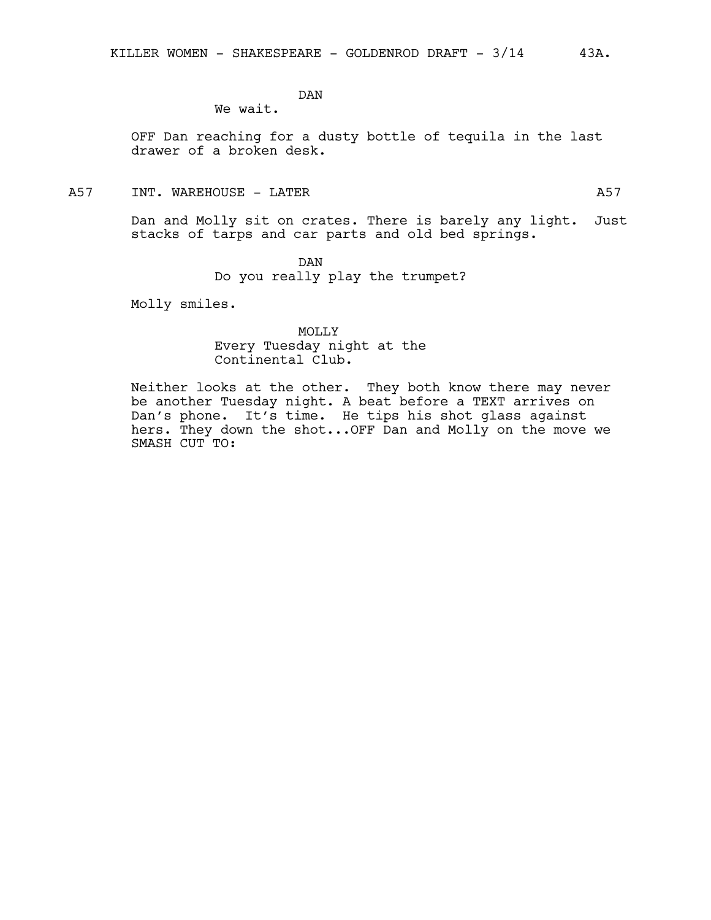DAN

We wait.

OFF Dan reaching for a dusty bottle of tequila in the last drawer of a broken desk.

A57 INT. WAREHOUSE - LATER A57

Dan and Molly sit on crates. There is barely any light. Just stacks of tarps and car parts and old bed springs.

DAN

Do you really play the trumpet?

Molly smiles.

MOLLY

Every Tuesday night at the Continental Club.

Neither looks at the other. They both know there may never be another Tuesday night. A beat before a TEXT arrives on Dan's phone. It's time. He tips his shot glass against hers. They down the shot...OFF Dan and Molly on the move we SMASH CUT TO: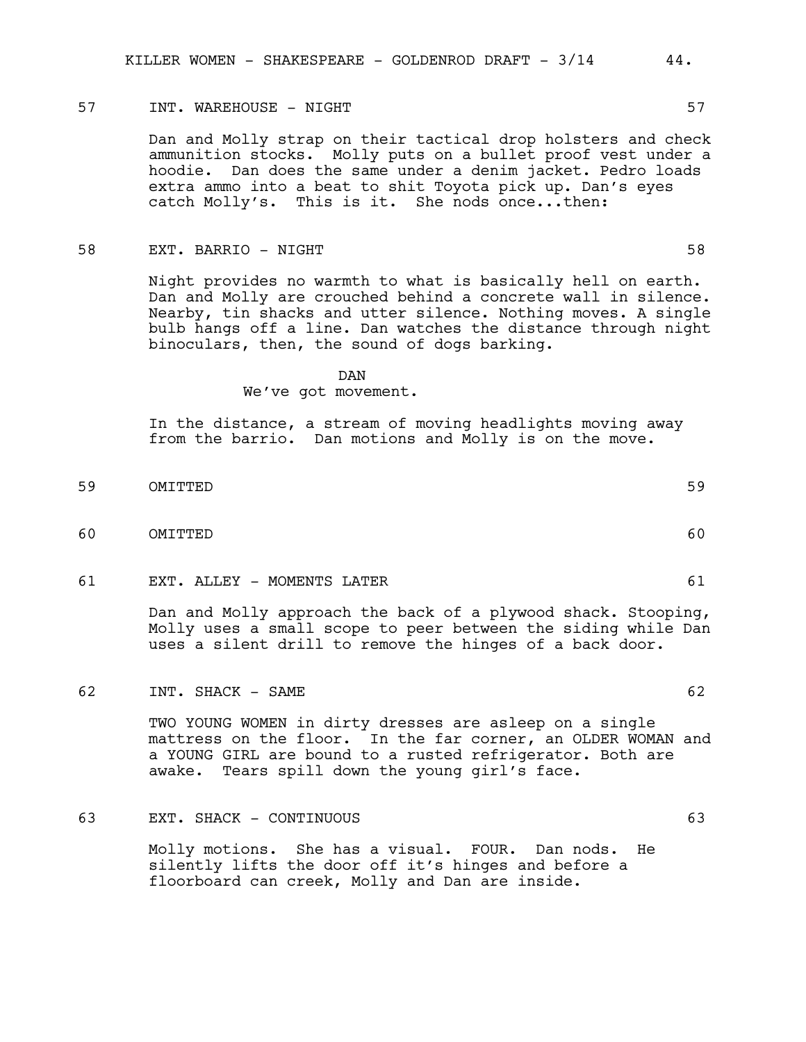57 INT. WAREHOUSE - NIGHT 57

Dan and Molly strap on their tactical drop holsters and check ammunition stocks. Molly puts on a bullet proof vest under a hoodie. Dan does the same under a denim jacket. Pedro loads extra ammo into a beat to shit Toyota pick up. Dan's eyes catch Molly's. This is it. She nods once...then:

58 EXT. BARRIO - NIGHT 58

Night provides no warmth to what is basically hell on earth. Dan and Molly are crouched behind a concrete wall in silence. Nearby, tin shacks and utter silence. Nothing moves. A single bulb hangs off a line. Dan watches the distance through night binoculars, then, the sound of dogs barking.

DAN
We've got movement.

In the distance, a stream of moving headlights moving away from the barrio. Dan motions and Molly is on the move.

59 OMITTED 59

60 OMITTED 60

61 EXT. ALLEY - MOMENTS LATER 61

Dan and Molly approach the back of a plywood shack. Stooping, Molly uses a small scope to peer between the siding while Dan uses a silent drill to remove the hinges of a back door.

62 INT. SHACK - SAME 62

TWO YOUNG WOMEN in dirty dresses are asleep on a single mattress on the floor. In the far corner, an OLDER WOMAN and a YOUNG GIRL are bound to a rusted refrigerator. Both are awake. Tears spill down the young girl's face.

63 EXT. SHACK - CONTINUOUS 63

Molly motions. She has a visual. FOUR. Dan nods. He silently lifts the door off it's hinges and before a floorboard can creek, Molly and Dan are inside.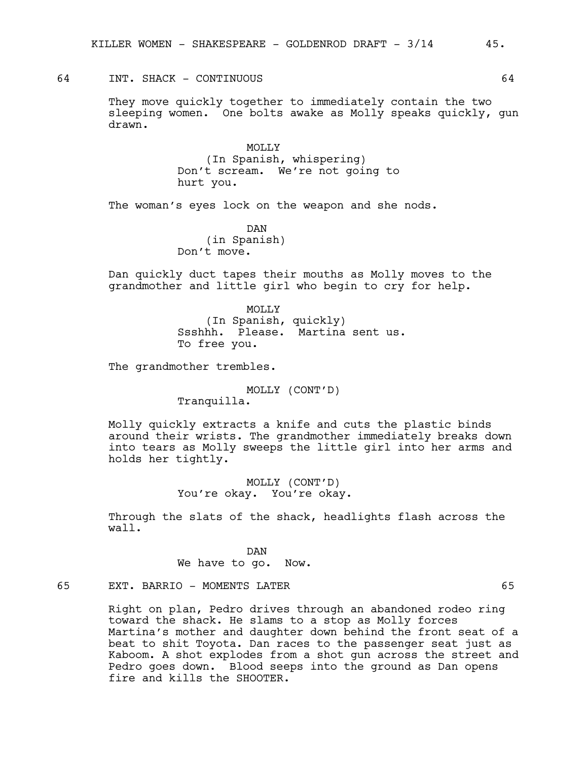64 INT. SHACK - CONTINUOUS 64

They move quickly together to immediately contain the two sleeping women. One bolts awake as Molly speaks quickly, gun drawn.

MOLLY
(In Spanish, whispering)
Don't scream. We're not going to hurt you.

The woman's eyes lock on the weapon and she nods.

DAN
(in Spanish)
Don't move.

Dan quickly duct tapes their mouths as Molly moves to the grandmother and little girl who begin to cry for help.

MOLLY
(In Spanish, quickly)
Ssshhh. Please. Martina sent us. To free you.

The grandmother trembles.

MOLLY (CONT'D)
Tranquilla.

Molly quickly extracts a knife and cuts the plastic binds around their wrists. The grandmother immediately breaks down into tears as Molly sweeps the little girl into her arms and holds her tightly.

MOLLY (CONT'D)
You're okay. You're okay.

Through the slats of the shack, headlights flash across the wall.

DAN
We have to go. Now.

65 EXT. BARRIO - MOMENTS LATER 65

Right on plan, Pedro drives through an abandoned rodeo ring toward the shack. He slams to a stop as Molly forces Martina's mother and daughter down behind the front seat of a beat to shit Toyota. Dan races to the passenger seat just as Kaboom. A shot explodes from a shot gun across the street and Pedro goes down. Blood seeps into the ground as Dan opens fire and kills the SHOOTER.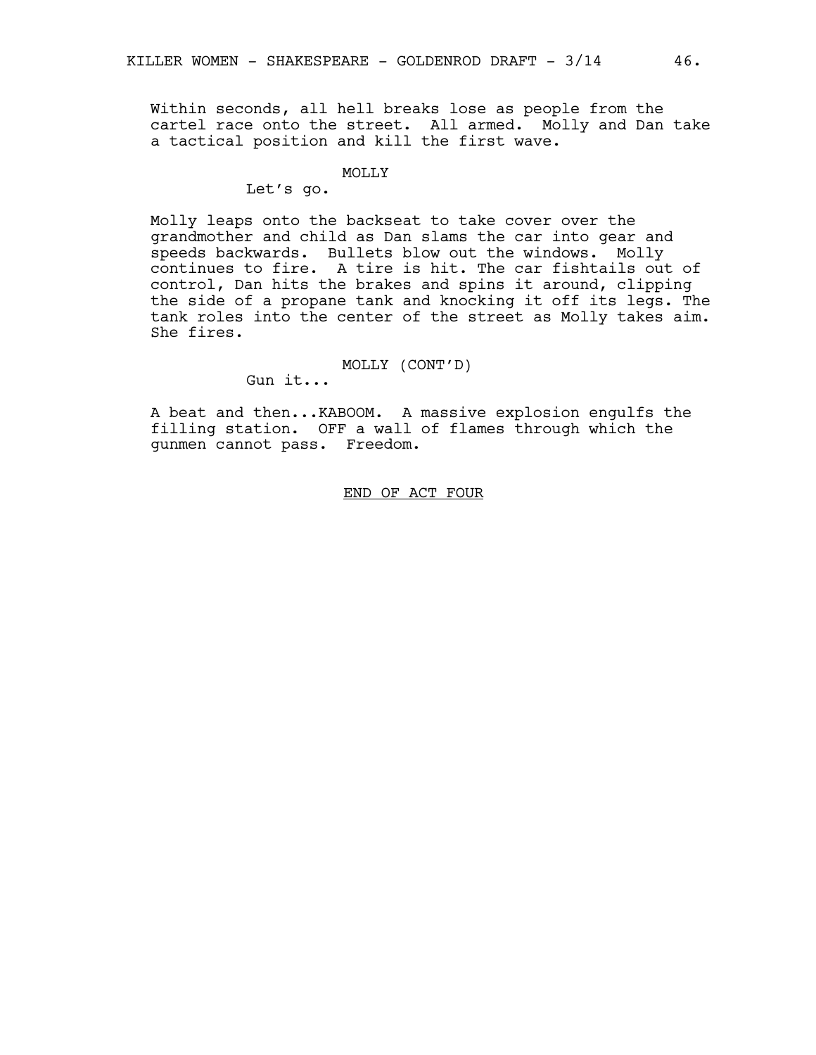Within seconds, all hell breaks lose as people from the cartel race onto the street. All armed. Molly and Dan take a tactical position and kill the first wave.

MOLLY
Let's go.

Molly leaps onto the backseat to take cover over the grandmother and child as Dan slams the car into gear and speeds backwards. Bullets blow out the windows. Molly continues to fire. A tire is hit. The car fishtails out of control, Dan hits the brakes and spins it around, clipping the side of a propane tank and knocking it off its legs. The tank roles into the center of the street as Molly takes aim. She fires.

MOLLY (CONT'D)
Gun it...

A beat and then...KABOOM. A massive explosion engulfs the filling station. OFF a wall of flames through which the gunmen cannot pass. Freedom.

END OF ACT FOUR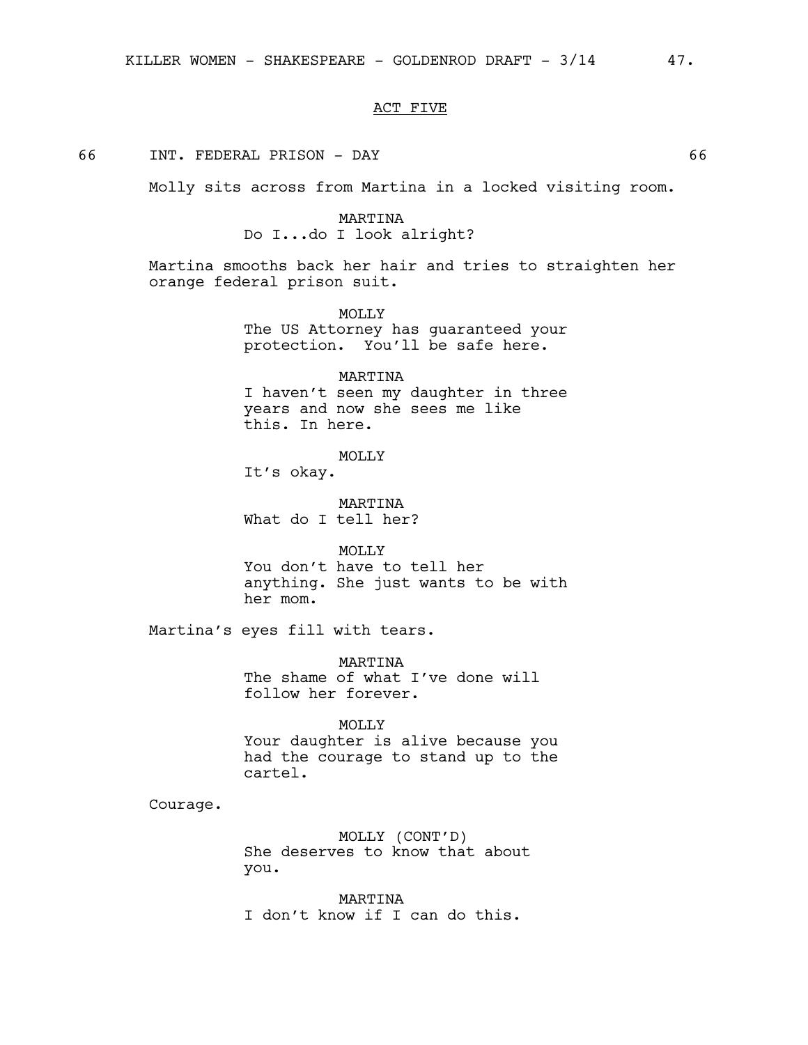## ACT FIVE

66 INT. FEDERAL PRISON - DAY 66

Molly sits across from Martina in a locked visiting room.

MARTINA
Do I...do I look alright?

Martina smooths back her hair and tries to straighten her orange federal prison suit.

MOLLY
The US Attorney has guaranteed your protection. You'll be safe here.

MARTINA
I haven't seen my daughter in three years and now she sees me like this. In here.

MOLLY
It's okay.

MARTINA
What do I tell her?

MOLLY
You don't have to tell her anything. She just wants to be with her mom.

Martina's eyes fill with tears.

MARTINA
The shame of what I've done will follow her forever.

MOLLY
Your daughter is alive because you had the courage to stand up to the cartel.

Courage.

MOLLY (CONT'D)
She deserves to know that about you.

MARTINA
I don't know if I can do this.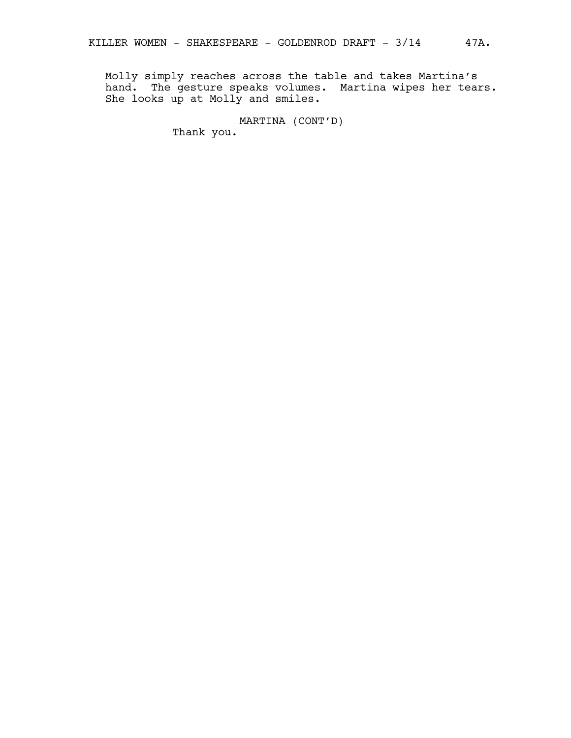Molly simply reaches across the table and takes Martina's hand. The gesture speaks volumes. Martina wipes her tears. She looks up at Molly and smiles.

MARTINA (CONT'D)
Thank you.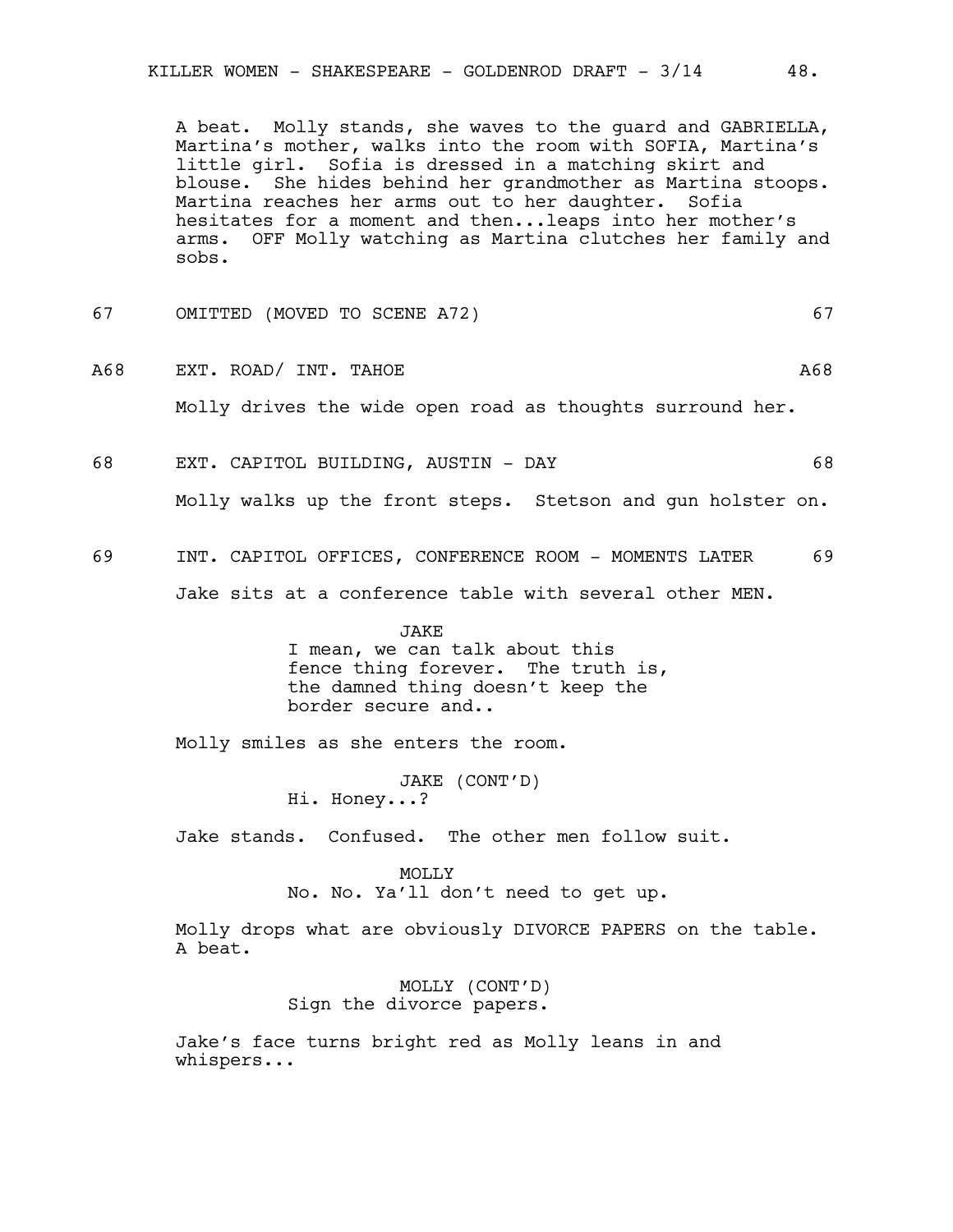A beat. Molly stands, she waves to the guard and GABRIELLA, Martina's mother, walks into the room with SOFIA, Martina's little girl. Sofia is dressed in a matching skirt and blouse. She hides behind her grandmother as Martina stoops. Martina reaches her arms out to her daughter. Sofia hesitates for a moment and then...leaps into her mother's arms. OFF Molly watching as Martina clutches her family and sobs.

67 OMITTED (MOVED TO SCENE A72) 67

A68 EXT. ROAD/ INT. TAHOE A68

Molly drives the wide open road as thoughts surround her.

68 EXT. CAPITOL BUILDING, AUSTIN - DAY 68

Molly walks up the front steps. Stetson and gun holster on.

69 INT. CAPITOL OFFICES, CONFERENCE ROOM - MOMENTS LATER 69

Jake sits at a conference table with several other MEN.

JAKE
I mean, we can talk about this fence thing forever. The truth is, the damned thing doesn't keep the border secure and..

Molly smiles as she enters the room.

JAKE (CONT'D)
Hi. Honey...?

Jake stands. Confused. The other men follow suit.

MOLLY
No. No. Ya'll don't need to get up.

Molly drops what are obviously DIVORCE PAPERS on the table. A beat.

MOLLY (CONT'D)
Sign the divorce papers.

Jake's face turns bright red as Molly leans in and whispers...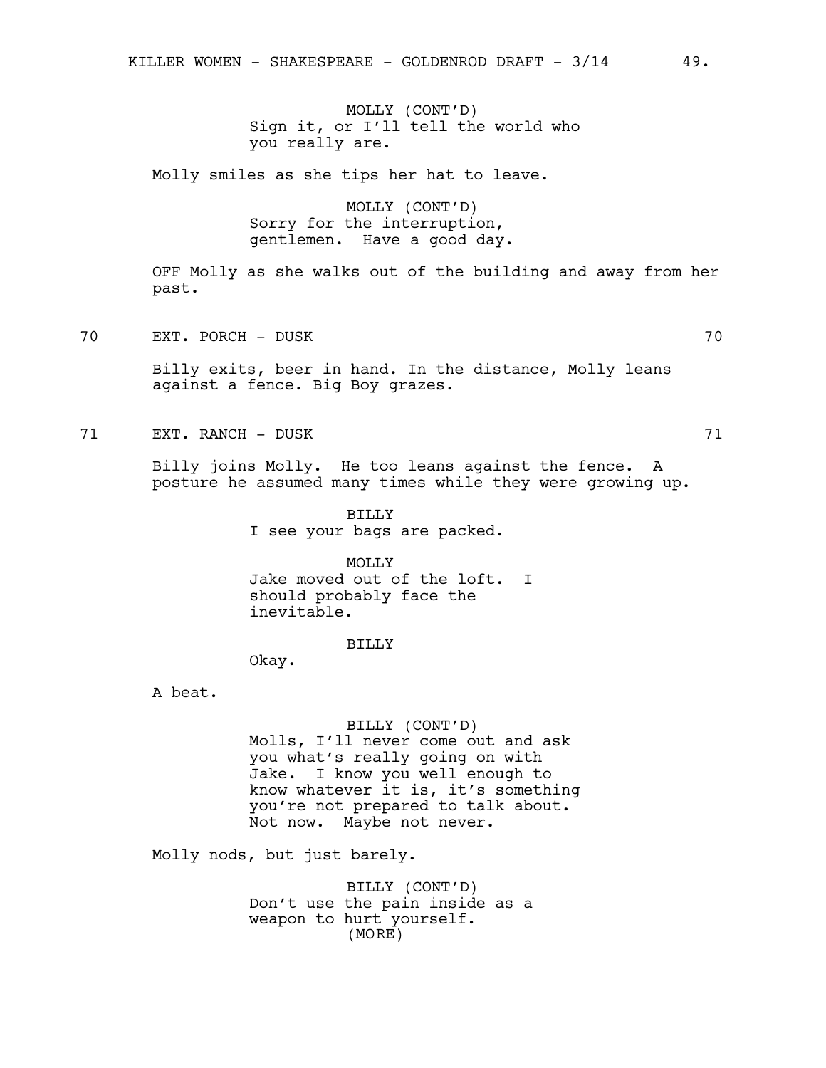MOLLY (CONT'D)
Sign it, or I'll tell the world who you really are.

Molly smiles as she tips her hat to leave.

MOLLY (CONT'D)
Sorry for the interruption, gentlemen. Have a good day.

OFF Molly as she walks out of the building and away from her past.

70 EXT. PORCH - DUSK 70

Billy exits, beer in hand. In the distance, Molly leans against a fence. Big Boy grazes.

71 EXT. RANCH - DUSK 71

Billy joins Molly. He too leans against the fence. A posture he assumed many times while they were growing up.

BILLY
I see your bags are packed.

MOLLY
Jake moved out of the loft. I should probably face the inevitable.

BILLY
Okay.

A beat.

BILLY (CONT'D)
Molls, I'll never come out and ask you what's really going on with Jake. I know you well enough to know whatever it is, it's something you're not prepared to talk about. Not now. Maybe not never.

Molly nods, but just barely.

BILLY (CONT'D)
Don't use the pain inside as a weapon to hurt yourself.
(MORE)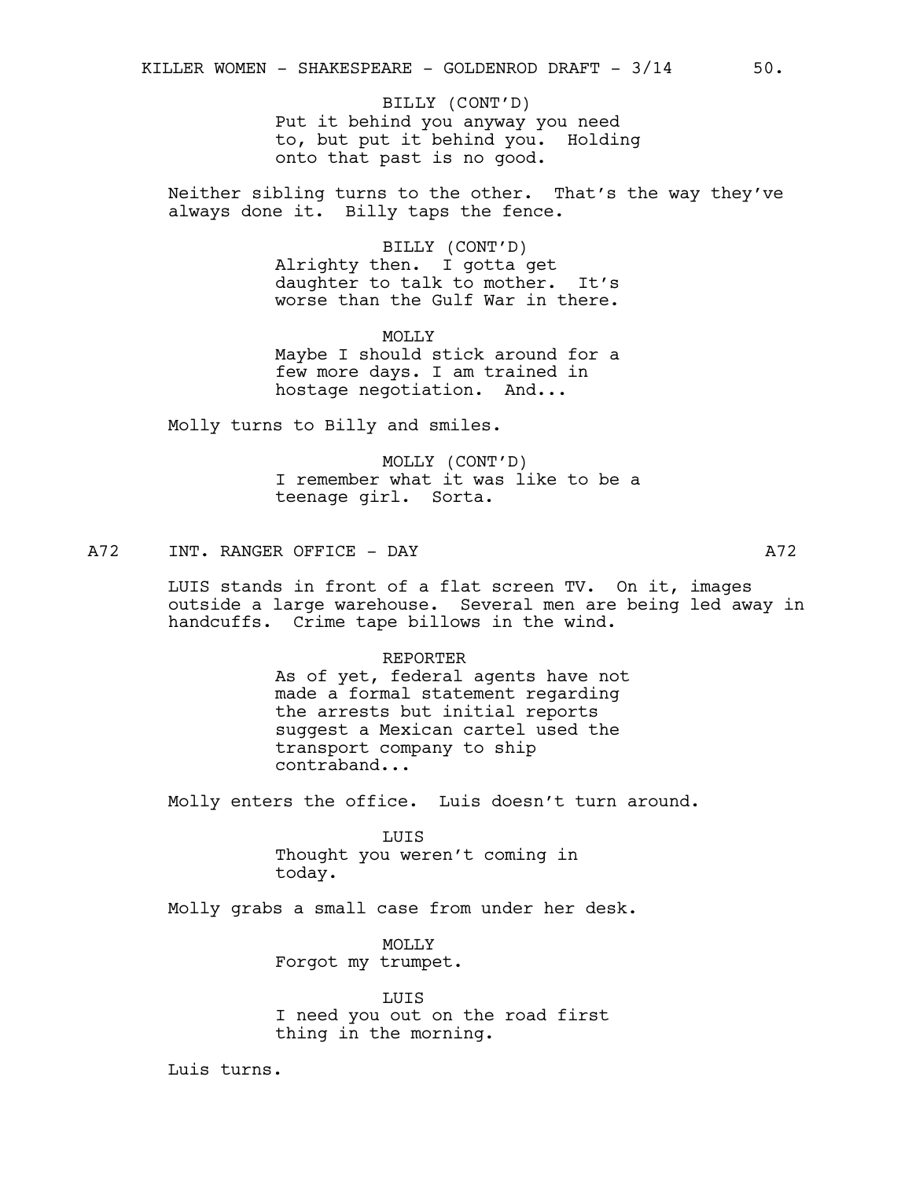BILLY (CONT'D)
Put it behind you anyway you need to, but put it behind you. Holding onto that past is no good.

Neither sibling turns to the other. That's the way they've always done it. Billy taps the fence.

BILLY (CONT'D)
Alrighty then. I gotta get daughter to talk to mother. It's worse than the Gulf War in there.

MOLLY
Maybe I should stick around for a few more days. I am trained in hostage negotiation. And...

Molly turns to Billy and smiles.

MOLLY (CONT'D)
I remember what it was like to be a teenage girl. Sorta.

A72 INT. RANGER OFFICE - DAY A72

LUIS stands in front of a flat screen TV. On it, images outside a large warehouse. Several men are being led away in handcuffs. Crime tape billows in the wind.

REPORTER
As of yet, federal agents have not made a formal statement regarding the arrests but initial reports suggest a Mexican cartel used the transport company to ship contraband...

Molly enters the office. Luis doesn't turn around.

LUIS
Thought you weren't coming in today.

Molly grabs a small case from under her desk.

MOLLY
Forgot my trumpet.

LUIS
I need you out on the road first thing in the morning.

Luis turns.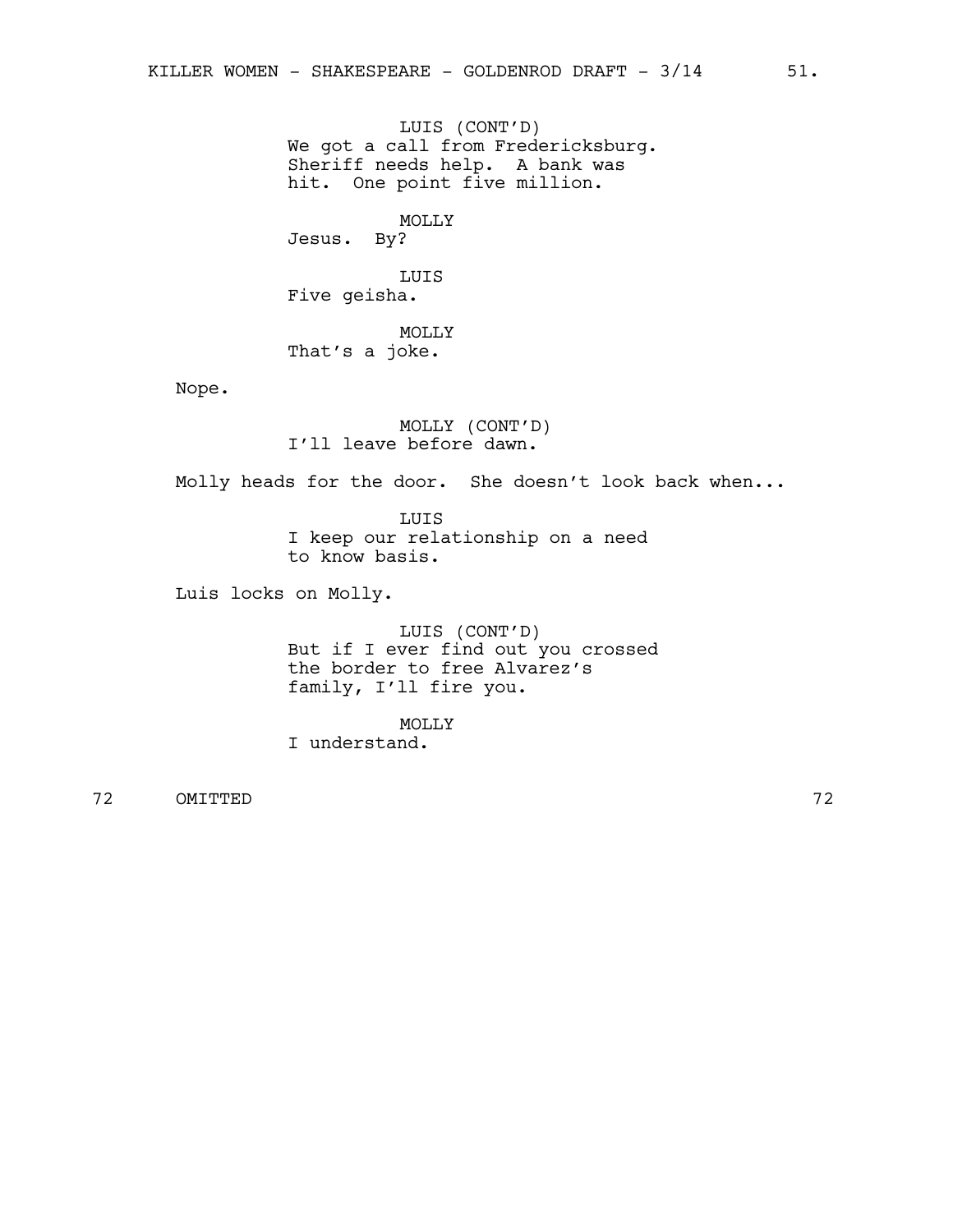LUIS (CONT'D)
We got a call from Fredericksburg. Sheriff needs help. A bank was hit. One point five million.

MOLLY
Jesus. By?

LUIS
Five geisha.

MOLLY
That's a joke.

Nope.

MOLLY (CONT'D)
I'll leave before dawn.

Molly heads for the door. She doesn't look back when...

LUIS
I keep our relationship on a need to know basis.

Luis locks on Molly.

LUIS (CONT'D)
But if I ever find out you crossed the border to free Alvarez's family, I'll fire you.

MOLLY
I understand.

72 OMITTED 72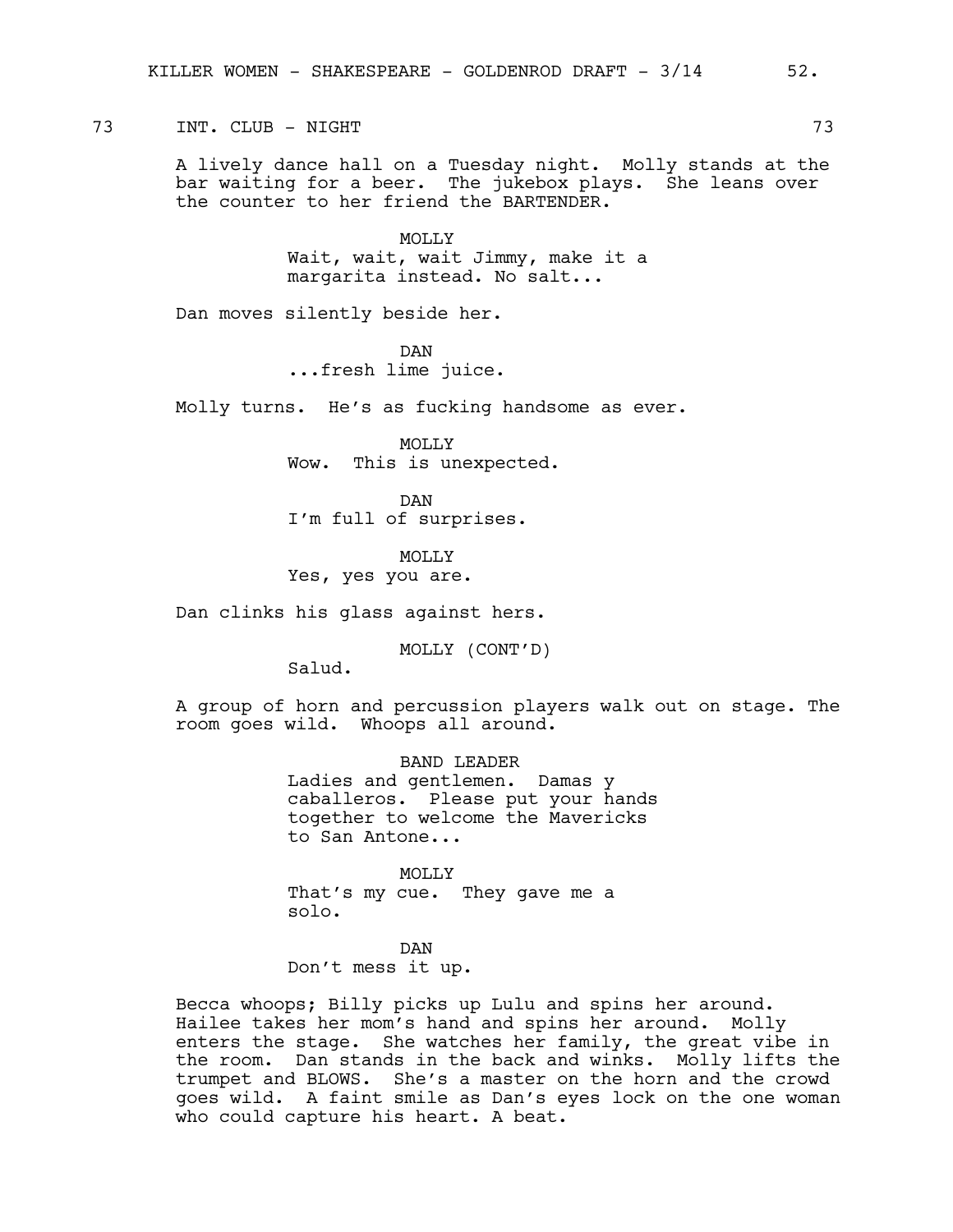73 INT. CLUB - NIGHT 73

A lively dance hall on a Tuesday night. Molly stands at the bar waiting for a beer. The jukebox plays. She leans over the counter to her friend the BARTENDER.

MOLLY
Wait, wait, wait Jimmy, make it a margarita instead. No salt...

Dan moves silently beside her.

DAN
...fresh lime juice.

Molly turns. He's as fucking handsome as ever.

MOLLY
Wow. This is unexpected.

DAN
I'm full of surprises.

MOLLY
Yes, yes you are.

Dan clinks his glass against hers.

MOLLY (CONT'D)
Salud.

A group of horn and percussion players walk out on stage. The room goes wild. Whoops all around.

BAND LEADER
Ladies and gentlemen. Damas y caballeros. Please put your hands together to welcome the Mavericks to San Antone...

MOLLY
That's my cue. They gave me a solo.

DAN
Don't mess it up.

Becca whoops; Billy picks up Lulu and spins her around. Hailee takes her mom's hand and spins her around. Molly enters the stage. She watches her family, the great vibe in the room. Dan stands in the back and winks. Molly lifts the trumpet and BLOWS. She's a master on the horn and the crowd goes wild. A faint smile as Dan's eyes lock on the one woman who could capture his heart. A beat.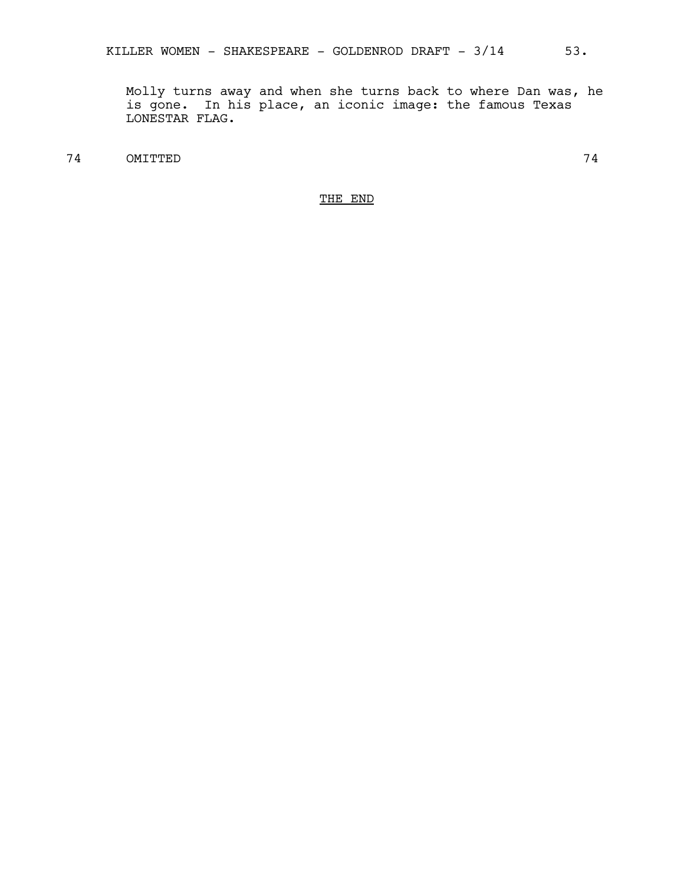Molly turns away and when she turns back to where Dan was, he is gone. In his place, an iconic image: the famous Texas LONESTAR FLAG.

74 OMITTED 74

THE END